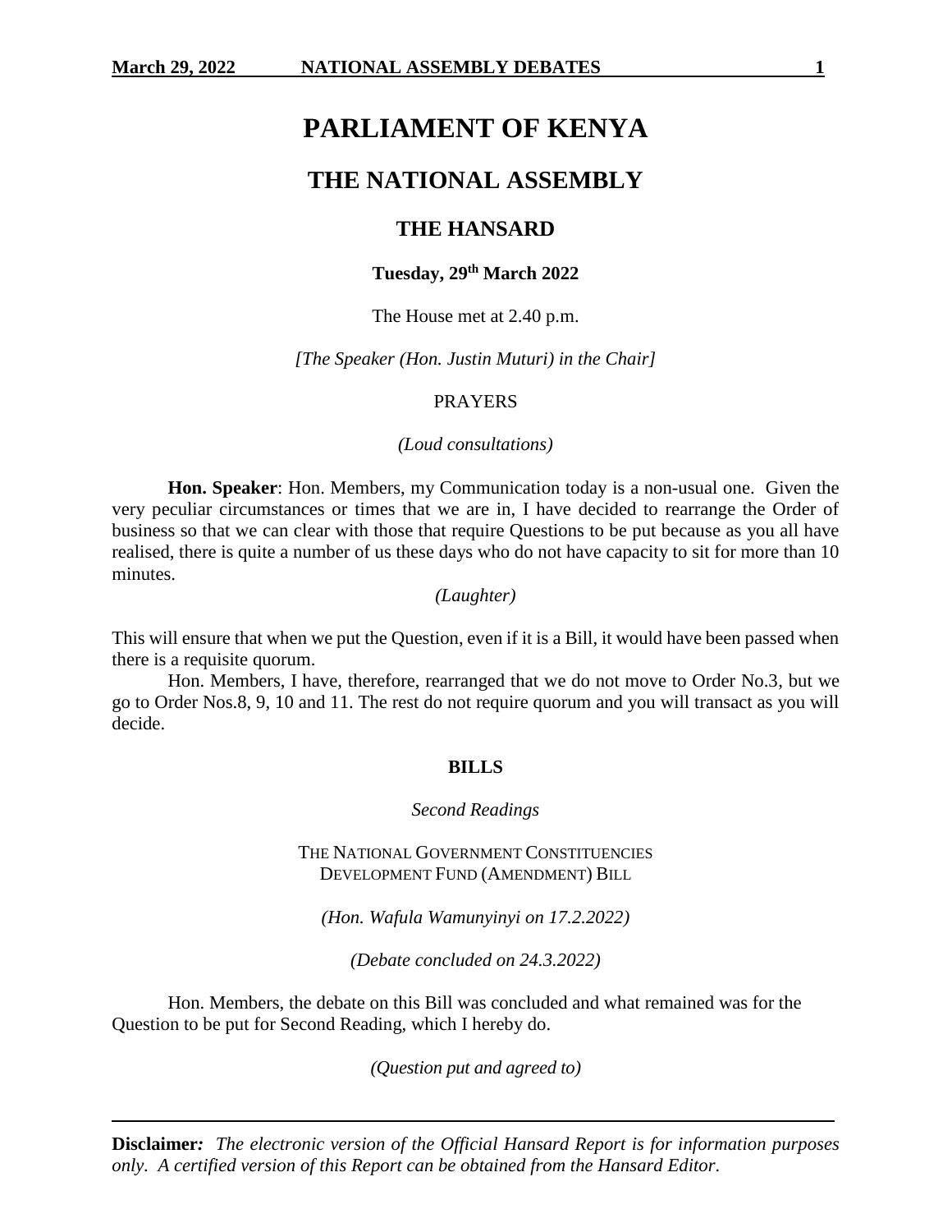# PARLIAMENT OF KENYA

## THE NATIONAL ASSEMBLY

### THE HANSARD

**Tuesday, 29th March 2022**

The House met at 2.40 p.m.

*[The Speaker (Hon. Justin Muturi) in the Chair]*

PRAYERS

*(Loud consultations)*

**Hon. Speaker**: Hon. Members, my Communication today is a non-usual one. Given the very peculiar circumstances or times that we are in, I have decided to rearrange the Order of business so that we can clear with those that require Questions to be put because as you all have realised, there is quite a number of us these days who do not have capacity to sit for more than 10 minutes.

*(Laughter)*

This will ensure that when we put the Question, even if it is a Bill, it would have been passed when there is a requisite quorum.

Hon. Members, I have, therefore, rearranged that we do not move to Order No.3, but we go to Order Nos.8, 9, 10 and 11. The rest do not require quorum and you will transact as you will decide.

**BILLS**

*Second Readings*

THE NATIONAL GOVERNMENT CONSTITUENCIES DEVELOPMENT FUND (AMENDMENT) BILL

*(Hon. Wafula Wamunyinyi on 17.2.2022)*

*(Debate concluded on 24.3.2022)*

Hon. Members, the debate on this Bill was concluded and what remained was for the Question to be put for Second Reading, which I hereby do.

*(Question put and agreed to)*

**Disclaimer***: The electronic version of the Official Hansard Report is for information purposes only. A certified version of this Report can be obtained from the Hansard Editor.*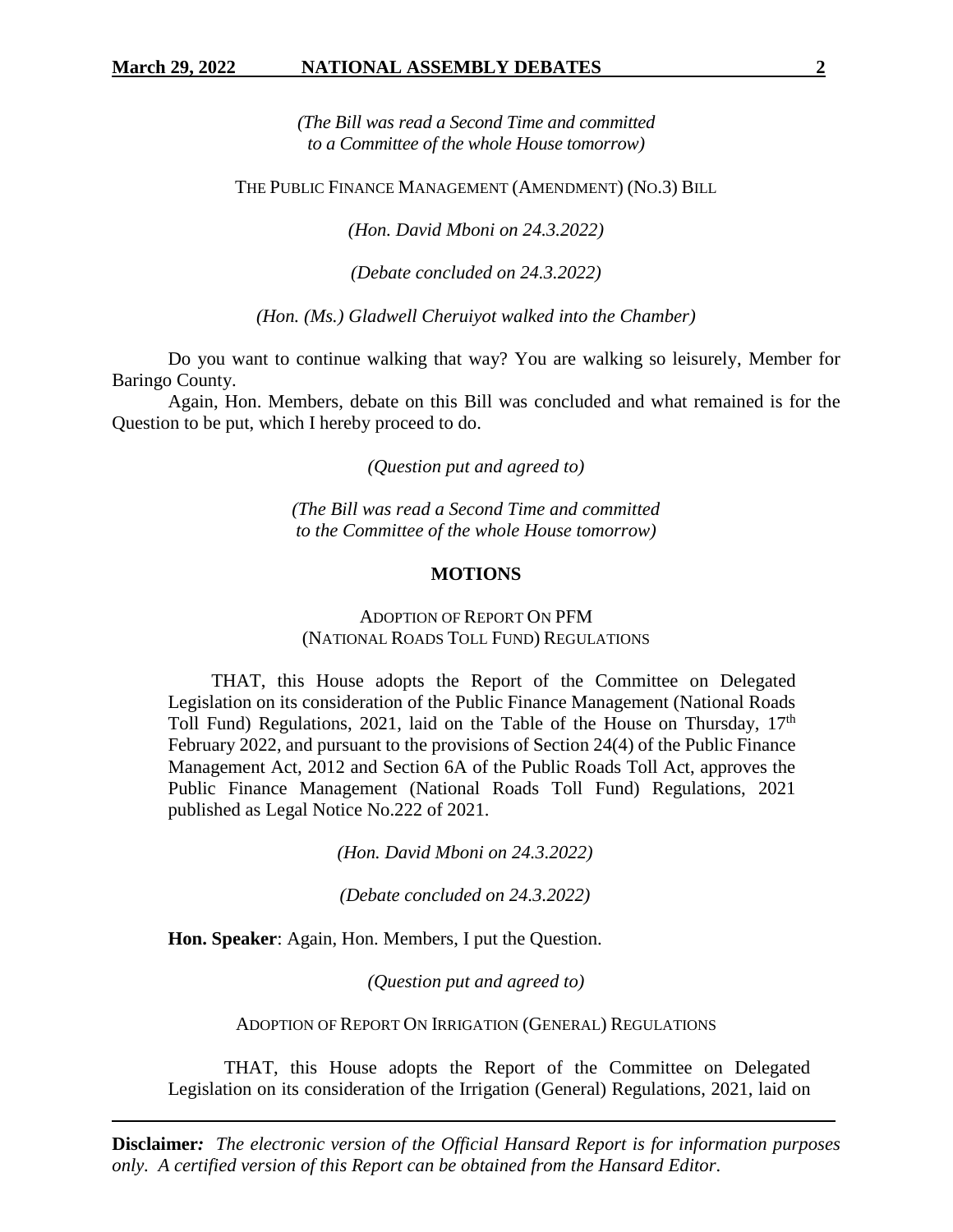*(The Bill was read a Second Time and committed to a Committee of the whole House tomorrow)*

THE PUBLIC FINANCE MANAGEMENT (AMENDMENT) (NO.3) BILL

*(Hon. David Mboni on 24.3.2022)*

*(Debate concluded on 24.3.2022)*

*(Hon. (Ms.) Gladwell Cheruiyot walked into the Chamber)*

Do you want to continue walking that way? You are walking so leisurely, Member for Baringo County.

Again, Hon. Members, debate on this Bill was concluded and what remained is for the Question to be put, which I hereby proceed to do.

*(Question put and agreed to)*

*(The Bill was read a Second Time and committed to the Committee of the whole House tomorrow)*

## MOTIONS

ADOPTION OF REPORT ON PFM (NATIONAL ROADS TOLL FUND) REGULATIONS

> THAT, this House adopts the Report of the Committee on Delegated Legislation on its consideration of the Public Finance Management (National Roads Toll Fund) Regulations, 2021, laid on the Table of the House on Thursday, 17th February 2022, and pursuant to the provisions of Section 24(4) of the Public Finance Management Act, 2012 and Section 6A of the Public Roads Toll Act, approves the Public Finance Management (National Roads Toll Fund) Regulations, 2021 published as Legal Notice No.222 of 2021.

*(Hon. David Mboni on 24.3.2022)*

*(Debate concluded on 24.3.2022)*

**Hon. Speaker**: Again, Hon. Members, I put the Question.

*(Question put and agreed to)*

ADOPTION OF REPORT ON IRRIGATION (GENERAL) REGULATIONS

> THAT, this House adopts the Report of the Committee on Delegated Legislation on its consideration of the Irrigation (General) Regulations, 2021, laid on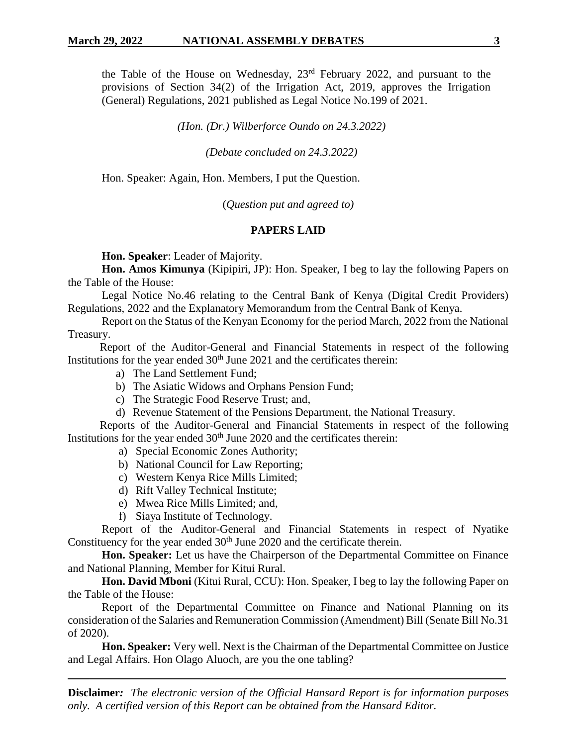the Table of the House on Wednesday, 23rd February 2022, and pursuant to the provisions of Section 34(2) of the Irrigation Act, 2019, approves the Irrigation (General) Regulations, 2021 published as Legal Notice No.199 of 2021.

*(Hon. (Dr.) Wilberforce Oundo on 24.3.2022)*

*(Debate concluded on 24.3.2022)*

Hon. Speaker: Again, Hon. Members, I put the Question.

*(Question put and agreed to)*

## PAPERS LAID

**Hon. Speaker**: Leader of Majority.

**Hon. Amos Kimunya** (Kipipiri, JP): Hon. Speaker, I beg to lay the following Papers on the Table of the House:

Legal Notice No.46 relating to the Central Bank of Kenya (Digital Credit Providers) Regulations, 2022 and the Explanatory Memorandum from the Central Bank of Kenya.

Report on the Status of the Kenyan Economy for the period March, 2022 from the National Treasury.

Report of the Auditor-General and Financial Statements in respect of the following Institutions for the year ended 30th June 2021 and the certificates therein:

a) The Land Settlement Fund;
b) The Asiatic Widows and Orphans Pension Fund;
c) The Strategic Food Reserve Trust; and,
d) Revenue Statement of the Pensions Department, the National Treasury.

Reports of the Auditor-General and Financial Statements in respect of the following Institutions for the year ended 30th June 2020 and the certificates therein:

a) Special Economic Zones Authority;
b) National Council for Law Reporting;
c) Western Kenya Rice Mills Limited;
d) Rift Valley Technical Institute;
e) Mwea Rice Mills Limited; and,
f) Siaya Institute of Technology.

Report of the Auditor-General and Financial Statements in respect of Nyatike Constituency for the year ended 30th June 2020 and the certificate therein.

**Hon. Speaker:** Let us have the Chairperson of the Departmental Committee on Finance and National Planning, Member for Kitui Rural.

**Hon. David Mboni** (Kitui Rural, CCU): Hon. Speaker, I beg to lay the following Paper on the Table of the House:

Report of the Departmental Committee on Finance and National Planning on its consideration of the Salaries and Remuneration Commission (Amendment) Bill (Senate Bill No.31 of 2020).

**Hon. Speaker:** Very well. Next is the Chairman of the Departmental Committee on Justice and Legal Affairs. Hon Olago Aluoch, are you the one tabling?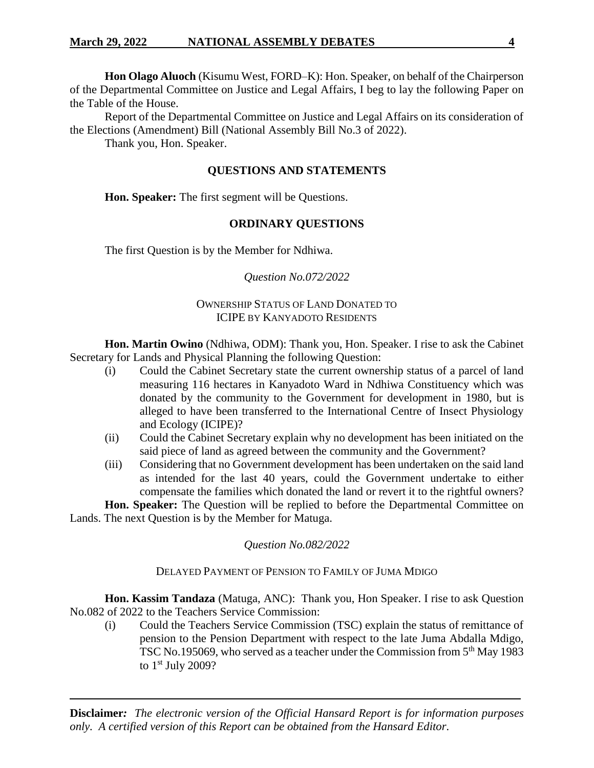**Hon Olago Aluoch** (Kisumu West, FORD–K): Hon. Speaker, on behalf of the Chairperson of the Departmental Committee on Justice and Legal Affairs, I beg to lay the following Paper on the Table of the House.

Report of the Departmental Committee on Justice and Legal Affairs on its consideration of the Elections (Amendment) Bill (National Assembly Bill No.3 of 2022).

Thank you, Hon. Speaker.

## QUESTIONS AND STATEMENTS

**Hon. Speaker:** The first segment will be Questions.

## ORDINARY QUESTIONS

The first Question is by the Member for Ndhiwa.

*Question No.072/2022*

OWNERSHIP STATUS OF LAND DONATED TO ICIPE BY KANYADOTO RESIDENTS

**Hon. Martin Owino** (Ndhiwa, ODM): Thank you, Hon. Speaker. I rise to ask the Cabinet Secretary for Lands and Physical Planning the following Question:

(i) Could the Cabinet Secretary state the current ownership status of a parcel of land measuring 116 hectares in Kanyadoto Ward in Ndhiwa Constituency which was donated by the community to the Government for development in 1980, but is alleged to have been transferred to the International Centre of Insect Physiology and Ecology (ICIPE)?

(ii) Could the Cabinet Secretary explain why no development has been initiated on the said piece of land as agreed between the community and the Government?

(iii) Considering that no Government development has been undertaken on the said land as intended for the last 40 years, could the Government undertake to either compensate the families which donated the land or revert it to the rightful owners?

**Hon. Speaker:** The Question will be replied to before the Departmental Committee on Lands. The next Question is by the Member for Matuga.

*Question No.082/2022*

DELAYED PAYMENT OF PENSION TO FAMILY OF JUMA MDIGO

**Hon. Kassim Tandaza** (Matuga, ANC): Thank you, Hon Speaker. I rise to ask Question No.082 of 2022 to the Teachers Service Commission:

(i) Could the Teachers Service Commission (TSC) explain the status of remittance of pension to the Pension Department with respect to the late Juma Abdalla Mdigo, TSC No.195069, who served as a teacher under the Commission from 5th May 1983 to 1st July 2009?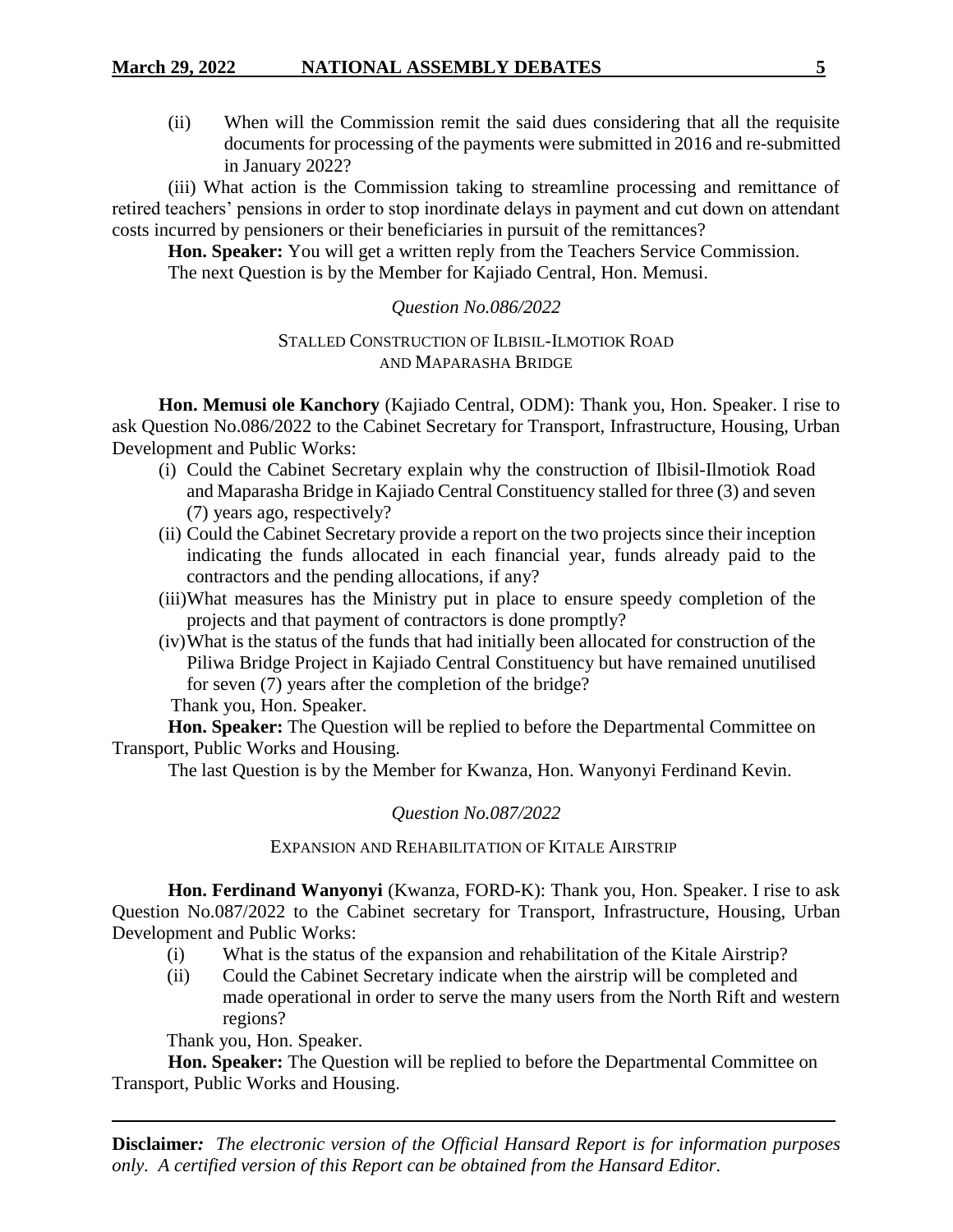(ii) When will the Commission remit the said dues considering that all the requisite documents for processing of the payments were submitted in 2016 and re-submitted in January 2022?

(iii) What action is the Commission taking to streamline processing and remittance of retired teachers' pensions in order to stop inordinate delays in payment and cut down on attendant costs incurred by pensioners or their beneficiaries in pursuit of the remittances?

**Hon. Speaker:** You will get a written reply from the Teachers Service Commission.

The next Question is by the Member for Kajiado Central, Hon. Memusi.

*Question No.086/2022*

STALLED CONSTRUCTION OF ILBISIL-ILMOTIOK ROAD AND MAPARASHA BRIDGE

**Hon. Memusi ole Kanchory** (Kajiado Central, ODM): Thank you, Hon. Speaker. I rise to ask Question No.086/2022 to the Cabinet Secretary for Transport, Infrastructure, Housing, Urban Development and Public Works:

(i) Could the Cabinet Secretary explain why the construction of Ilbisil-Ilmotiok Road and Maparasha Bridge in Kajiado Central Constituency stalled for three (3) and seven (7) years ago, respectively?

(ii) Could the Cabinet Secretary provide a report on the two projects since their inception indicating the funds allocated in each financial year, funds already paid to the contractors and the pending allocations, if any?

(iii)What measures has the Ministry put in place to ensure speedy completion of the projects and that payment of contractors is done promptly?

(iv)What is the status of the funds that had initially been allocated for construction of the Piliwa Bridge Project in Kajiado Central Constituency but have remained unutilised for seven (7) years after the completion of the bridge?

Thank you, Hon. Speaker.

**Hon. Speaker:** The Question will be replied to before the Departmental Committee on Transport, Public Works and Housing.

The last Question is by the Member for Kwanza, Hon. Wanyonyi Ferdinand Kevin.

*Question No.087/2022*

EXPANSION AND REHABILITATION OF KITALE AIRSTRIP

**Hon. Ferdinand Wanyonyi** (Kwanza, FORD-K): Thank you, Hon. Speaker. I rise to ask Question No.087/2022 to the Cabinet secretary for Transport, Infrastructure, Housing, Urban Development and Public Works:

(i) What is the status of the expansion and rehabilitation of the Kitale Airstrip?

(ii) Could the Cabinet Secretary indicate when the airstrip will be completed and made operational in order to serve the many users from the North Rift and western regions?

Thank you, Hon. Speaker.

**Hon. Speaker:** The Question will be replied to before the Departmental Committee on Transport, Public Works and Housing.

**Disclaimer***:* *The electronic version of the Official Hansard Report is for information purposes only. A certified version of this Report can be obtained from the Hansard Editor.*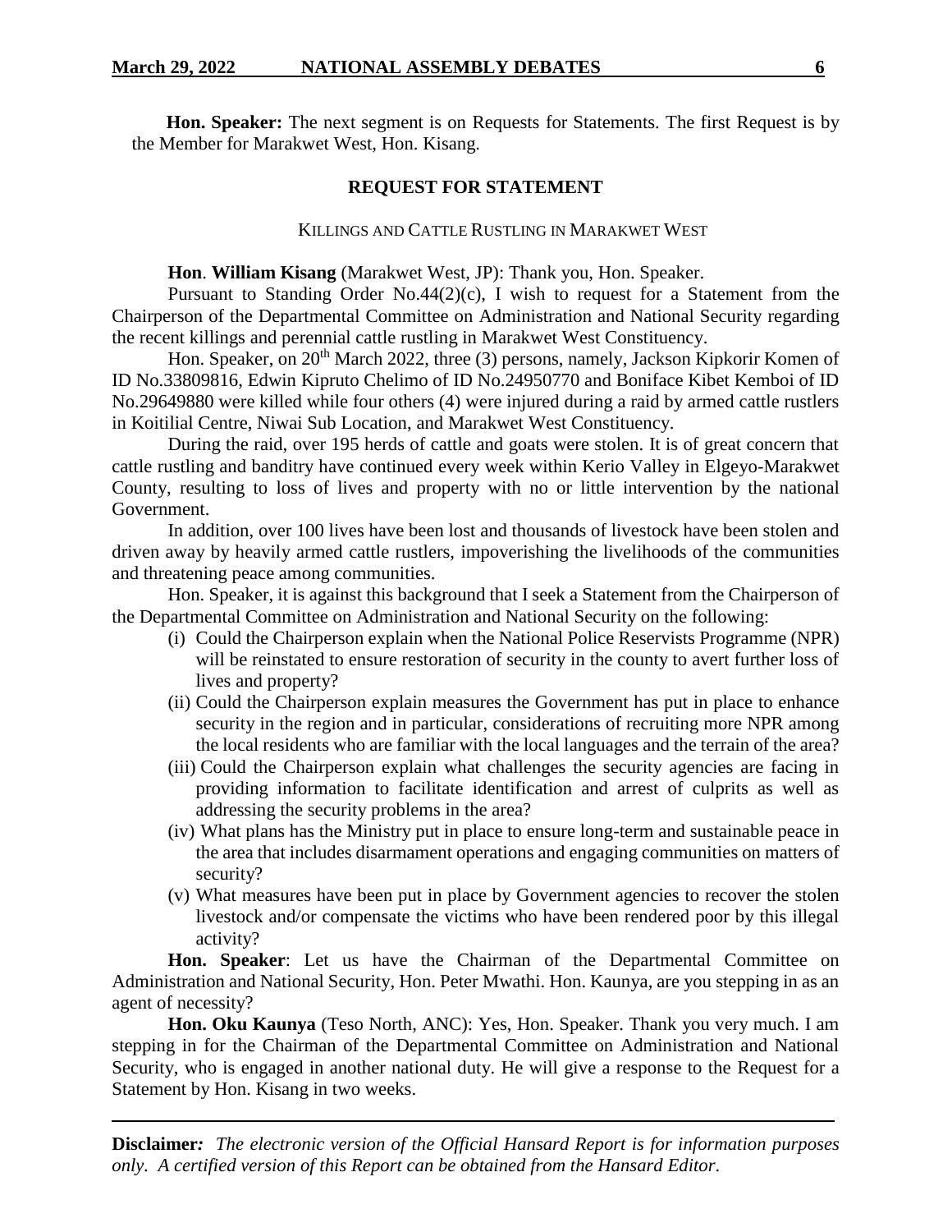**Hon. Speaker:** The next segment is on Requests for Statements. The first Request is by the Member for Marakwet West, Hon. Kisang.

## REQUEST FOR STATEMENT

### KILLINGS AND CATTLE RUSTLING IN MARAKWET WEST

**Hon**. **William Kisang** (Marakwet West, JP): Thank you, Hon. Speaker.

Pursuant to Standing Order No.44(2)(c), I wish to request for a Statement from the Chairperson of the Departmental Committee on Administration and National Security regarding the recent killings and perennial cattle rustling in Marakwet West Constituency.

Hon. Speaker, on 20th March 2022, three (3) persons, namely, Jackson Kipkorir Komen of ID No.33809816, Edwin Kipruto Chelimo of ID No.24950770 and Boniface Kibet Kemboi of ID No.29649880 were killed while four others (4) were injured during a raid by armed cattle rustlers in Koitilial Centre, Niwai Sub Location, and Marakwet West Constituency.

During the raid, over 195 herds of cattle and goats were stolen. It is of great concern that cattle rustling and banditry have continued every week within Kerio Valley in Elgeyo-Marakwet County, resulting to loss of lives and property with no or little intervention by the national Government.

In addition, over 100 lives have been lost and thousands of livestock have been stolen and driven away by heavily armed cattle rustlers, impoverishing the livelihoods of the communities and threatening peace among communities.

Hon. Speaker, it is against this background that I seek a Statement from the Chairperson of the Departmental Committee on Administration and National Security on the following:

(i) Could the Chairperson explain when the National Police Reservists Programme (NPR) will be reinstated to ensure restoration of security in the county to avert further loss of lives and property?

(ii) Could the Chairperson explain measures the Government has put in place to enhance security in the region and in particular, considerations of recruiting more NPR among the local residents who are familiar with the local languages and the terrain of the area?

(iii) Could the Chairperson explain what challenges the security agencies are facing in providing information to facilitate identification and arrest of culprits as well as addressing the security problems in the area?

(iv) What plans has the Ministry put in place to ensure long-term and sustainable peace in the area that includes disarmament operations and engaging communities on matters of security?

(v) What measures have been put in place by Government agencies to recover the stolen livestock and/or compensate the victims who have been rendered poor by this illegal activity?

**Hon. Speaker**: Let us have the Chairman of the Departmental Committee on Administration and National Security, Hon. Peter Mwathi. Hon. Kaunya, are you stepping in as an agent of necessity?

**Hon. Oku Kaunya** (Teso North, ANC): Yes, Hon. Speaker. Thank you very much. I am stepping in for the Chairman of the Departmental Committee on Administration and National Security, who is engaged in another national duty. He will give a response to the Request for a Statement by Hon. Kisang in two weeks.

---

**Disclaimer***:* *The electronic version of the Official Hansard Report is for information purposes only. A certified version of this Report can be obtained from the Hansard Editor.*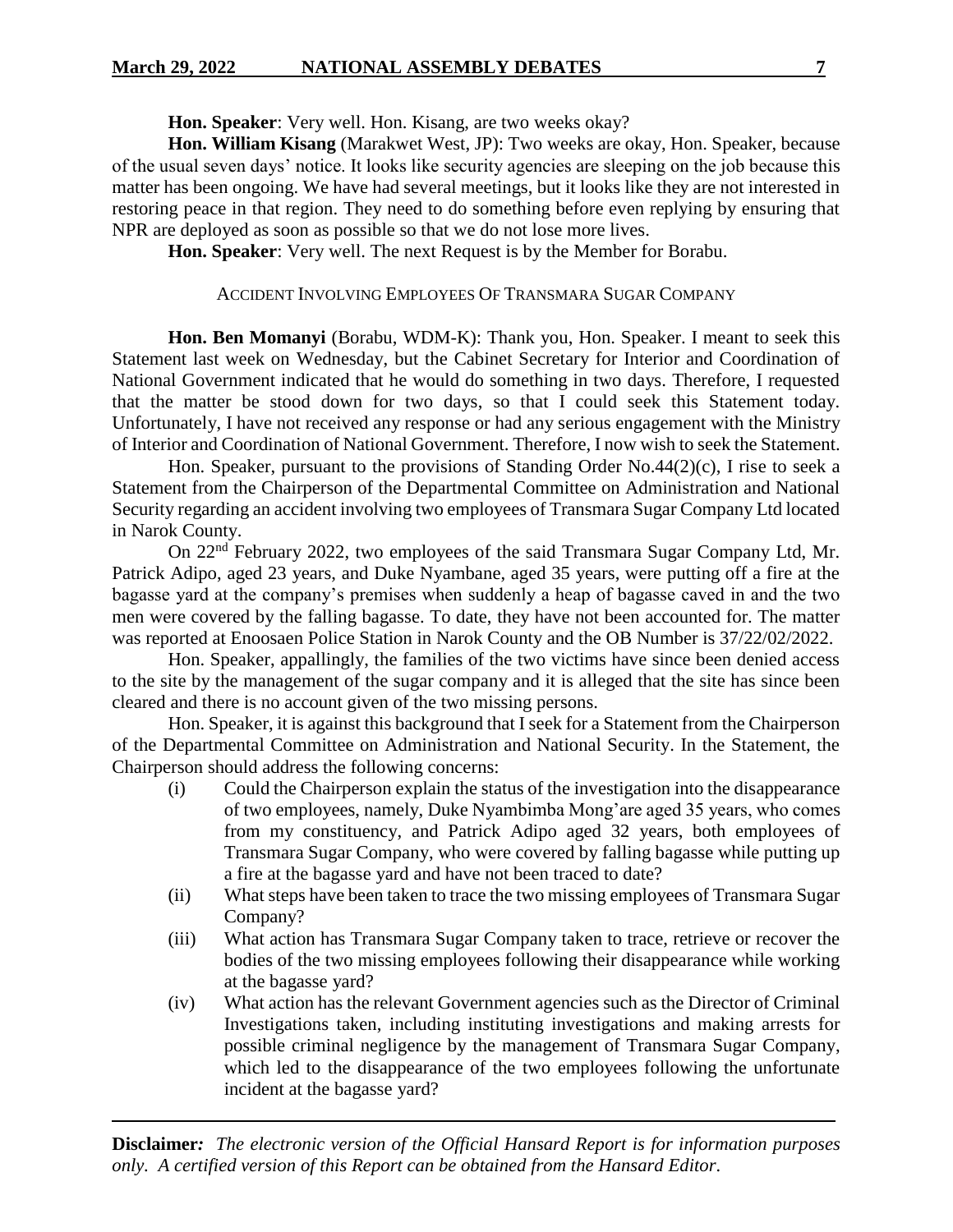**Hon. Speaker**: Very well. Hon. Kisang, are two weeks okay?

**Hon. William Kisang** (Marakwet West, JP): Two weeks are okay, Hon. Speaker, because of the usual seven days' notice. It looks like security agencies are sleeping on the job because this matter has been ongoing. We have had several meetings, but it looks like they are not interested in restoring peace in that region. They need to do something before even replying by ensuring that NPR are deployed as soon as possible so that we do not lose more lives.

**Hon. Speaker**: Very well. The next Request is by the Member for Borabu.

ACCIDENT INVOLVING EMPLOYEES OF TRANSMARA SUGAR COMPANY

**Hon. Ben Momanyi** (Borabu, WDM-K): Thank you, Hon. Speaker. I meant to seek this Statement last week on Wednesday, but the Cabinet Secretary for Interior and Coordination of National Government indicated that he would do something in two days. Therefore, I requested that the matter be stood down for two days, so that I could seek this Statement today. Unfortunately, I have not received any response or had any serious engagement with the Ministry of Interior and Coordination of National Government. Therefore, I now wish to seek the Statement.

Hon. Speaker, pursuant to the provisions of Standing Order No.44(2)(c), I rise to seek a Statement from the Chairperson of the Departmental Committee on Administration and National Security regarding an accident involving two employees of Transmara Sugar Company Ltd located in Narok County.

On 22nd February 2022, two employees of the said Transmara Sugar Company Ltd, Mr. Patrick Adipo, aged 23 years, and Duke Nyambane, aged 35 years, were putting off a fire at the bagasse yard at the company's premises when suddenly a heap of bagasse caved in and the two men were covered by the falling bagasse. To date, they have not been accounted for. The matter was reported at Enoosaen Police Station in Narok County and the OB Number is 37/22/02/2022.

Hon. Speaker, appallingly, the families of the two victims have since been denied access to the site by the management of the sugar company and it is alleged that the site has since been cleared and there is no account given of the two missing persons.

Hon. Speaker, it is against this background that I seek for a Statement from the Chairperson of the Departmental Committee on Administration and National Security. In the Statement, the Chairperson should address the following concerns:

(i) Could the Chairperson explain the status of the investigation into the disappearance of two employees, namely, Duke Nyambimba Mong'are aged 35 years, who comes from my constituency, and Patrick Adipo aged 32 years, both employees of Transmara Sugar Company, who were covered by falling bagasse while putting up a fire at the bagasse yard and have not been traced to date?

(ii) What steps have been taken to trace the two missing employees of Transmara Sugar Company?

(iii) What action has Transmara Sugar Company taken to trace, retrieve or recover the bodies of the two missing employees following their disappearance while working at the bagasse yard?

(iv) What action has the relevant Government agencies such as the Director of Criminal Investigations taken, including instituting investigations and making arrests for possible criminal negligence by the management of Transmara Sugar Company, which led to the disappearance of the two employees following the unfortunate incident at the bagasse yard?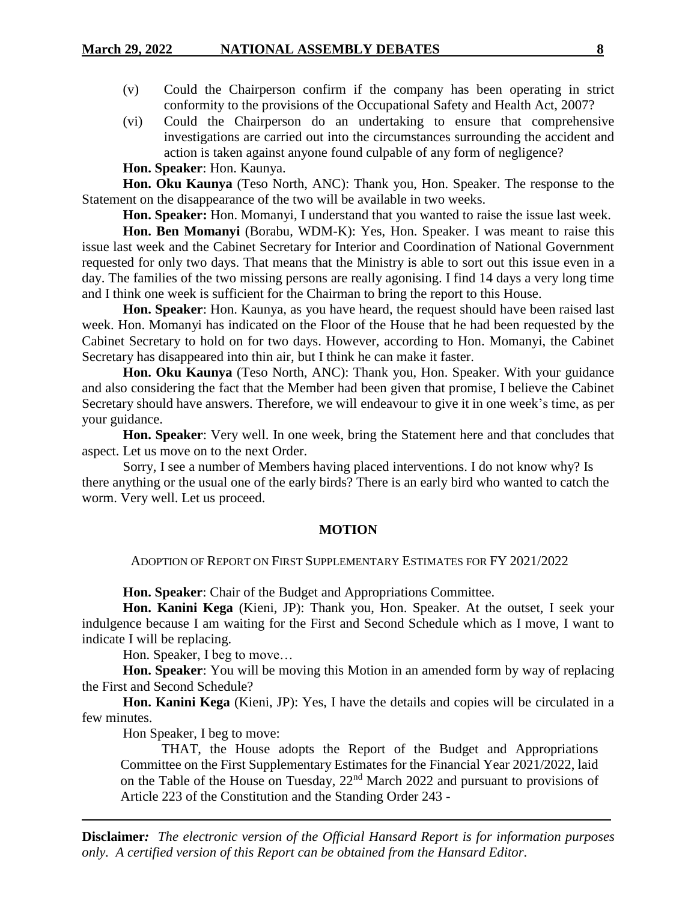(v) Could the Chairperson confirm if the company has been operating in strict conformity to the provisions of the Occupational Safety and Health Act, 2007?

(vi) Could the Chairperson do an undertaking to ensure that comprehensive investigations are carried out into the circumstances surrounding the accident and action is taken against anyone found culpable of any form of negligence?

**Hon. Speaker**: Hon. Kaunya.

**Hon. Oku Kaunya** (Teso North, ANC): Thank you, Hon. Speaker. The response to the Statement on the disappearance of the two will be available in two weeks.

**Hon. Speaker:** Hon. Momanyi, I understand that you wanted to raise the issue last week.

**Hon. Ben Momanyi** (Borabu, WDM-K): Yes, Hon. Speaker. I was meant to raise this issue last week and the Cabinet Secretary for Interior and Coordination of National Government requested for only two days. That means that the Ministry is able to sort out this issue even in a day. The families of the two missing persons are really agonising. I find 14 days a very long time and I think one week is sufficient for the Chairman to bring the report to this House.

**Hon. Speaker**: Hon. Kaunya, as you have heard, the request should have been raised last week. Hon. Momanyi has indicated on the Floor of the House that he had been requested by the Cabinet Secretary to hold on for two days. However, according to Hon. Momanyi, the Cabinet Secretary has disappeared into thin air, but I think he can make it faster.

**Hon. Oku Kaunya** (Teso North, ANC): Thank you, Hon. Speaker. With your guidance and also considering the fact that the Member had been given that promise, I believe the Cabinet Secretary should have answers. Therefore, we will endeavour to give it in one week's time, as per your guidance.

**Hon. Speaker**: Very well. In one week, bring the Statement here and that concludes that aspect. Let us move on to the next Order.

Sorry, I see a number of Members having placed interventions. I do not know why? Is there anything or the usual one of the early birds? There is an early bird who wanted to catch the worm. Very well. Let us proceed.

## MOTION

### ADOPTION OF REPORT ON FIRST SUPPLEMENTARY ESTIMATES FOR FY 2021/2022

**Hon. Speaker**: Chair of the Budget and Appropriations Committee.

**Hon. Kanini Kega** (Kieni, JP): Thank you, Hon. Speaker. At the outset, I seek your indulgence because I am waiting for the First and Second Schedule which as I move, I want to indicate I will be replacing.

Hon. Speaker, I beg to move…

**Hon. Speaker**: You will be moving this Motion in an amended form by way of replacing the First and Second Schedule?

**Hon. Kanini Kega** (Kieni, JP): Yes, I have the details and copies will be circulated in a few minutes.

Hon Speaker, I beg to move:

> THAT, the House adopts the Report of the Budget and Appropriations Committee on the First Supplementary Estimates for the Financial Year 2021/2022, laid on the Table of the House on Tuesday, 22nd March 2022 and pursuant to provisions of Article 223 of the Constitution and the Standing Order 243 -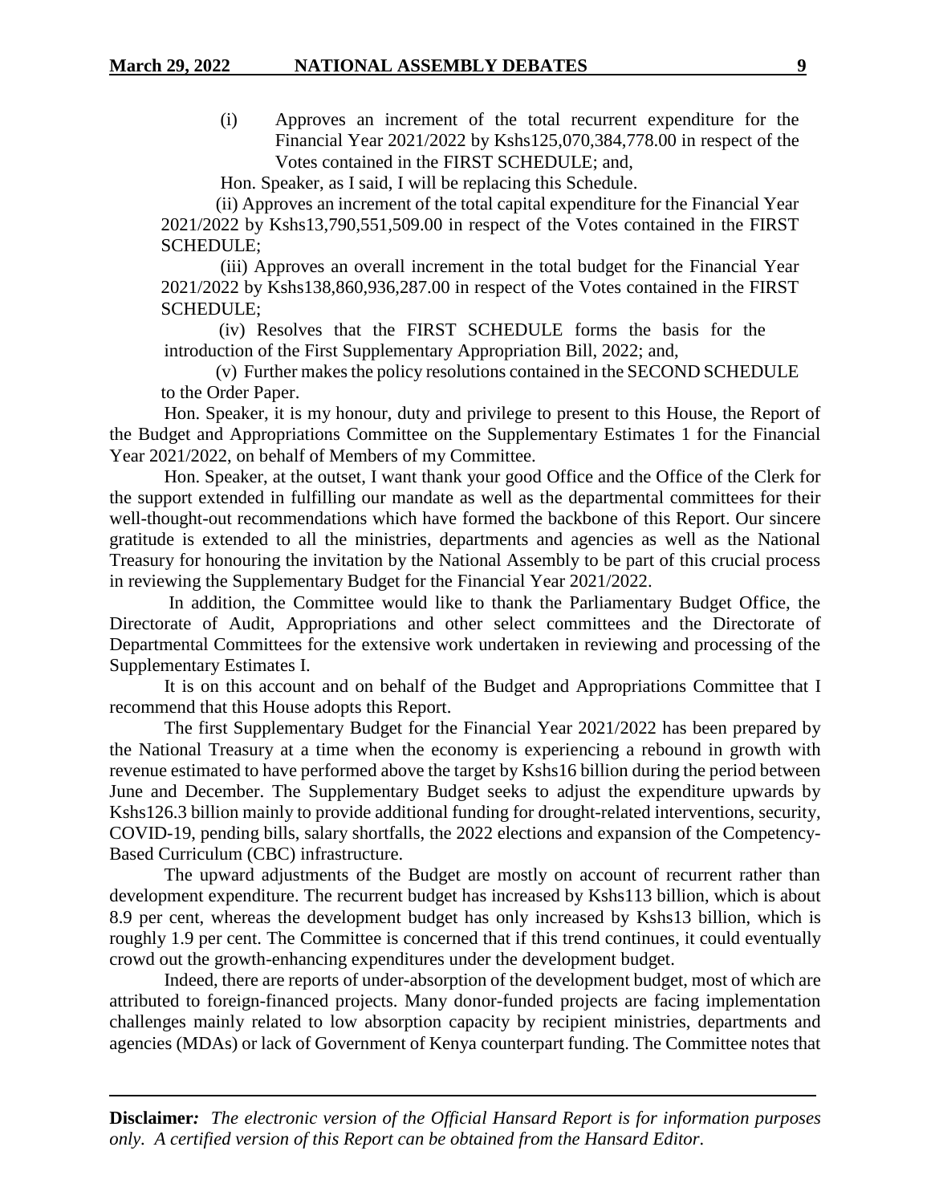(i) Approves an increment of the total recurrent expenditure for the Financial Year 2021/2022 by Kshs125,070,384,778.00 in respect of the Votes contained in the FIRST SCHEDULE; and,

Hon. Speaker, as I said, I will be replacing this Schedule.

(ii) Approves an increment of the total capital expenditure for the Financial Year 2021/2022 by Kshs13,790,551,509.00 in respect of the Votes contained in the FIRST SCHEDULE;

(iii) Approves an overall increment in the total budget for the Financial Year 2021/2022 by Kshs138,860,936,287.00 in respect of the Votes contained in the FIRST SCHEDULE;

(iv) Resolves that the FIRST SCHEDULE forms the basis for the introduction of the First Supplementary Appropriation Bill, 2022; and,

(v) Further makes the policy resolutions contained in the SECOND SCHEDULE to the Order Paper.

Hon. Speaker, it is my honour, duty and privilege to present to this House, the Report of the Budget and Appropriations Committee on the Supplementary Estimates 1 for the Financial Year 2021/2022, on behalf of Members of my Committee.

Hon. Speaker, at the outset, I want thank your good Office and the Office of the Clerk for the support extended in fulfilling our mandate as well as the departmental committees for their well-thought-out recommendations which have formed the backbone of this Report. Our sincere gratitude is extended to all the ministries, departments and agencies as well as the National Treasury for honouring the invitation by the National Assembly to be part of this crucial process in reviewing the Supplementary Budget for the Financial Year 2021/2022.

In addition, the Committee would like to thank the Parliamentary Budget Office, the Directorate of Audit, Appropriations and other select committees and the Directorate of Departmental Committees for the extensive work undertaken in reviewing and processing of the Supplementary Estimates I.

It is on this account and on behalf of the Budget and Appropriations Committee that I recommend that this House adopts this Report.

The first Supplementary Budget for the Financial Year 2021/2022 has been prepared by the National Treasury at a time when the economy is experiencing a rebound in growth with revenue estimated to have performed above the target by Kshs16 billion during the period between June and December. The Supplementary Budget seeks to adjust the expenditure upwards by Kshs126.3 billion mainly to provide additional funding for drought-related interventions, security, COVID-19, pending bills, salary shortfalls, the 2022 elections and expansion of the Competency-Based Curriculum (CBC) infrastructure.

The upward adjustments of the Budget are mostly on account of recurrent rather than development expenditure. The recurrent budget has increased by Kshs113 billion, which is about 8.9 per cent, whereas the development budget has only increased by Kshs13 billion, which is roughly 1.9 per cent. The Committee is concerned that if this trend continues, it could eventually crowd out the growth-enhancing expenditures under the development budget.

Indeed, there are reports of under-absorption of the development budget, most of which are attributed to foreign-financed projects. Many donor-funded projects are facing implementation challenges mainly related to low absorption capacity by recipient ministries, departments and agencies (MDAs) or lack of Government of Kenya counterpart funding. The Committee notes that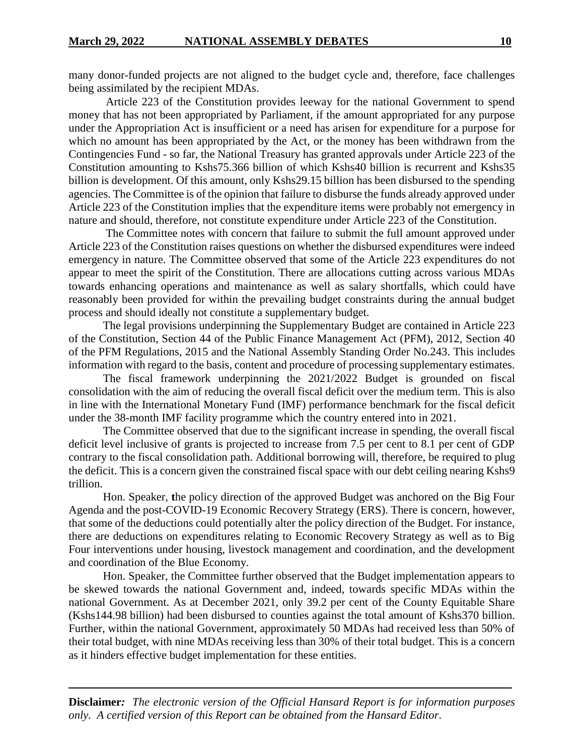many donor-funded projects are not aligned to the budget cycle and, therefore, face challenges being assimilated by the recipient MDAs.

Article 223 of the Constitution provides leeway for the national Government to spend money that has not been appropriated by Parliament, if the amount appropriated for any purpose under the Appropriation Act is insufficient or a need has arisen for expenditure for a purpose for which no amount has been appropriated by the Act, or the money has been withdrawn from the Contingencies Fund - so far, the National Treasury has granted approvals under Article 223 of the Constitution amounting to Kshs75.366 billion of which Kshs40 billion is recurrent and Kshs35 billion is development. Of this amount, only Kshs29.15 billion has been disbursed to the spending agencies. The Committee is of the opinion that failure to disburse the funds already approved under Article 223 of the Constitution implies that the expenditure items were probably not emergency in nature and should, therefore, not constitute expenditure under Article 223 of the Constitution.

The Committee notes with concern that failure to submit the full amount approved under Article 223 of the Constitution raises questions on whether the disbursed expenditures were indeed emergency in nature. The Committee observed that some of the Article 223 expenditures do not appear to meet the spirit of the Constitution. There are allocations cutting across various MDAs towards enhancing operations and maintenance as well as salary shortfalls, which could have reasonably been provided for within the prevailing budget constraints during the annual budget process and should ideally not constitute a supplementary budget.

The legal provisions underpinning the Supplementary Budget are contained in Article 223 of the Constitution, Section 44 of the Public Finance Management Act (PFM), 2012, Section 40 of the PFM Regulations, 2015 and the National Assembly Standing Order No.243. This includes information with regard to the basis, content and procedure of processing supplementary estimates.

The fiscal framework underpinning the 2021/2022 Budget is grounded on fiscal consolidation with the aim of reducing the overall fiscal deficit over the medium term. This is also in line with the International Monetary Fund (IMF) performance benchmark for the fiscal deficit under the 38-month IMF facility programme which the country entered into in 2021.

The Committee observed that due to the significant increase in spending, the overall fiscal deficit level inclusive of grants is projected to increase from 7.5 per cent to 8.1 per cent of GDP contrary to the fiscal consolidation path. Additional borrowing will, therefore, be required to plug the deficit. This is a concern given the constrained fiscal space with our debt ceiling nearing Kshs9 trillion.

Hon. Speaker, the policy direction of the approved Budget was anchored on the Big Four Agenda and the post-COVID-19 Economic Recovery Strategy (ERS). There is concern, however, that some of the deductions could potentially alter the policy direction of the Budget. For instance, there are deductions on expenditures relating to Economic Recovery Strategy as well as to Big Four interventions under housing, livestock management and coordination, and the development and coordination of the Blue Economy.

Hon. Speaker, the Committee further observed that the Budget implementation appears to be skewed towards the national Government and, indeed, towards specific MDAs within the national Government. As at December 2021, only 39.2 per cent of the County Equitable Share (Kshs144.98 billion) had been disbursed to counties against the total amount of Kshs370 billion. Further, within the national Government, approximately 50 MDAs had received less than 50% of their total budget, with nine MDAs receiving less than 30% of their total budget. This is a concern as it hinders effective budget implementation for these entities.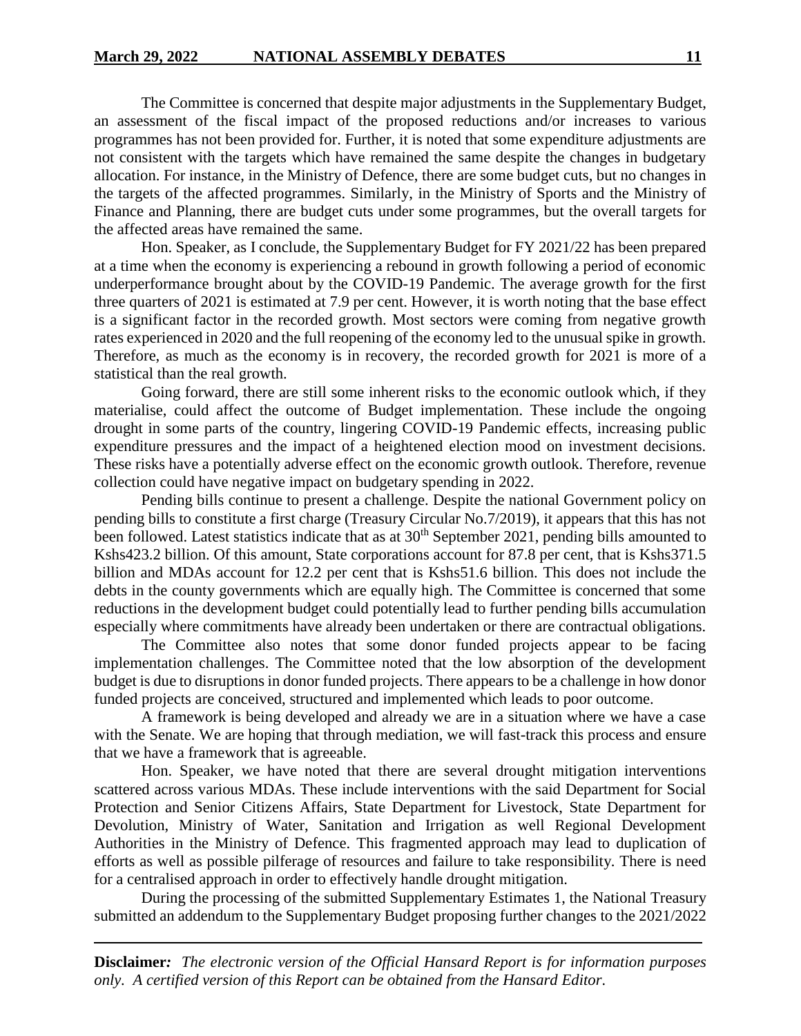The Committee is concerned that despite major adjustments in the Supplementary Budget, an assessment of the fiscal impact of the proposed reductions and/or increases to various programmes has not been provided for. Further, it is noted that some expenditure adjustments are not consistent with the targets which have remained the same despite the changes in budgetary allocation. For instance, in the Ministry of Defence, there are some budget cuts, but no changes in the targets of the affected programmes. Similarly, in the Ministry of Sports and the Ministry of Finance and Planning, there are budget cuts under some programmes, but the overall targets for the affected areas have remained the same.

Hon. Speaker, as I conclude, the Supplementary Budget for FY 2021/22 has been prepared at a time when the economy is experiencing a rebound in growth following a period of economic underperformance brought about by the COVID-19 Pandemic. The average growth for the first three quarters of 2021 is estimated at 7.9 per cent. However, it is worth noting that the base effect is a significant factor in the recorded growth. Most sectors were coming from negative growth rates experienced in 2020 and the full reopening of the economy led to the unusual spike in growth. Therefore, as much as the economy is in recovery, the recorded growth for 2021 is more of a statistical than the real growth.

Going forward, there are still some inherent risks to the economic outlook which, if they materialise, could affect the outcome of Budget implementation. These include the ongoing drought in some parts of the country, lingering COVID-19 Pandemic effects, increasing public expenditure pressures and the impact of a heightened election mood on investment decisions. These risks have a potentially adverse effect on the economic growth outlook. Therefore, revenue collection could have negative impact on budgetary spending in 2022.

Pending bills continue to present a challenge. Despite the national Government policy on pending bills to constitute a first charge (Treasury Circular No.7/2019), it appears that this has not been followed. Latest statistics indicate that as at 30th September 2021, pending bills amounted to Kshs423.2 billion. Of this amount, State corporations account for 87.8 per cent, that is Kshs371.5 billion and MDAs account for 12.2 per cent that is Kshs51.6 billion. This does not include the debts in the county governments which are equally high. The Committee is concerned that some reductions in the development budget could potentially lead to further pending bills accumulation especially where commitments have already been undertaken or there are contractual obligations.

The Committee also notes that some donor funded projects appear to be facing implementation challenges. The Committee noted that the low absorption of the development budget is due to disruptions in donor funded projects. There appears to be a challenge in how donor funded projects are conceived, structured and implemented which leads to poor outcome.

A framework is being developed and already we are in a situation where we have a case with the Senate. We are hoping that through mediation, we will fast-track this process and ensure that we have a framework that is agreeable.

Hon. Speaker, we have noted that there are several drought mitigation interventions scattered across various MDAs. These include interventions with the said Department for Social Protection and Senior Citizens Affairs, State Department for Livestock, State Department for Devolution, Ministry of Water, Sanitation and Irrigation as well Regional Development Authorities in the Ministry of Defence. This fragmented approach may lead to duplication of efforts as well as possible pilferage of resources and failure to take responsibility. There is need for a centralised approach in order to effectively handle drought mitigation.

During the processing of the submitted Supplementary Estimates 1, the National Treasury submitted an addendum to the Supplementary Budget proposing further changes to the 2021/2022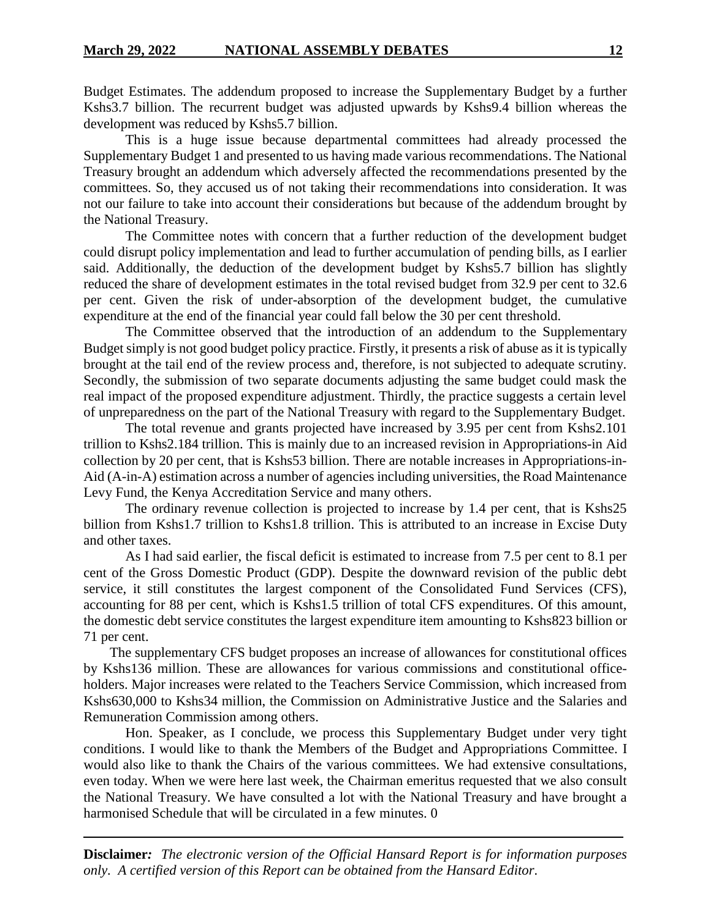Budget Estimates. The addendum proposed to increase the Supplementary Budget by a further Kshs3.7 billion. The recurrent budget was adjusted upwards by Kshs9.4 billion whereas the development was reduced by Kshs5.7 billion.

This is a huge issue because departmental committees had already processed the Supplementary Budget 1 and presented to us having made various recommendations. The National Treasury brought an addendum which adversely affected the recommendations presented by the committees. So, they accused us of not taking their recommendations into consideration. It was not our failure to take into account their considerations but because of the addendum brought by the National Treasury.

The Committee notes with concern that a further reduction of the development budget could disrupt policy implementation and lead to further accumulation of pending bills, as I earlier said. Additionally, the deduction of the development budget by Kshs5.7 billion has slightly reduced the share of development estimates in the total revised budget from 32.9 per cent to 32.6 per cent. Given the risk of under-absorption of the development budget, the cumulative expenditure at the end of the financial year could fall below the 30 per cent threshold.

The Committee observed that the introduction of an addendum to the Supplementary Budget simply is not good budget policy practice. Firstly, it presents a risk of abuse as it is typically brought at the tail end of the review process and, therefore, is not subjected to adequate scrutiny. Secondly, the submission of two separate documents adjusting the same budget could mask the real impact of the proposed expenditure adjustment. Thirdly, the practice suggests a certain level of unpreparedness on the part of the National Treasury with regard to the Supplementary Budget.

The total revenue and grants projected have increased by 3.95 per cent from Kshs2.101 trillion to Kshs2.184 trillion. This is mainly due to an increased revision in Appropriations-in Aid collection by 20 per cent, that is Kshs53 billion. There are notable increases in Appropriations-in-Aid (A-in-A) estimation across a number of agencies including universities, the Road Maintenance Levy Fund, the Kenya Accreditation Service and many others.

The ordinary revenue collection is projected to increase by 1.4 per cent, that is Kshs25 billion from Kshs1.7 trillion to Kshs1.8 trillion. This is attributed to an increase in Excise Duty and other taxes.

As I had said earlier, the fiscal deficit is estimated to increase from 7.5 per cent to 8.1 per cent of the Gross Domestic Product (GDP). Despite the downward revision of the public debt service, it still constitutes the largest component of the Consolidated Fund Services (CFS), accounting for 88 per cent, which is Kshs1.5 trillion of total CFS expenditures. Of this amount, the domestic debt service constitutes the largest expenditure item amounting to Kshs823 billion or 71 per cent.

The supplementary CFS budget proposes an increase of allowances for constitutional offices by Kshs136 million. These are allowances for various commissions and constitutional office-holders. Major increases were related to the Teachers Service Commission, which increased from Kshs630,000 to Kshs34 million, the Commission on Administrative Justice and the Salaries and Remuneration Commission among others.

Hon. Speaker, as I conclude, we process this Supplementary Budget under very tight conditions. I would like to thank the Members of the Budget and Appropriations Committee. I would also like to thank the Chairs of the various committees. We had extensive consultations, even today. When we were here last week, the Chairman emeritus requested that we also consult the National Treasury. We have consulted a lot with the National Treasury and have brought a harmonised Schedule that will be circulated in a few minutes. 0

**Disclaimer:** *The electronic version of the Official Hansard Report is for information purposes only. A certified version of this Report can be obtained from the Hansard Editor.*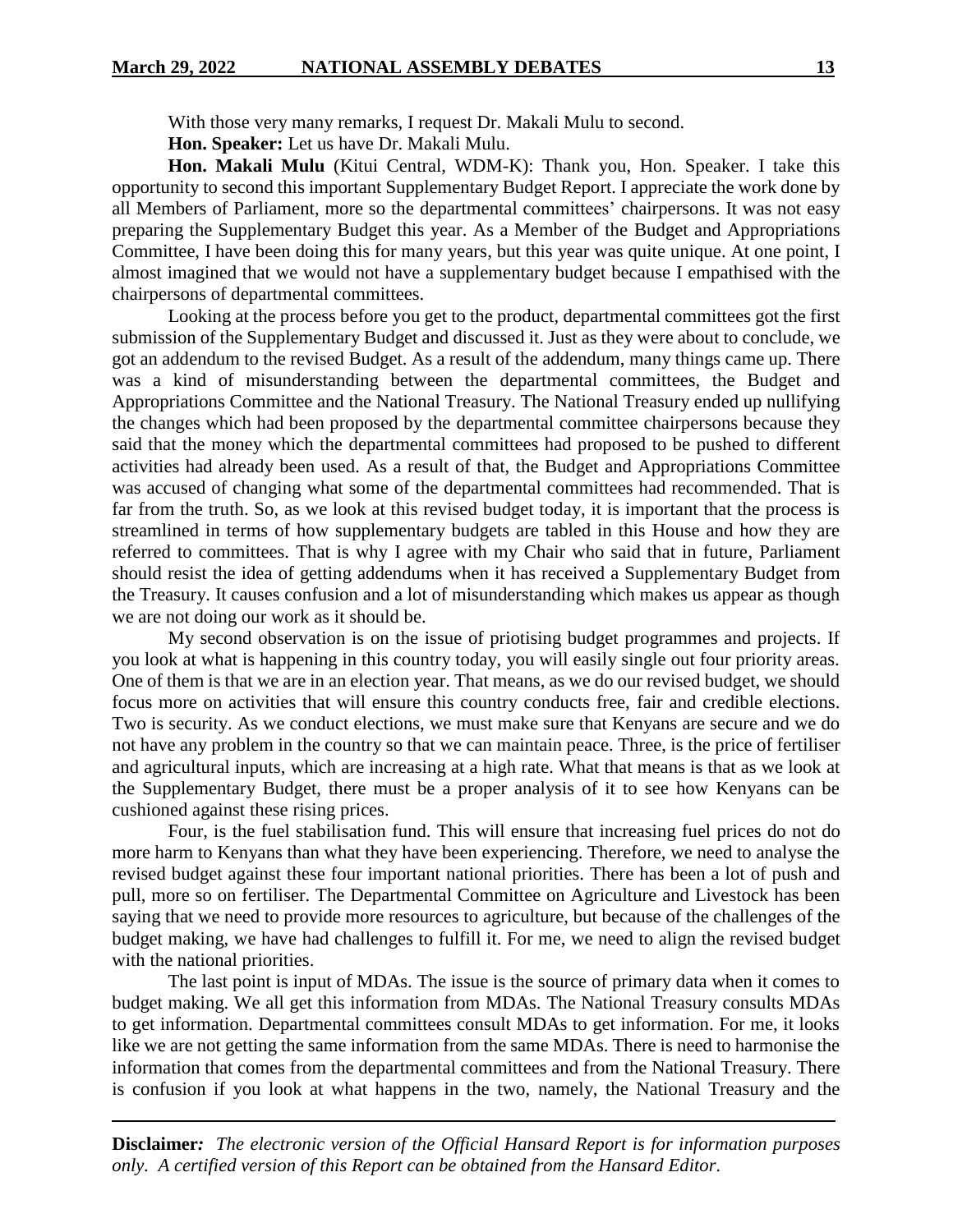With those very many remarks, I request Dr. Makali Mulu to second.

**Hon. Speaker:** Let us have Dr. Makali Mulu.

**Hon. Makali Mulu** (Kitui Central, WDM-K): Thank you, Hon. Speaker. I take this opportunity to second this important Supplementary Budget Report. I appreciate the work done by all Members of Parliament, more so the departmental committees' chairpersons. It was not easy preparing the Supplementary Budget this year. As a Member of the Budget and Appropriations Committee, I have been doing this for many years, but this year was quite unique. At one point, I almost imagined that we would not have a supplementary budget because I empathised with the chairpersons of departmental committees.

Looking at the process before you get to the product, departmental committees got the first submission of the Supplementary Budget and discussed it. Just as they were about to conclude, we got an addendum to the revised Budget. As a result of the addendum, many things came up. There was a kind of misunderstanding between the departmental committees, the Budget and Appropriations Committee and the National Treasury. The National Treasury ended up nullifying the changes which had been proposed by the departmental committee chairpersons because they said that the money which the departmental committees had proposed to be pushed to different activities had already been used. As a result of that, the Budget and Appropriations Committee was accused of changing what some of the departmental committees had recommended. That is far from the truth. So, as we look at this revised budget today, it is important that the process is streamlined in terms of how supplementary budgets are tabled in this House and how they are referred to committees. That is why I agree with my Chair who said that in future, Parliament should resist the idea of getting addendums when it has received a Supplementary Budget from the Treasury. It causes confusion and a lot of misunderstanding which makes us appear as though we are not doing our work as it should be.

My second observation is on the issue of priotising budget programmes and projects. If you look at what is happening in this country today, you will easily single out four priority areas. One of them is that we are in an election year. That means, as we do our revised budget, we should focus more on activities that will ensure this country conducts free, fair and credible elections. Two is security. As we conduct elections, we must make sure that Kenyans are secure and we do not have any problem in the country so that we can maintain peace. Three, is the price of fertiliser and agricultural inputs, which are increasing at a high rate. What that means is that as we look at the Supplementary Budget, there must be a proper analysis of it to see how Kenyans can be cushioned against these rising prices.

Four, is the fuel stabilisation fund. This will ensure that increasing fuel prices do not do more harm to Kenyans than what they have been experiencing. Therefore, we need to analyse the revised budget against these four important national priorities. There has been a lot of push and pull, more so on fertiliser. The Departmental Committee on Agriculture and Livestock has been saying that we need to provide more resources to agriculture, but because of the challenges of the budget making, we have had challenges to fulfill it. For me, we need to align the revised budget with the national priorities.

The last point is input of MDAs. The issue is the source of primary data when it comes to budget making. We all get this information from MDAs. The National Treasury consults MDAs to get information. Departmental committees consult MDAs to get information. For me, it looks like we are not getting the same information from the same MDAs. There is need to harmonise the information that comes from the departmental committees and from the National Treasury. There is confusion if you look at what happens in the two, namely, the National Treasury and the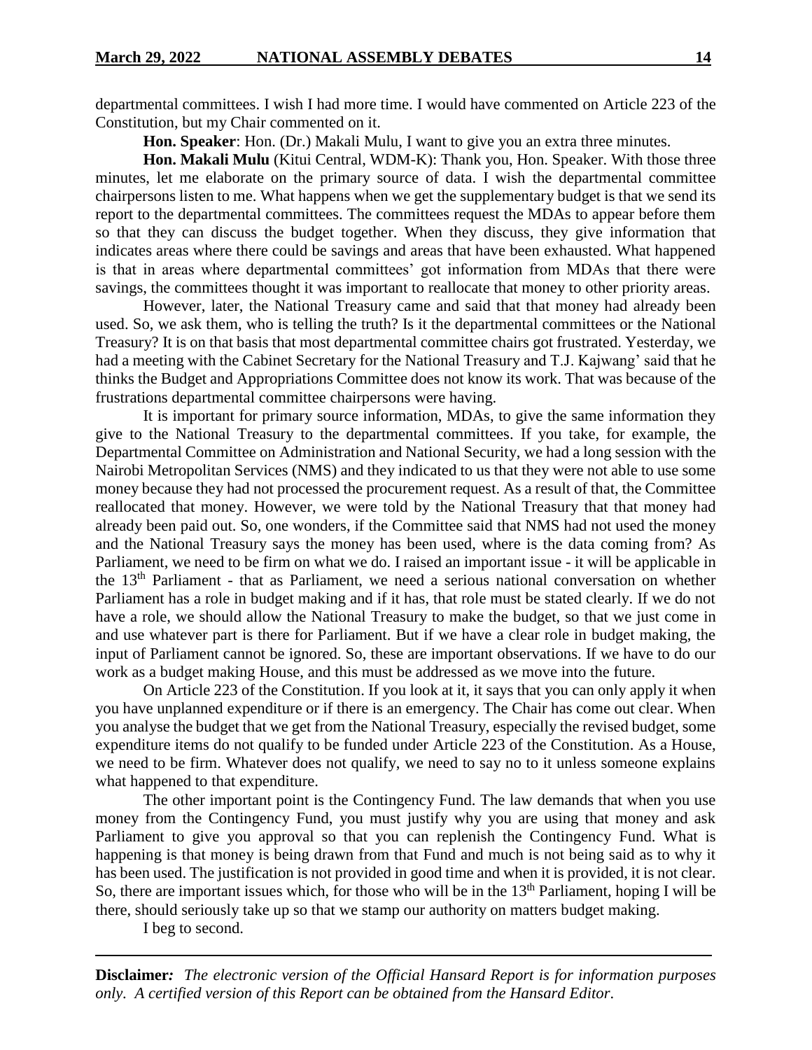departmental committees. I wish I had more time. I would have commented on Article 223 of the Constitution, but my Chair commented on it.

**Hon. Speaker**: Hon. (Dr.) Makali Mulu, I want to give you an extra three minutes.

**Hon. Makali Mulu** (Kitui Central, WDM-K): Thank you, Hon. Speaker. With those three minutes, let me elaborate on the primary source of data. I wish the departmental committee chairpersons listen to me. What happens when we get the supplementary budget is that we send its report to the departmental committees. The committees request the MDAs to appear before them so that they can discuss the budget together. When they discuss, they give information that indicates areas where there could be savings and areas that have been exhausted. What happened is that in areas where departmental committees' got information from MDAs that there were savings, the committees thought it was important to reallocate that money to other priority areas.

However, later, the National Treasury came and said that that money had already been used. So, we ask them, who is telling the truth? Is it the departmental committees or the National Treasury? It is on that basis that most departmental committee chairs got frustrated. Yesterday, we had a meeting with the Cabinet Secretary for the National Treasury and T.J. Kajwang' said that he thinks the Budget and Appropriations Committee does not know its work. That was because of the frustrations departmental committee chairpersons were having.

It is important for primary source information, MDAs, to give the same information they give to the National Treasury to the departmental committees. If you take, for example, the Departmental Committee on Administration and National Security, we had a long session with the Nairobi Metropolitan Services (NMS) and they indicated to us that they were not able to use some money because they had not processed the procurement request. As a result of that, the Committee reallocated that money. However, we were told by the National Treasury that that money had already been paid out. So, one wonders, if the Committee said that NMS had not used the money and the National Treasury says the money has been used, where is the data coming from? As Parliament, we need to be firm on what we do. I raised an important issue - it will be applicable in the 13th Parliament - that as Parliament, we need a serious national conversation on whether Parliament has a role in budget making and if it has, that role must be stated clearly. If we do not have a role, we should allow the National Treasury to make the budget, so that we just come in and use whatever part is there for Parliament. But if we have a clear role in budget making, the input of Parliament cannot be ignored. So, these are important observations. If we have to do our work as a budget making House, and this must be addressed as we move into the future.

On Article 223 of the Constitution. If you look at it, it says that you can only apply it when you have unplanned expenditure or if there is an emergency. The Chair has come out clear. When you analyse the budget that we get from the National Treasury, especially the revised budget, some expenditure items do not qualify to be funded under Article 223 of the Constitution. As a House, we need to be firm. Whatever does not qualify, we need to say no to it unless someone explains what happened to that expenditure.

The other important point is the Contingency Fund. The law demands that when you use money from the Contingency Fund, you must justify why you are using that money and ask Parliament to give you approval so that you can replenish the Contingency Fund. What is happening is that money is being drawn from that Fund and much is not being said as to why it has been used. The justification is not provided in good time and when it is provided, it is not clear. So, there are important issues which, for those who will be in the 13th Parliament, hoping I will be there, should seriously take up so that we stamp our authority on matters budget making.

I beg to second.

**Disclaimer***: The electronic version of the Official Hansard Report is for information purposes only. A certified version of this Report can be obtained from the Hansard Editor.*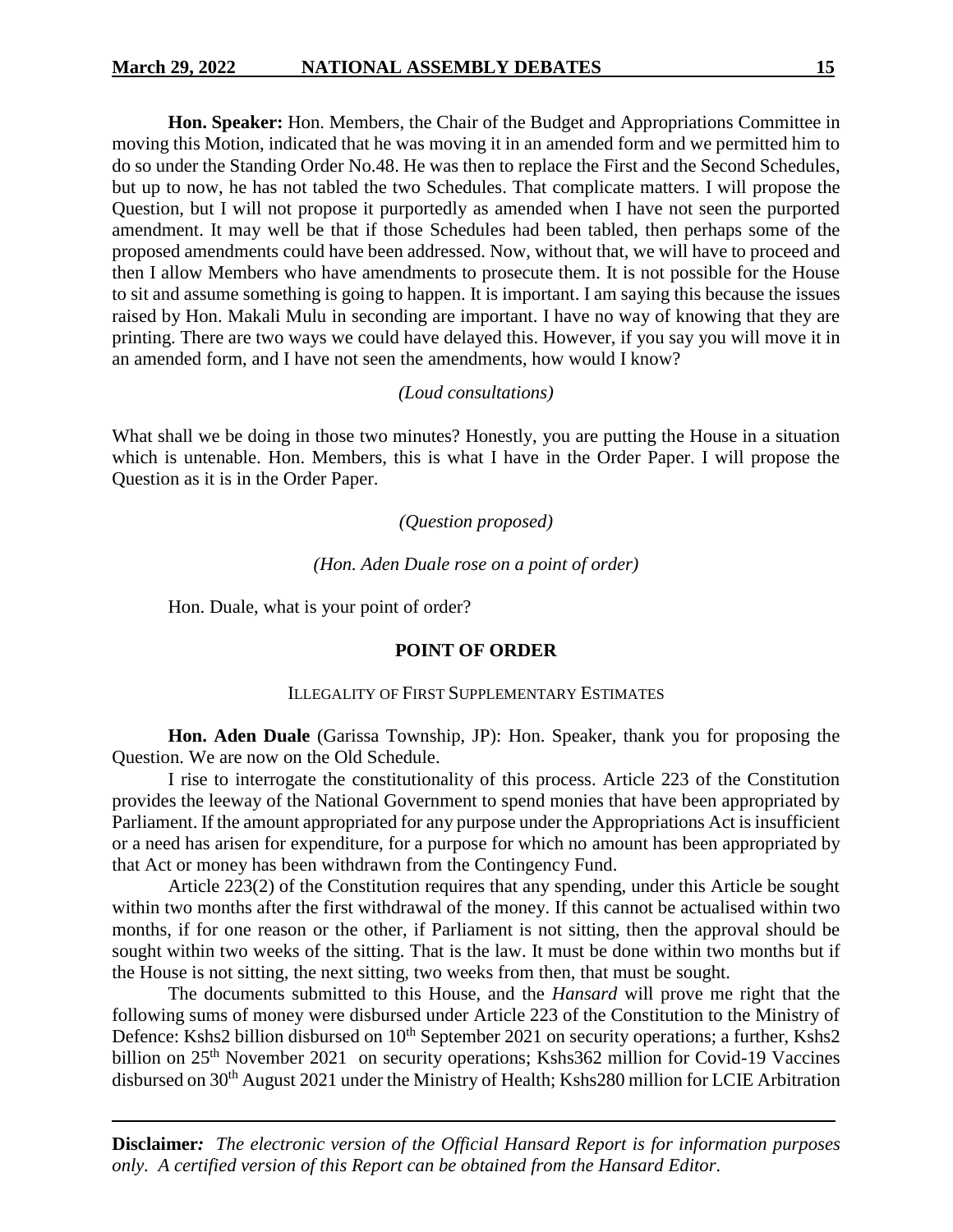**Hon. Speaker:** Hon. Members, the Chair of the Budget and Appropriations Committee in moving this Motion, indicated that he was moving it in an amended form and we permitted him to do so under the Standing Order No.48. He was then to replace the First and the Second Schedules, but up to now, he has not tabled the two Schedules. That complicate matters. I will propose the Question, but I will not propose it purportedly as amended when I have not seen the purported amendment. It may well be that if those Schedules had been tabled, then perhaps some of the proposed amendments could have been addressed. Now, without that, we will have to proceed and then I allow Members who have amendments to prosecute them. It is not possible for the House to sit and assume something is going to happen. It is important. I am saying this because the issues raised by Hon. Makali Mulu in seconding are important. I have no way of knowing that they are printing. There are two ways we could have delayed this. However, if you say you will move it in an amended form, and I have not seen the amendments, how would I know?

*(Loud consultations)*

What shall we be doing in those two minutes? Honestly, you are putting the House in a situation which is untenable. Hon. Members, this is what I have in the Order Paper. I will propose the Question as it is in the Order Paper.

*(Question proposed)*

*(Hon. Aden Duale rose on a point of order)*

Hon. Duale, what is your point of order?

**POINT OF ORDER**

ILLEGALITY OF FIRST SUPPLEMENTARY ESTIMATES

**Hon. Aden Duale** (Garissa Township, JP): Hon. Speaker, thank you for proposing the Question. We are now on the Old Schedule.

I rise to interrogate the constitutionality of this process. Article 223 of the Constitution provides the leeway of the National Government to spend monies that have been appropriated by Parliament. If the amount appropriated for any purpose under the Appropriations Act is insufficient or a need has arisen for expenditure, for a purpose for which no amount has been appropriated by that Act or money has been withdrawn from the Contingency Fund.

Article 223(2) of the Constitution requires that any spending, under this Article be sought within two months after the first withdrawal of the money. If this cannot be actualised within two months, if for one reason or the other, if Parliament is not sitting, then the approval should be sought within two weeks of the sitting. That is the law. It must be done within two months but if the House is not sitting, the next sitting, two weeks from then, that must be sought.

The documents submitted to this House, and the *Hansard* will prove me right that the following sums of money were disbursed under Article 223 of the Constitution to the Ministry of Defence: Kshs2 billion disbursed on 10th September 2021 on security operations; a further, Kshs2 billion on 25th November 2021 on security operations; Kshs362 million for Covid-19 Vaccines disbursed on 30th August 2021 under the Ministry of Health; Kshs280 million for LCIE Arbitration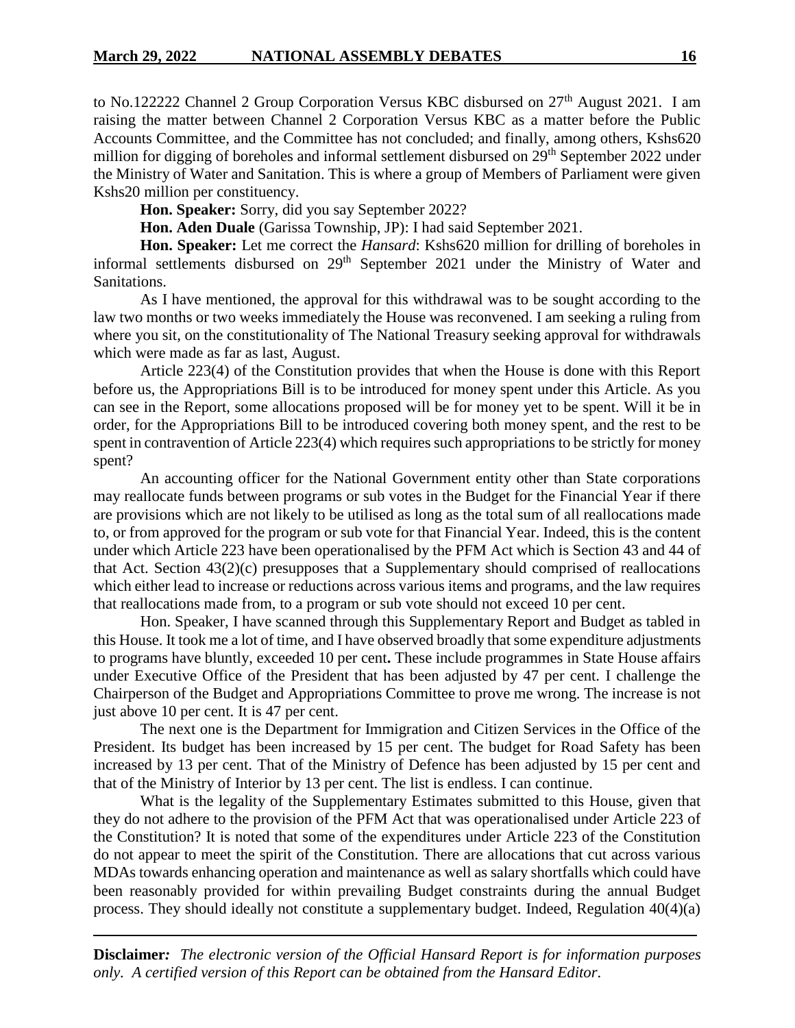to No.122222 Channel 2 Group Corporation Versus KBC disbursed on 27th August 2021. I am raising the matter between Channel 2 Corporation Versus KBC as a matter before the Public Accounts Committee, and the Committee has not concluded; and finally, among others, Kshs620 million for digging of boreholes and informal settlement disbursed on 29th September 2022 under the Ministry of Water and Sanitation. This is where a group of Members of Parliament were given Kshs20 million per constituency.

**Hon. Speaker:** Sorry, did you say September 2022?

**Hon. Aden Duale** (Garissa Township, JP): I had said September 2021.

**Hon. Speaker:** Let me correct the *Hansard*: Kshs620 million for drilling of boreholes in informal settlements disbursed on 29th September 2021 under the Ministry of Water and Sanitations.

As I have mentioned, the approval for this withdrawal was to be sought according to the law two months or two weeks immediately the House was reconvened. I am seeking a ruling from where you sit, on the constitutionality of The National Treasury seeking approval for withdrawals which were made as far as last, August.

Article 223(4) of the Constitution provides that when the House is done with this Report before us, the Appropriations Bill is to be introduced for money spent under this Article. As you can see in the Report, some allocations proposed will be for money yet to be spent. Will it be in order, for the Appropriations Bill to be introduced covering both money spent, and the rest to be spent in contravention of Article 223(4) which requires such appropriations to be strictly for money spent?

An accounting officer for the National Government entity other than State corporations may reallocate funds between programs or sub votes in the Budget for the Financial Year if there are provisions which are not likely to be utilised as long as the total sum of all reallocations made to, or from approved for the program or sub vote for that Financial Year. Indeed, this is the content under which Article 223 have been operationalised by the PFM Act which is Section 43 and 44 of that Act. Section 43(2)(c) presupposes that a Supplementary should comprised of reallocations which either lead to increase or reductions across various items and programs, and the law requires that reallocations made from, to a program or sub vote should not exceed 10 per cent.

Hon. Speaker, I have scanned through this Supplementary Report and Budget as tabled in this House. It took me a lot of time, and I have observed broadly that some expenditure adjustments to programs have bluntly, exceeded 10 per cent**.** These include programmes in State House affairs under Executive Office of the President that has been adjusted by 47 per cent. I challenge the Chairperson of the Budget and Appropriations Committee to prove me wrong. The increase is not just above 10 per cent. It is 47 per cent.

The next one is the Department for Immigration and Citizen Services in the Office of the President. Its budget has been increased by 15 per cent. The budget for Road Safety has been increased by 13 per cent. That of the Ministry of Defence has been adjusted by 15 per cent and that of the Ministry of Interior by 13 per cent. The list is endless. I can continue.

What is the legality of the Supplementary Estimates submitted to this House, given that they do not adhere to the provision of the PFM Act that was operationalised under Article 223 of the Constitution? It is noted that some of the expenditures under Article 223 of the Constitution do not appear to meet the spirit of the Constitution. There are allocations that cut across various MDAs towards enhancing operation and maintenance as well as salary shortfalls which could have been reasonably provided for within prevailing Budget constraints during the annual Budget process. They should ideally not constitute a supplementary budget. Indeed, Regulation 40(4)(a)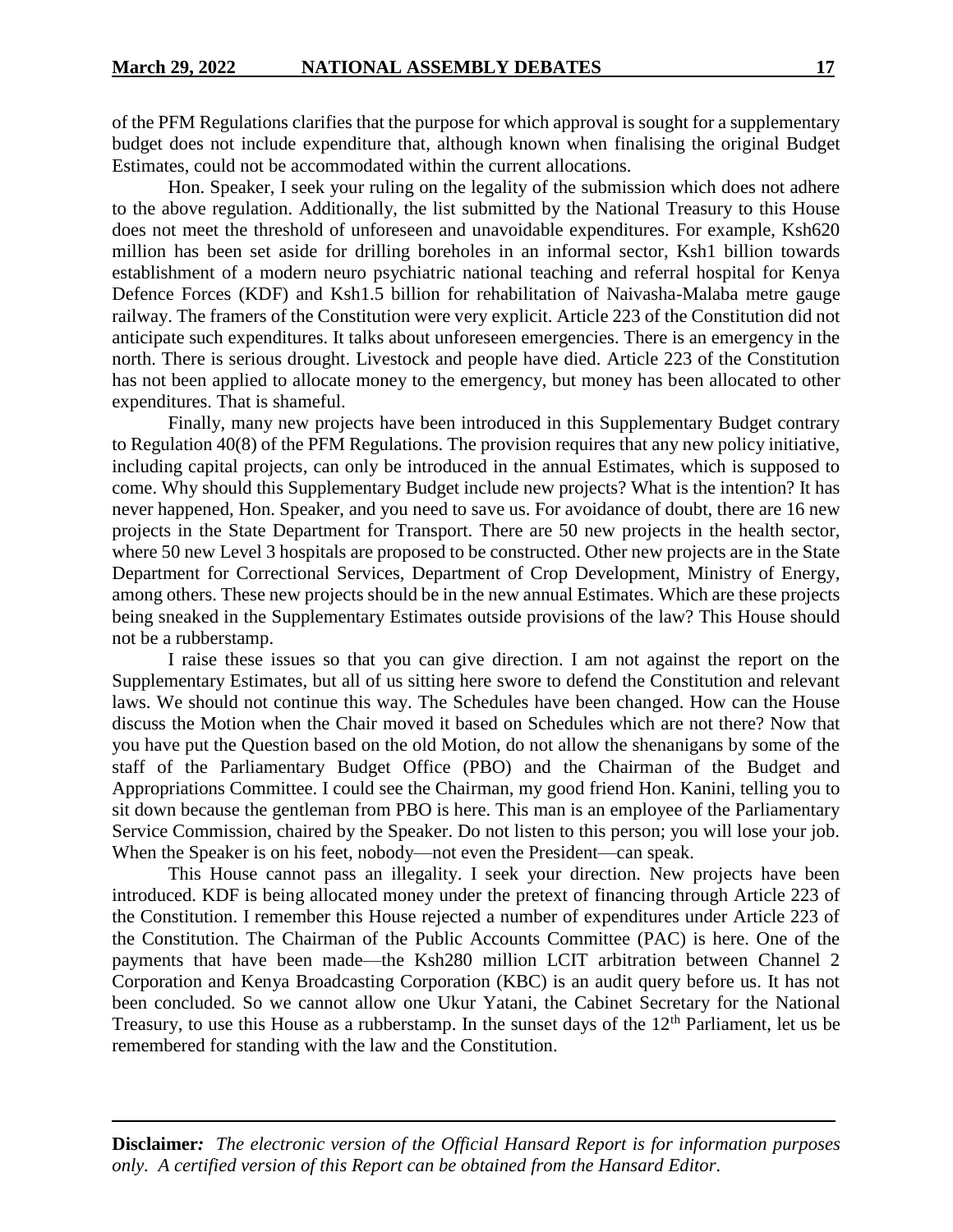of the PFM Regulations clarifies that the purpose for which approval is sought for a supplementary budget does not include expenditure that, although known when finalising the original Budget Estimates, could not be accommodated within the current allocations.

Hon. Speaker, I seek your ruling on the legality of the submission which does not adhere to the above regulation. Additionally, the list submitted by the National Treasury to this House does not meet the threshold of unforeseen and unavoidable expenditures. For example, Ksh620 million has been set aside for drilling boreholes in an informal sector, Ksh1 billion towards establishment of a modern neuro psychiatric national teaching and referral hospital for Kenya Defence Forces (KDF) and Ksh1.5 billion for rehabilitation of Naivasha-Malaba metre gauge railway. The framers of the Constitution were very explicit. Article 223 of the Constitution did not anticipate such expenditures. It talks about unforeseen emergencies. There is an emergency in the north. There is serious drought. Livestock and people have died. Article 223 of the Constitution has not been applied to allocate money to the emergency, but money has been allocated to other expenditures. That is shameful.

Finally, many new projects have been introduced in this Supplementary Budget contrary to Regulation 40(8) of the PFM Regulations. The provision requires that any new policy initiative, including capital projects, can only be introduced in the annual Estimates, which is supposed to come. Why should this Supplementary Budget include new projects? What is the intention? It has never happened, Hon. Speaker, and you need to save us. For avoidance of doubt, there are 16 new projects in the State Department for Transport. There are 50 new projects in the health sector, where 50 new Level 3 hospitals are proposed to be constructed. Other new projects are in the State Department for Correctional Services, Department of Crop Development, Ministry of Energy, among others. These new projects should be in the new annual Estimates. Which are these projects being sneaked in the Supplementary Estimates outside provisions of the law? This House should not be a rubberstamp.

I raise these issues so that you can give direction. I am not against the report on the Supplementary Estimates, but all of us sitting here swore to defend the Constitution and relevant laws. We should not continue this way. The Schedules have been changed. How can the House discuss the Motion when the Chair moved it based on Schedules which are not there? Now that you have put the Question based on the old Motion, do not allow the shenanigans by some of the staff of the Parliamentary Budget Office (PBO) and the Chairman of the Budget and Appropriations Committee. I could see the Chairman, my good friend Hon. Kanini, telling you to sit down because the gentleman from PBO is here. This man is an employee of the Parliamentary Service Commission, chaired by the Speaker. Do not listen to this person; you will lose your job. When the Speaker is on his feet, nobody—not even the President—can speak.

This House cannot pass an illegality. I seek your direction. New projects have been introduced. KDF is being allocated money under the pretext of financing through Article 223 of the Constitution. I remember this House rejected a number of expenditures under Article 223 of the Constitution. The Chairman of the Public Accounts Committee (PAC) is here. One of the payments that have been made—the Ksh280 million LCIT arbitration between Channel 2 Corporation and Kenya Broadcasting Corporation (KBC) is an audit query before us. It has not been concluded. So we cannot allow one Ukur Yatani, the Cabinet Secretary for the National Treasury, to use this House as a rubberstamp. In the sunset days of the 12th Parliament, let us be remembered for standing with the law and the Constitution.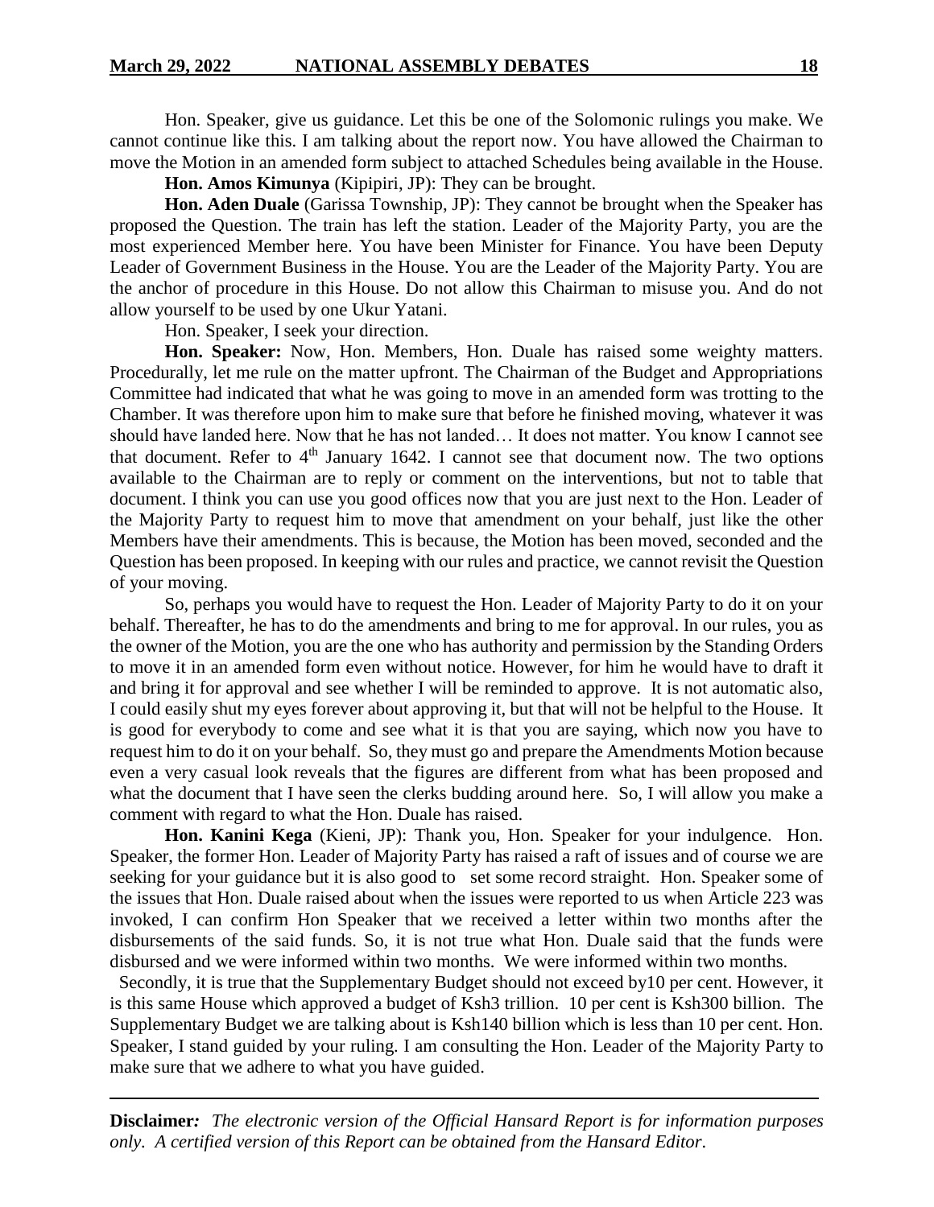Hon. Speaker, give us guidance. Let this be one of the Solomonic rulings you make. We cannot continue like this. I am talking about the report now. You have allowed the Chairman to move the Motion in an amended form subject to attached Schedules being available in the House.

**Hon. Amos Kimunya** (Kipipiri, JP): They can be brought.

**Hon. Aden Duale** (Garissa Township, JP): They cannot be brought when the Speaker has proposed the Question. The train has left the station. Leader of the Majority Party, you are the most experienced Member here. You have been Minister for Finance. You have been Deputy Leader of Government Business in the House. You are the Leader of the Majority Party. You are the anchor of procedure in this House. Do not allow this Chairman to misuse you. And do not allow yourself to be used by one Ukur Yatani.

Hon. Speaker, I seek your direction.

**Hon. Speaker:** Now, Hon. Members, Hon. Duale has raised some weighty matters. Procedurally, let me rule on the matter upfront. The Chairman of the Budget and Appropriations Committee had indicated that what he was going to move in an amended form was trotting to the Chamber. It was therefore upon him to make sure that before he finished moving, whatever it was should have landed here. Now that he has not landed… It does not matter. You know I cannot see that document. Refer to 4th January 1642. I cannot see that document now. The two options available to the Chairman are to reply or comment on the interventions, but not to table that document. I think you can use you good offices now that you are just next to the Hon. Leader of the Majority Party to request him to move that amendment on your behalf, just like the other Members have their amendments. This is because, the Motion has been moved, seconded and the Question has been proposed. In keeping with our rules and practice, we cannot revisit the Question of your moving.

So, perhaps you would have to request the Hon. Leader of Majority Party to do it on your behalf. Thereafter, he has to do the amendments and bring to me for approval. In our rules, you as the owner of the Motion, you are the one who has authority and permission by the Standing Orders to move it in an amended form even without notice. However, for him he would have to draft it and bring it for approval and see whether I will be reminded to approve. It is not automatic also, I could easily shut my eyes forever about approving it, but that will not be helpful to the House. It is good for everybody to come and see what it is that you are saying, which now you have to request him to do it on your behalf. So, they must go and prepare the Amendments Motion because even a very casual look reveals that the figures are different from what has been proposed and what the document that I have seen the clerks budding around here. So, I will allow you make a comment with regard to what the Hon. Duale has raised.

**Hon. Kanini Kega** (Kieni, JP): Thank you, Hon. Speaker for your indulgence. Hon. Speaker, the former Hon. Leader of Majority Party has raised a raft of issues and of course we are seeking for your guidance but it is also good to set some record straight. Hon. Speaker some of the issues that Hon. Duale raised about when the issues were reported to us when Article 223 was invoked, I can confirm Hon Speaker that we received a letter within two months after the disbursements of the said funds. So, it is not true what Hon. Duale said that the funds were disbursed and we were informed within two months. We were informed within two months.

Secondly, it is true that the Supplementary Budget should not exceed by10 per cent. However, it is this same House which approved a budget of Ksh3 trillion. 10 per cent is Ksh300 billion. The Supplementary Budget we are talking about is Ksh140 billion which is less than 10 per cent. Hon. Speaker, I stand guided by your ruling. I am consulting the Hon. Leader of the Majority Party to make sure that we adhere to what you have guided.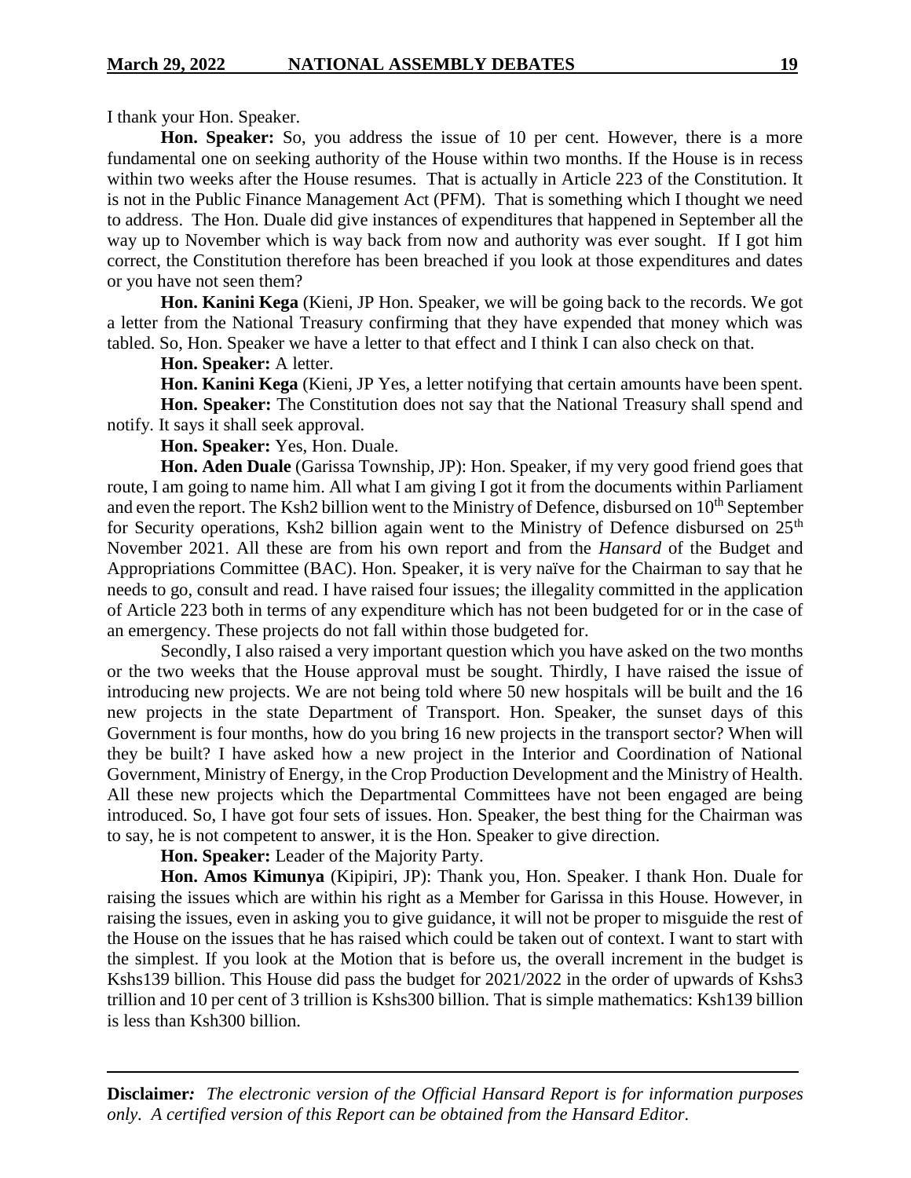I thank your Hon. Speaker.

**Hon. Speaker:** So, you address the issue of 10 per cent. However, there is a more fundamental one on seeking authority of the House within two months. If the House is in recess within two weeks after the House resumes. That is actually in Article 223 of the Constitution. It is not in the Public Finance Management Act (PFM). That is something which I thought we need to address. The Hon. Duale did give instances of expenditures that happened in September all the way up to November which is way back from now and authority was ever sought. If I got him correct, the Constitution therefore has been breached if you look at those expenditures and dates or you have not seen them?

**Hon. Kanini Kega** (Kieni, JP Hon. Speaker, we will be going back to the records. We got a letter from the National Treasury confirming that they have expended that money which was tabled. So, Hon. Speaker we have a letter to that effect and I think I can also check on that.

**Hon. Speaker:** A letter.

**Hon. Kanini Kega** (Kieni, JP Yes, a letter notifying that certain amounts have been spent.

**Hon. Speaker:** The Constitution does not say that the National Treasury shall spend and notify. It says it shall seek approval.

**Hon. Speaker:** Yes, Hon. Duale.

**Hon. Aden Duale** (Garissa Township, JP): Hon. Speaker, if my very good friend goes that route, I am going to name him. All what I am giving I got it from the documents within Parliament and even the report. The Ksh2 billion went to the Ministry of Defence, disbursed on 10th September for Security operations, Ksh2 billion again went to the Ministry of Defence disbursed on 25th November 2021. All these are from his own report and from the *Hansard* of the Budget and Appropriations Committee (BAC). Hon. Speaker, it is very naïve for the Chairman to say that he needs to go, consult and read. I have raised four issues; the illegality committed in the application of Article 223 both in terms of any expenditure which has not been budgeted for or in the case of an emergency. These projects do not fall within those budgeted for.

Secondly, I also raised a very important question which you have asked on the two months or the two weeks that the House approval must be sought. Thirdly, I have raised the issue of introducing new projects. We are not being told where 50 new hospitals will be built and the 16 new projects in the state Department of Transport. Hon. Speaker, the sunset days of this Government is four months, how do you bring 16 new projects in the transport sector? When will they be built? I have asked how a new project in the Interior and Coordination of National Government, Ministry of Energy, in the Crop Production Development and the Ministry of Health. All these new projects which the Departmental Committees have not been engaged are being introduced. So, I have got four sets of issues. Hon. Speaker, the best thing for the Chairman was to say, he is not competent to answer, it is the Hon. Speaker to give direction.

**Hon. Speaker:** Leader of the Majority Party.

**Hon. Amos Kimunya** (Kipipiri, JP): Thank you, Hon. Speaker. I thank Hon. Duale for raising the issues which are within his right as a Member for Garissa in this House. However, in raising the issues, even in asking you to give guidance, it will not be proper to misguide the rest of the House on the issues that he has raised which could be taken out of context. I want to start with the simplest. If you look at the Motion that is before us, the overall increment in the budget is Kshs139 billion. This House did pass the budget for 2021/2022 in the order of upwards of Kshs3 trillion and 10 per cent of 3 trillion is Kshs300 billion. That is simple mathematics: Ksh139 billion is less than Ksh300 billion.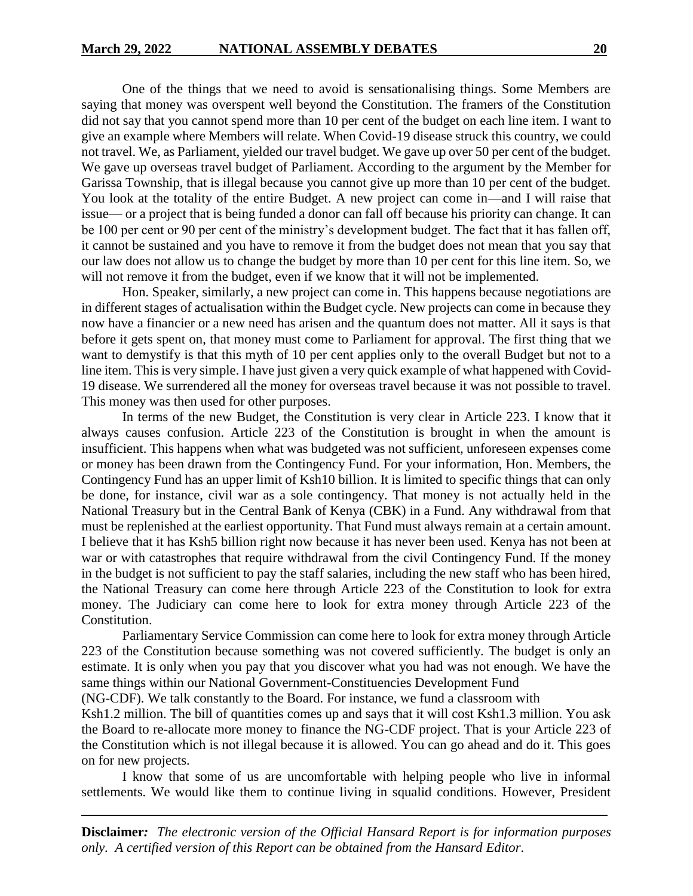One of the things that we need to avoid is sensationalising things. Some Members are saying that money was overspent well beyond the Constitution. The framers of the Constitution did not say that you cannot spend more than 10 per cent of the budget on each line item. I want to give an example where Members will relate. When Covid-19 disease struck this country, we could not travel. We, as Parliament, yielded our travel budget. We gave up over 50 per cent of the budget. We gave up overseas travel budget of Parliament. According to the argument by the Member for Garissa Township, that is illegal because you cannot give up more than 10 per cent of the budget. You look at the totality of the entire Budget. A new project can come in—and I will raise that issue— or a project that is being funded a donor can fall off because his priority can change. It can be 100 per cent or 90 per cent of the ministry's development budget. The fact that it has fallen off, it cannot be sustained and you have to remove it from the budget does not mean that you say that our law does not allow us to change the budget by more than 10 per cent for this line item. So, we will not remove it from the budget, even if we know that it will not be implemented.

Hon. Speaker, similarly, a new project can come in. This happens because negotiations are in different stages of actualisation within the Budget cycle. New projects can come in because they now have a financier or a new need has arisen and the quantum does not matter. All it says is that before it gets spent on, that money must come to Parliament for approval. The first thing that we want to demystify is that this myth of 10 per cent applies only to the overall Budget but not to a line item. This is very simple. I have just given a very quick example of what happened with Covid-19 disease. We surrendered all the money for overseas travel because it was not possible to travel. This money was then used for other purposes.

In terms of the new Budget, the Constitution is very clear in Article 223. I know that it always causes confusion. Article 223 of the Constitution is brought in when the amount is insufficient. This happens when what was budgeted was not sufficient, unforeseen expenses come or money has been drawn from the Contingency Fund. For your information, Hon. Members, the Contingency Fund has an upper limit of Ksh10 billion. It is limited to specific things that can only be done, for instance, civil war as a sole contingency. That money is not actually held in the National Treasury but in the Central Bank of Kenya (CBK) in a Fund. Any withdrawal from that must be replenished at the earliest opportunity. That Fund must always remain at a certain amount. I believe that it has Ksh5 billion right now because it has never been used. Kenya has not been at war or with catastrophes that require withdrawal from the civil Contingency Fund. If the money in the budget is not sufficient to pay the staff salaries, including the new staff who has been hired, the National Treasury can come here through Article 223 of the Constitution to look for extra money. The Judiciary can come here to look for extra money through Article 223 of the Constitution.

Parliamentary Service Commission can come here to look for extra money through Article 223 of the Constitution because something was not covered sufficiently. The budget is only an estimate. It is only when you pay that you discover what you had was not enough. We have the same things within our National Government-Constituencies Development Fund (NG-CDF). We talk constantly to the Board. For instance, we fund a classroom with Ksh1.2 million. The bill of quantities comes up and says that it will cost Ksh1.3 million. You ask the Board to re-allocate more money to finance the NG-CDF project. That is your Article 223 of the Constitution which is not illegal because it is allowed. You can go ahead and do it. This goes on for new projects.

I know that some of us are uncomfortable with helping people who live in informal settlements. We would like them to continue living in squalid conditions. However, President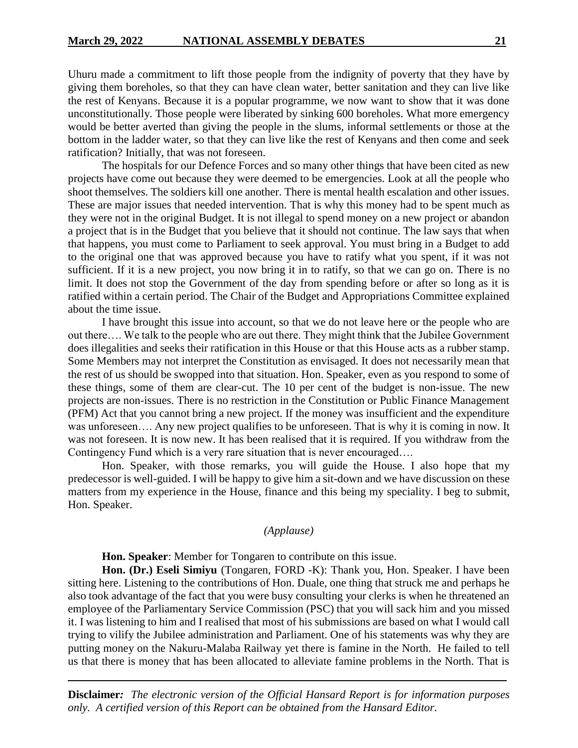Uhuru made a commitment to lift those people from the indignity of poverty that they have by giving them boreholes, so that they can have clean water, better sanitation and they can live like the rest of Kenyans. Because it is a popular programme, we now want to show that it was done unconstitutionally. Those people were liberated by sinking 600 boreholes. What more emergency would be better averted than giving the people in the slums, informal settlements or those at the bottom in the ladder water, so that they can live like the rest of Kenyans and then come and seek ratification? Initially, that was not foreseen.

The hospitals for our Defence Forces and so many other things that have been cited as new projects have come out because they were deemed to be emergencies. Look at all the people who shoot themselves. The soldiers kill one another. There is mental health escalation and other issues. These are major issues that needed intervention. That is why this money had to be spent much as they were not in the original Budget. It is not illegal to spend money on a new project or abandon a project that is in the Budget that you believe that it should not continue. The law says that when that happens, you must come to Parliament to seek approval. You must bring in a Budget to add to the original one that was approved because you have to ratify what you spent, if it was not sufficient. If it is a new project, you now bring it in to ratify, so that we can go on. There is no limit. It does not stop the Government of the day from spending before or after so long as it is ratified within a certain period. The Chair of the Budget and Appropriations Committee explained about the time issue.

I have brought this issue into account, so that we do not leave here or the people who are out there…. We talk to the people who are out there. They might think that the Jubilee Government does illegalities and seeks their ratification in this House or that this House acts as a rubber stamp. Some Members may not interpret the Constitution as envisaged. It does not necessarily mean that the rest of us should be swopped into that situation. Hon. Speaker, even as you respond to some of these things, some of them are clear-cut. The 10 per cent of the budget is non-issue. The new projects are non-issues. There is no restriction in the Constitution or Public Finance Management (PFM) Act that you cannot bring a new project. If the money was insufficient and the expenditure was unforeseen…. Any new project qualifies to be unforeseen. That is why it is coming in now. It was not foreseen. It is now new. It has been realised that it is required. If you withdraw from the Contingency Fund which is a very rare situation that is never encouraged….

Hon. Speaker, with those remarks, you will guide the House. I also hope that my predecessor is well-guided. I will be happy to give him a sit-down and we have discussion on these matters from my experience in the House, finance and this being my speciality. I beg to submit, Hon. Speaker.

*(Applause)*

**Hon. Speaker**: Member for Tongaren to contribute on this issue.

**Hon. (Dr.) Eseli Simiyu** (Tongaren, FORD -K): Thank you, Hon. Speaker. I have been sitting here. Listening to the contributions of Hon. Duale, one thing that struck me and perhaps he also took advantage of the fact that you were busy consulting your clerks is when he threatened an employee of the Parliamentary Service Commission (PSC) that you will sack him and you missed it. I was listening to him and I realised that most of his submissions are based on what I would call trying to vilify the Jubilee administration and Parliament. One of his statements was why they are putting money on the Nakuru-Malaba Railway yet there is famine in the North. He failed to tell us that there is money that has been allocated to alleviate famine problems in the North. That is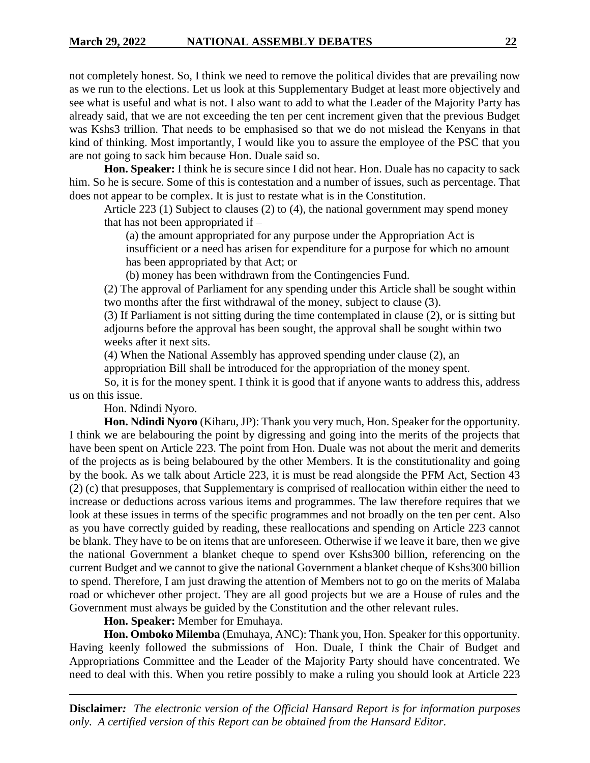not completely honest. So, I think we need to remove the political divides that are prevailing now as we run to the elections. Let us look at this Supplementary Budget at least more objectively and see what is useful and what is not. I also want to add to what the Leader of the Majority Party has already said, that we are not exceeding the ten per cent increment given that the previous Budget was Kshs3 trillion. That needs to be emphasised so that we do not mislead the Kenyans in that kind of thinking. Most importantly, I would like you to assure the employee of the PSC that you are not going to sack him because Hon. Duale said so.

**Hon. Speaker:** I think he is secure since I did not hear. Hon. Duale has no capacity to sack him. So he is secure. Some of this is contestation and a number of issues, such as percentage. That does not appear to be complex. It is just to restate what is in the Constitution.

> Article 223 (1) Subject to clauses (2) to (4), the national government may spend money that has not been appropriated if –
>
> > (a) the amount appropriated for any purpose under the Appropriation Act is insufficient or a need has arisen for expenditure for a purpose for which no amount has been appropriated by that Act; or
> >
> > (b) money has been withdrawn from the Contingencies Fund.
>
> (2) The approval of Parliament for any spending under this Article shall be sought within two months after the first withdrawal of the money, subject to clause (3).
>
> (3) If Parliament is not sitting during the time contemplated in clause (2), or is sitting but adjourns before the approval has been sought, the approval shall be sought within two weeks after it next sits.
>
> (4) When the National Assembly has approved spending under clause (2), an appropriation Bill shall be introduced for the appropriation of the money spent.

So, it is for the money spent. I think it is good that if anyone wants to address this, address us on this issue.

Hon. Ndindi Nyoro.

**Hon. Ndindi Nyoro** (Kiharu, JP): Thank you very much, Hon. Speaker for the opportunity. I think we are belabouring the point by digressing and going into the merits of the projects that have been spent on Article 223. The point from Hon. Duale was not about the merit and demerits of the projects as is being belaboured by the other Members. It is the constitutionality and going by the book. As we talk about Article 223, it is must be read alongside the PFM Act, Section 43 (2) (c) that presupposes, that Supplementary is comprised of reallocation within either the need to increase or deductions across various items and programmes. The law therefore requires that we look at these issues in terms of the specific programmes and not broadly on the ten per cent. Also as you have correctly guided by reading, these reallocations and spending on Article 223 cannot be blank. They have to be on items that are unforeseen. Otherwise if we leave it bare, then we give the national Government a blanket cheque to spend over Kshs300 billion, referencing on the current Budget and we cannot to give the national Government a blanket cheque of Kshs300 billion to spend. Therefore, I am just drawing the attention of Members not to go on the merits of Malaba road or whichever other project. They are all good projects but we are a House of rules and the Government must always be guided by the Constitution and the other relevant rules.

**Hon. Speaker:** Member for Emuhaya.

**Hon. Omboko Milemba** (Emuhaya, ANC): Thank you, Hon. Speaker for this opportunity. Having keenly followed the submissions of Hon. Duale, I think the Chair of Budget and Appropriations Committee and the Leader of the Majority Party should have concentrated. We need to deal with this. When you retire possibly to make a ruling you should look at Article 223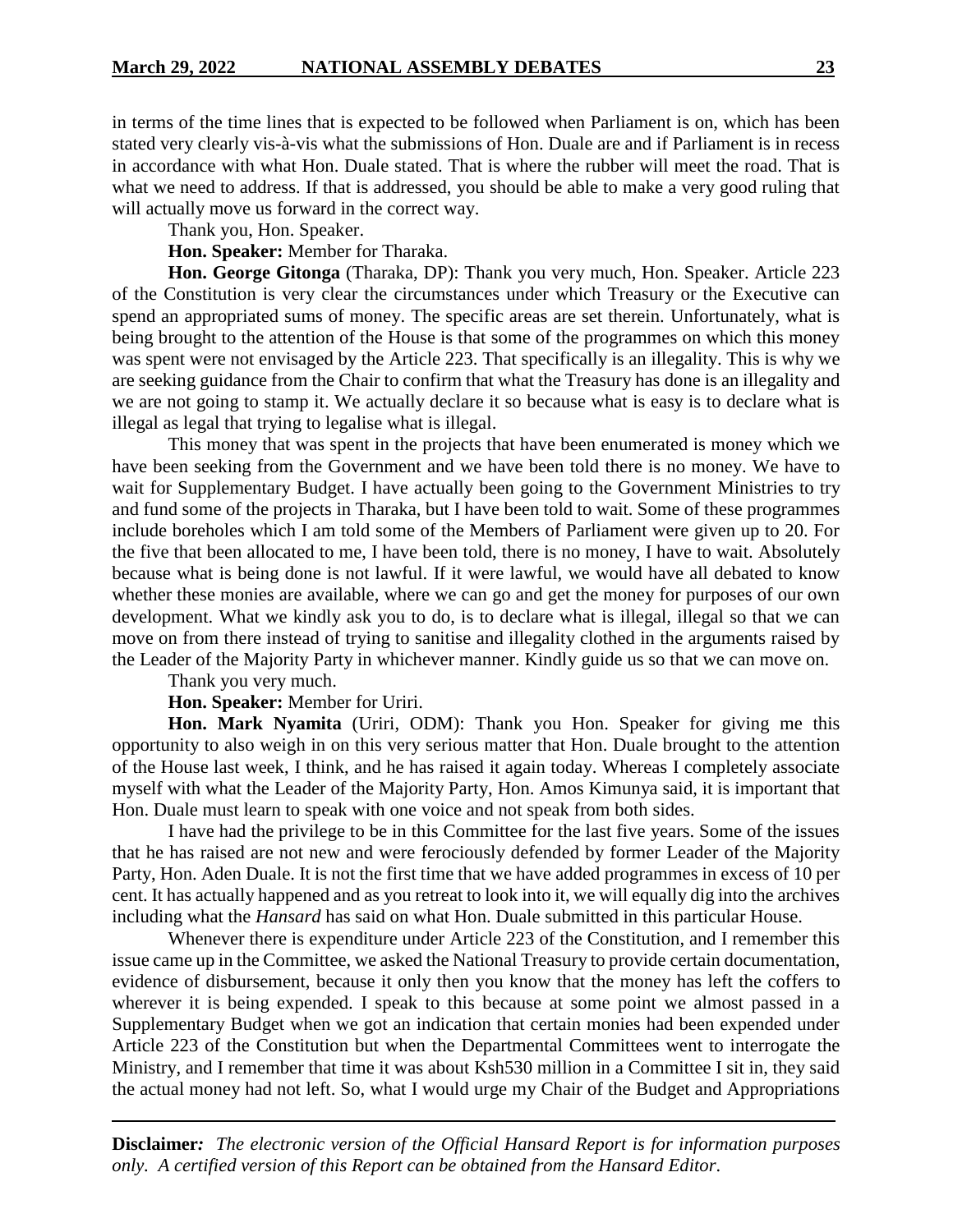in terms of the time lines that is expected to be followed when Parliament is on, which has been stated very clearly vis-à-vis what the submissions of Hon. Duale are and if Parliament is in recess in accordance with what Hon. Duale stated. That is where the rubber will meet the road. That is what we need to address. If that is addressed, you should be able to make a very good ruling that will actually move us forward in the correct way.

Thank you, Hon. Speaker.

**Hon. Speaker:** Member for Tharaka.

**Hon. George Gitonga** (Tharaka, DP): Thank you very much, Hon. Speaker. Article 223 of the Constitution is very clear the circumstances under which Treasury or the Executive can spend an appropriated sums of money. The specific areas are set therein. Unfortunately, what is being brought to the attention of the House is that some of the programmes on which this money was spent were not envisaged by the Article 223. That specifically is an illegality. This is why we are seeking guidance from the Chair to confirm that what the Treasury has done is an illegality and we are not going to stamp it. We actually declare it so because what is easy is to declare what is illegal as legal that trying to legalise what is illegal.

This money that was spent in the projects that have been enumerated is money which we have been seeking from the Government and we have been told there is no money. We have to wait for Supplementary Budget. I have actually been going to the Government Ministries to try and fund some of the projects in Tharaka, but I have been told to wait. Some of these programmes include boreholes which I am told some of the Members of Parliament were given up to 20. For the five that been allocated to me, I have been told, there is no money, I have to wait. Absolutely because what is being done is not lawful. If it were lawful, we would have all debated to know whether these monies are available, where we can go and get the money for purposes of our own development. What we kindly ask you to do, is to declare what is illegal, illegal so that we can move on from there instead of trying to sanitise and illegality clothed in the arguments raised by the Leader of the Majority Party in whichever manner. Kindly guide us so that we can move on.

Thank you very much.

**Hon. Speaker:** Member for Uriri.

**Hon. Mark Nyamita** (Uriri, ODM): Thank you Hon. Speaker for giving me this opportunity to also weigh in on this very serious matter that Hon. Duale brought to the attention of the House last week, I think, and he has raised it again today. Whereas I completely associate myself with what the Leader of the Majority Party, Hon. Amos Kimunya said, it is important that Hon. Duale must learn to speak with one voice and not speak from both sides.

I have had the privilege to be in this Committee for the last five years. Some of the issues that he has raised are not new and were ferociously defended by former Leader of the Majority Party, Hon. Aden Duale. It is not the first time that we have added programmes in excess of 10 per cent. It has actually happened and as you retreat to look into it, we will equally dig into the archives including what the *Hansard* has said on what Hon. Duale submitted in this particular House.

Whenever there is expenditure under Article 223 of the Constitution, and I remember this issue came up in the Committee, we asked the National Treasury to provide certain documentation, evidence of disbursement, because it only then you know that the money has left the coffers to wherever it is being expended. I speak to this because at some point we almost passed in a Supplementary Budget when we got an indication that certain monies had been expended under Article 223 of the Constitution but when the Departmental Committees went to interrogate the Ministry, and I remember that time it was about Ksh530 million in a Committee I sit in, they said the actual money had not left. So, what I would urge my Chair of the Budget and Appropriations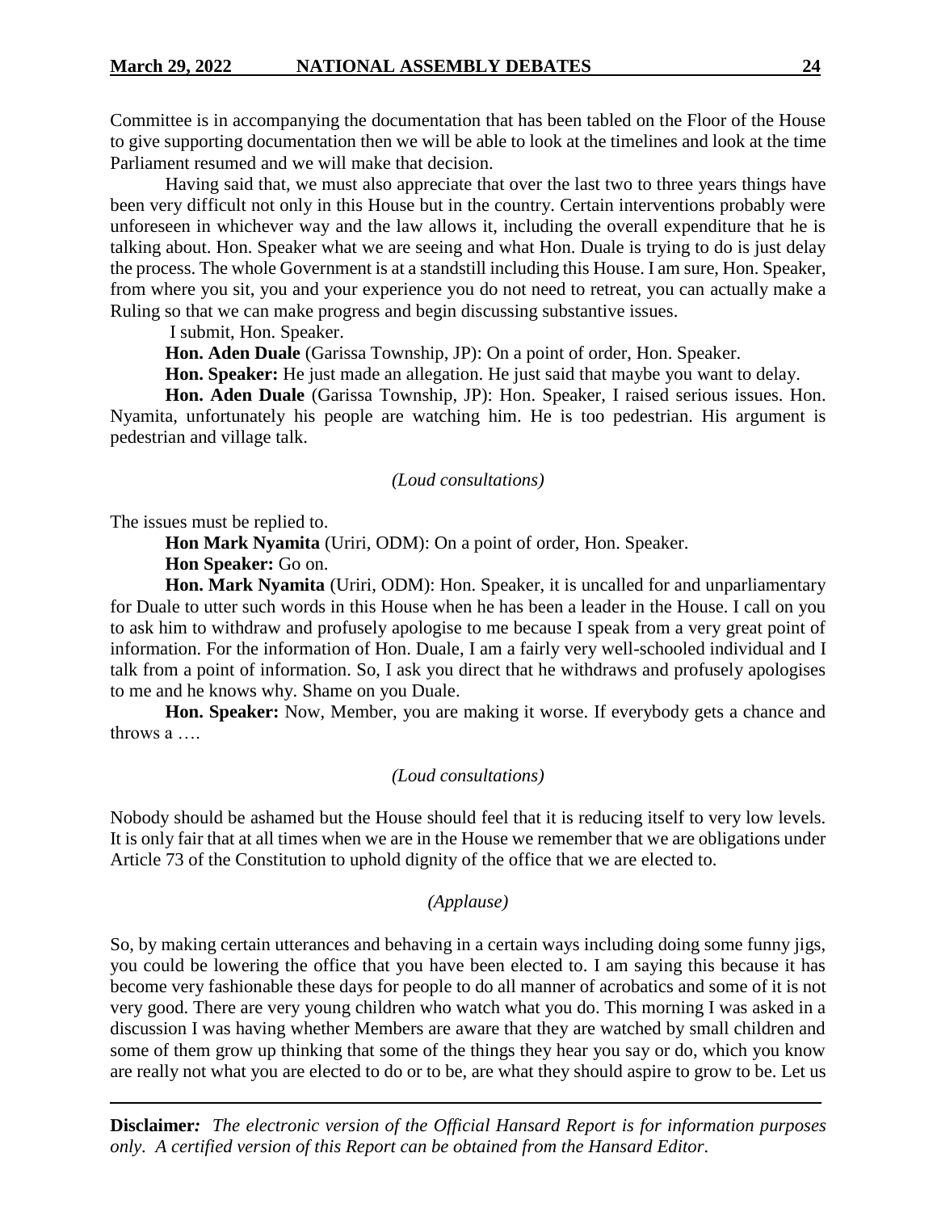Committee is in accompanying the documentation that has been tabled on the Floor of the House to give supporting documentation then we will be able to look at the timelines and look at the time Parliament resumed and we will make that decision.

Having said that, we must also appreciate that over the last two to three years things have been very difficult not only in this House but in the country. Certain interventions probably were unforeseen in whichever way and the law allows it, including the overall expenditure that he is talking about. Hon. Speaker what we are seeing and what Hon. Duale is trying to do is just delay the process. The whole Government is at a standstill including this House. I am sure, Hon. Speaker, from where you sit, you and your experience you do not need to retreat, you can actually make a Ruling so that we can make progress and begin discussing substantive issues.

I submit, Hon. Speaker.

**Hon. Aden Duale** (Garissa Township, JP): On a point of order, Hon. Speaker.

**Hon. Speaker:** He just made an allegation. He just said that maybe you want to delay.

**Hon. Aden Duale** (Garissa Township, JP): Hon. Speaker, I raised serious issues. Hon. Nyamita, unfortunately his people are watching him. He is too pedestrian. His argument is pedestrian and village talk.

*(Loud consultations)*

The issues must be replied to.

**Hon Mark Nyamita** (Uriri, ODM): On a point of order, Hon. Speaker.

**Hon Speaker:** Go on.

**Hon. Mark Nyamita** (Uriri, ODM): Hon. Speaker, it is uncalled for and unparliamentary for Duale to utter such words in this House when he has been a leader in the House. I call on you to ask him to withdraw and profusely apologise to me because I speak from a very great point of information. For the information of Hon. Duale, I am a fairly very well-schooled individual and I talk from a point of information. So, I ask you direct that he withdraws and profusely apologises to me and he knows why. Shame on you Duale.

**Hon. Speaker:** Now, Member, you are making it worse. If everybody gets a chance and throws a ….

*(Loud consultations)*

Nobody should be ashamed but the House should feel that it is reducing itself to very low levels. It is only fair that at all times when we are in the House we remember that we are obligations under Article 73 of the Constitution to uphold dignity of the office that we are elected to.

*(Applause)*

So, by making certain utterances and behaving in a certain ways including doing some funny jigs, you could be lowering the office that you have been elected to. I am saying this because it has become very fashionable these days for people to do all manner of acrobatics and some of it is not very good. There are very young children who watch what you do. This morning I was asked in a discussion I was having whether Members are aware that they are watched by small children and some of them grow up thinking that some of the things they hear you say or do, which you know are really not what you are elected to do or to be, are what they should aspire to grow to be. Let us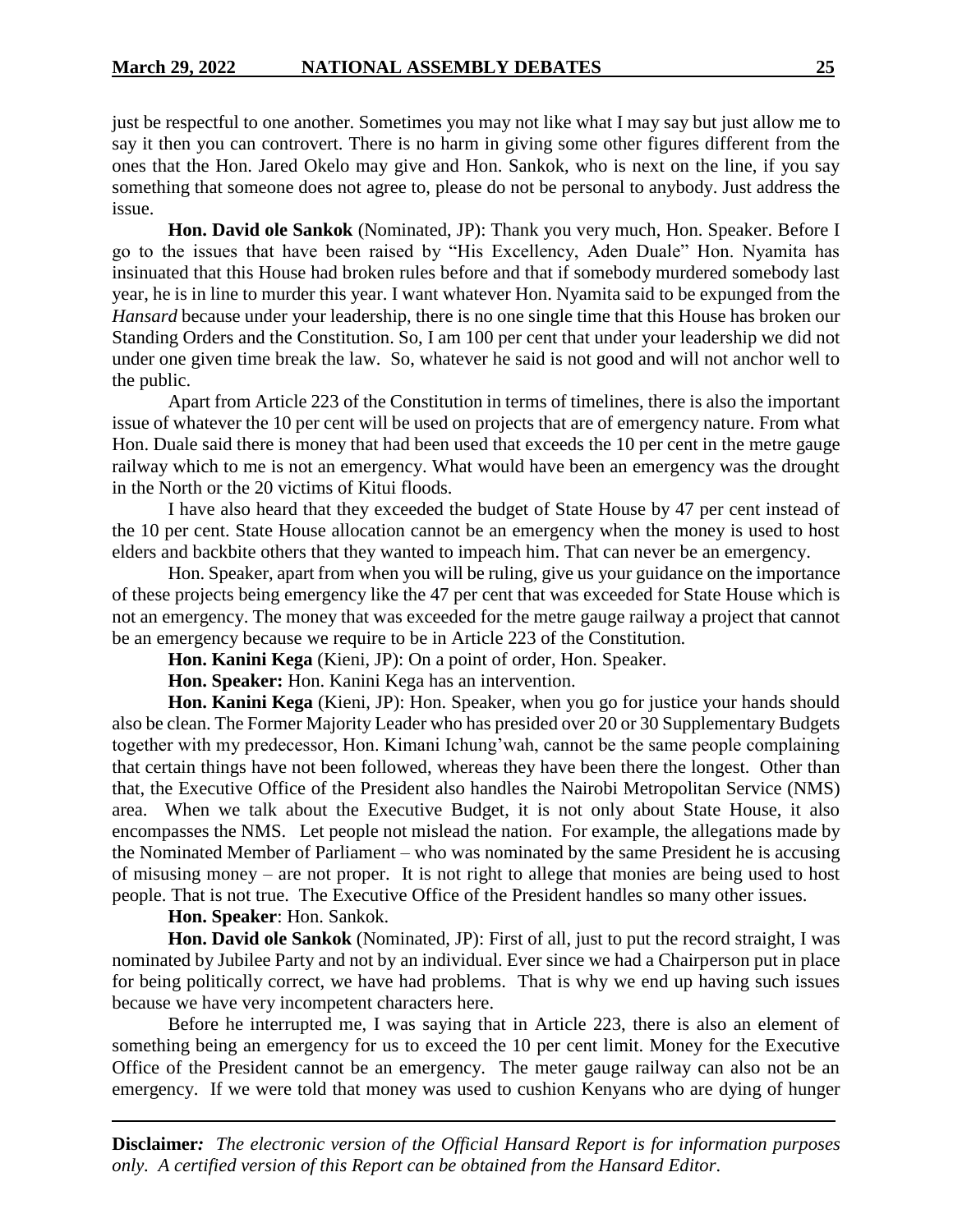just be respectful to one another. Sometimes you may not like what I may say but just allow me to say it then you can controvert. There is no harm in giving some other figures different from the ones that the Hon. Jared Okelo may give and Hon. Sankok, who is next on the line, if you say something that someone does not agree to, please do not be personal to anybody. Just address the issue.

**Hon. David ole Sankok** (Nominated, JP): Thank you very much, Hon. Speaker. Before I go to the issues that have been raised by "His Excellency, Aden Duale" Hon. Nyamita has insinuated that this House had broken rules before and that if somebody murdered somebody last year, he is in line to murder this year. I want whatever Hon. Nyamita said to be expunged from the *Hansard* because under your leadership, there is no one single time that this House has broken our Standing Orders and the Constitution. So, I am 100 per cent that under your leadership we did not under one given time break the law. So, whatever he said is not good and will not anchor well to the public.

Apart from Article 223 of the Constitution in terms of timelines, there is also the important issue of whatever the 10 per cent will be used on projects that are of emergency nature. From what Hon. Duale said there is money that had been used that exceeds the 10 per cent in the metre gauge railway which to me is not an emergency. What would have been an emergency was the drought in the North or the 20 victims of Kitui floods.

I have also heard that they exceeded the budget of State House by 47 per cent instead of the 10 per cent. State House allocation cannot be an emergency when the money is used to host elders and backbite others that they wanted to impeach him. That can never be an emergency.

Hon. Speaker, apart from when you will be ruling, give us your guidance on the importance of these projects being emergency like the 47 per cent that was exceeded for State House which is not an emergency. The money that was exceeded for the metre gauge railway a project that cannot be an emergency because we require to be in Article 223 of the Constitution.

**Hon. Kanini Kega** (Kieni, JP): On a point of order, Hon. Speaker.

**Hon. Speaker:** Hon. Kanini Kega has an intervention.

**Hon. Kanini Kega** (Kieni, JP): Hon. Speaker, when you go for justice your hands should also be clean. The Former Majority Leader who has presided over 20 or 30 Supplementary Budgets together with my predecessor, Hon. Kimani Ichung'wah, cannot be the same people complaining that certain things have not been followed, whereas they have been there the longest. Other than that, the Executive Office of the President also handles the Nairobi Metropolitan Service (NMS) area. When we talk about the Executive Budget, it is not only about State House, it also encompasses the NMS. Let people not mislead the nation. For example, the allegations made by the Nominated Member of Parliament – who was nominated by the same President he is accusing of misusing money – are not proper. It is not right to allege that monies are being used to host people. That is not true. The Executive Office of the President handles so many other issues.

**Hon. Speaker**: Hon. Sankok.

**Hon. David ole Sankok** (Nominated, JP): First of all, just to put the record straight, I was nominated by Jubilee Party and not by an individual. Ever since we had a Chairperson put in place for being politically correct, we have had problems. That is why we end up having such issues because we have very incompetent characters here.

Before he interrupted me, I was saying that in Article 223, there is also an element of something being an emergency for us to exceed the 10 per cent limit. Money for the Executive Office of the President cannot be an emergency. The meter gauge railway can also not be an emergency. If we were told that money was used to cushion Kenyans who are dying of hunger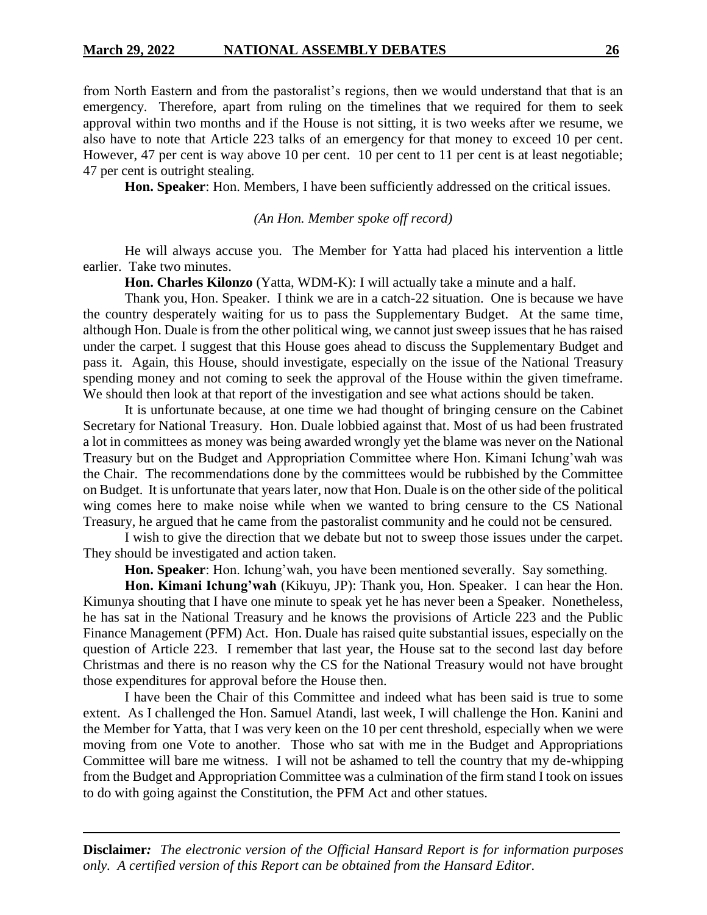from North Eastern and from the pastoralist's regions, then we would understand that that is an emergency. Therefore, apart from ruling on the timelines that we required for them to seek approval within two months and if the House is not sitting, it is two weeks after we resume, we also have to note that Article 223 talks of an emergency for that money to exceed 10 per cent. However, 47 per cent is way above 10 per cent. 10 per cent to 11 per cent is at least negotiable; 47 per cent is outright stealing.

**Hon. Speaker**: Hon. Members, I have been sufficiently addressed on the critical issues.

*(An Hon. Member spoke off record)*

He will always accuse you. The Member for Yatta had placed his intervention a little earlier. Take two minutes.

**Hon. Charles Kilonzo** (Yatta, WDM-K): I will actually take a minute and a half.

Thank you, Hon. Speaker. I think we are in a catch-22 situation. One is because we have the country desperately waiting for us to pass the Supplementary Budget. At the same time, although Hon. Duale is from the other political wing, we cannot just sweep issues that he has raised under the carpet. I suggest that this House goes ahead to discuss the Supplementary Budget and pass it. Again, this House, should investigate, especially on the issue of the National Treasury spending money and not coming to seek the approval of the House within the given timeframe. We should then look at that report of the investigation and see what actions should be taken.

It is unfortunate because, at one time we had thought of bringing censure on the Cabinet Secretary for National Treasury. Hon. Duale lobbied against that. Most of us had been frustrated a lot in committees as money was being awarded wrongly yet the blame was never on the National Treasury but on the Budget and Appropriation Committee where Hon. Kimani Ichung'wah was the Chair. The recommendations done by the committees would be rubbished by the Committee on Budget. It is unfortunate that years later, now that Hon. Duale is on the other side of the political wing comes here to make noise while when we wanted to bring censure to the CS National Treasury, he argued that he came from the pastoralist community and he could not be censured.

I wish to give the direction that we debate but not to sweep those issues under the carpet. They should be investigated and action taken.

**Hon. Speaker**: Hon. Ichung'wah, you have been mentioned severally. Say something.

**Hon. Kimani Ichung'wah** (Kikuyu, JP): Thank you, Hon. Speaker. I can hear the Hon. Kimunya shouting that I have one minute to speak yet he has never been a Speaker. Nonetheless, he has sat in the National Treasury and he knows the provisions of Article 223 and the Public Finance Management (PFM) Act. Hon. Duale has raised quite substantial issues, especially on the question of Article 223. I remember that last year, the House sat to the second last day before Christmas and there is no reason why the CS for the National Treasury would not have brought those expenditures for approval before the House then.

I have been the Chair of this Committee and indeed what has been said is true to some extent. As I challenged the Hon. Samuel Atandi, last week, I will challenge the Hon. Kanini and the Member for Yatta, that I was very keen on the 10 per cent threshold, especially when we were moving from one Vote to another. Those who sat with me in the Budget and Appropriations Committee will bare me witness. I will not be ashamed to tell the country that my de-whipping from the Budget and Appropriation Committee was a culmination of the firm stand I took on issues to do with going against the Constitution, the PFM Act and other statues.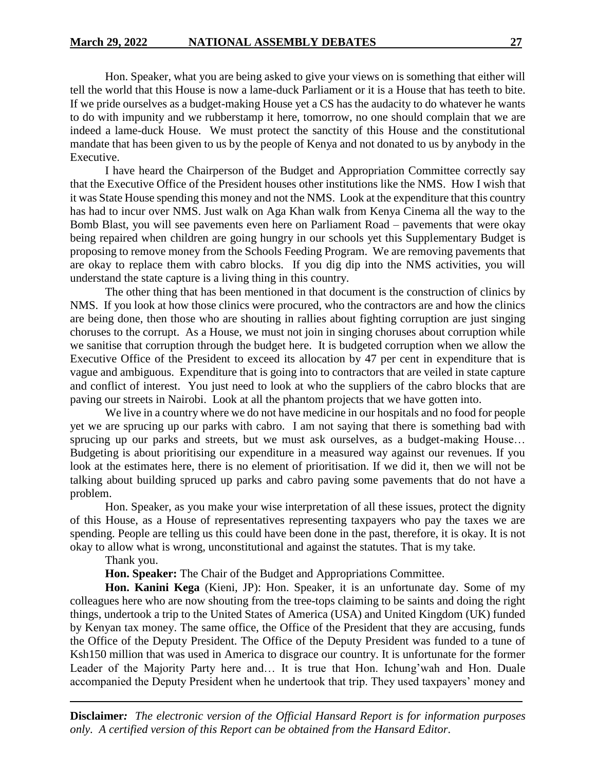Hon. Speaker, what you are being asked to give your views on is something that either will tell the world that this House is now a lame-duck Parliament or it is a House that has teeth to bite. If we pride ourselves as a budget-making House yet a CS has the audacity to do whatever he wants to do with impunity and we rubberstamp it here, tomorrow, no one should complain that we are indeed a lame-duck House. We must protect the sanctity of this House and the constitutional mandate that has been given to us by the people of Kenya and not donated to us by anybody in the Executive.

I have heard the Chairperson of the Budget and Appropriation Committee correctly say that the Executive Office of the President houses other institutions like the NMS. How I wish that it was State House spending this money and not the NMS. Look at the expenditure that this country has had to incur over NMS. Just walk on Aga Khan walk from Kenya Cinema all the way to the Bomb Blast, you will see pavements even here on Parliament Road – pavements that were okay being repaired when children are going hungry in our schools yet this Supplementary Budget is proposing to remove money from the Schools Feeding Program. We are removing pavements that are okay to replace them with cabro blocks. If you dig dip into the NMS activities, you will understand the state capture is a living thing in this country.

The other thing that has been mentioned in that document is the construction of clinics by NMS. If you look at how those clinics were procured, who the contractors are and how the clinics are being done, then those who are shouting in rallies about fighting corruption are just singing choruses to the corrupt. As a House, we must not join in singing choruses about corruption while we sanitise that corruption through the budget here. It is budgeted corruption when we allow the Executive Office of the President to exceed its allocation by 47 per cent in expenditure that is vague and ambiguous. Expenditure that is going into to contractors that are veiled in state capture and conflict of interest. You just need to look at who the suppliers of the cabro blocks that are paving our streets in Nairobi. Look at all the phantom projects that we have gotten into.

We live in a country where we do not have medicine in our hospitals and no food for people yet we are sprucing up our parks with cabro. I am not saying that there is something bad with sprucing up our parks and streets, but we must ask ourselves, as a budget-making House… Budgeting is about prioritising our expenditure in a measured way against our revenues. If you look at the estimates here, there is no element of prioritisation. If we did it, then we will not be talking about building spruced up parks and cabro paving some pavements that do not have a problem.

Hon. Speaker, as you make your wise interpretation of all these issues, protect the dignity of this House, as a House of representatives representing taxpayers who pay the taxes we are spending. People are telling us this could have been done in the past, therefore, it is okay. It is not okay to allow what is wrong, unconstitutional and against the statutes. That is my take.

Thank you.

**Hon. Speaker:** The Chair of the Budget and Appropriations Committee.

**Hon. Kanini Kega** (Kieni, JP): Hon. Speaker, it is an unfortunate day. Some of my colleagues here who are now shouting from the tree-tops claiming to be saints and doing the right things, undertook a trip to the United States of America (USA) and United Kingdom (UK) funded by Kenyan tax money. The same office, the Office of the President that they are accusing, funds the Office of the Deputy President. The Office of the Deputy President was funded to a tune of Ksh150 million that was used in America to disgrace our country. It is unfortunate for the former Leader of the Majority Party here and… It is true that Hon. Ichung'wah and Hon. Duale accompanied the Deputy President when he undertook that trip. They used taxpayers' money and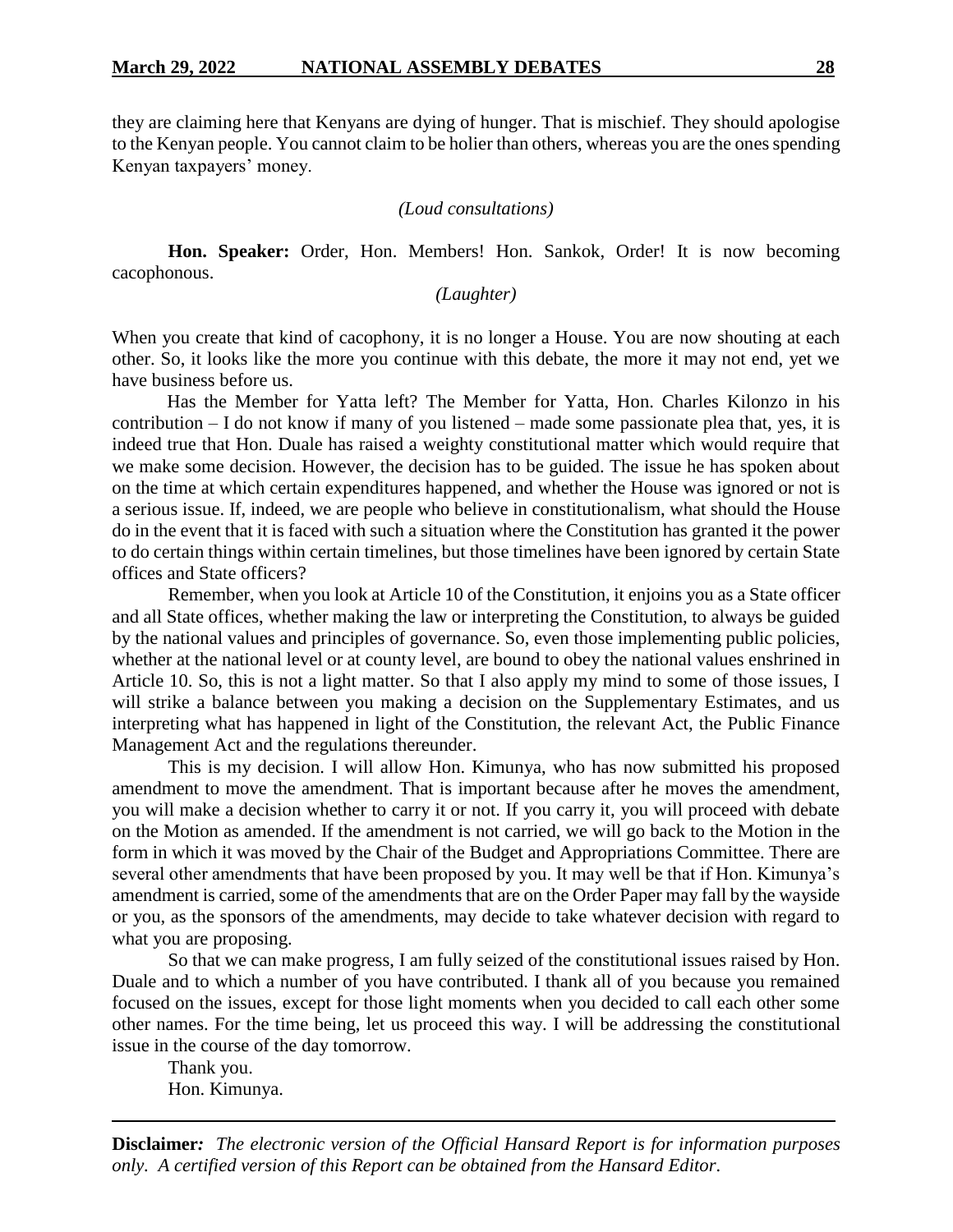they are claiming here that Kenyans are dying of hunger. That is mischief. They should apologise to the Kenyan people. You cannot claim to be holier than others, whereas you are the ones spending Kenyan taxpayers' money.

*(Loud consultations)*

**Hon. Speaker:** Order, Hon. Members! Hon. Sankok, Order! It is now becoming cacophonous.

*(Laughter)*

When you create that kind of cacophony, it is no longer a House. You are now shouting at each other. So, it looks like the more you continue with this debate, the more it may not end, yet we have business before us.

Has the Member for Yatta left? The Member for Yatta, Hon. Charles Kilonzo in his contribution – I do not know if many of you listened – made some passionate plea that, yes, it is indeed true that Hon. Duale has raised a weighty constitutional matter which would require that we make some decision. However, the decision has to be guided. The issue he has spoken about on the time at which certain expenditures happened, and whether the House was ignored or not is a serious issue. If, indeed, we are people who believe in constitutionalism, what should the House do in the event that it is faced with such a situation where the Constitution has granted it the power to do certain things within certain timelines, but those timelines have been ignored by certain State offices and State officers?

Remember, when you look at Article 10 of the Constitution, it enjoins you as a State officer and all State offices, whether making the law or interpreting the Constitution, to always be guided by the national values and principles of governance. So, even those implementing public policies, whether at the national level or at county level, are bound to obey the national values enshrined in Article 10. So, this is not a light matter. So that I also apply my mind to some of those issues, I will strike a balance between you making a decision on the Supplementary Estimates, and us interpreting what has happened in light of the Constitution, the relevant Act, the Public Finance Management Act and the regulations thereunder.

This is my decision. I will allow Hon. Kimunya, who has now submitted his proposed amendment to move the amendment. That is important because after he moves the amendment, you will make a decision whether to carry it or not. If you carry it, you will proceed with debate on the Motion as amended. If the amendment is not carried, we will go back to the Motion in the form in which it was moved by the Chair of the Budget and Appropriations Committee. There are several other amendments that have been proposed by you. It may well be that if Hon. Kimunya's amendment is carried, some of the amendments that are on the Order Paper may fall by the wayside or you, as the sponsors of the amendments, may decide to take whatever decision with regard to what you are proposing.

So that we can make progress, I am fully seized of the constitutional issues raised by Hon. Duale and to which a number of you have contributed. I thank all of you because you remained focused on the issues, except for those light moments when you decided to call each other some other names. For the time being, let us proceed this way. I will be addressing the constitutional issue in the course of the day tomorrow.

Thank you.

Hon. Kimunya.

---

**Disclaimer***:* *The electronic version of the Official Hansard Report is for information purposes only. A certified version of this Report can be obtained from the Hansard Editor.*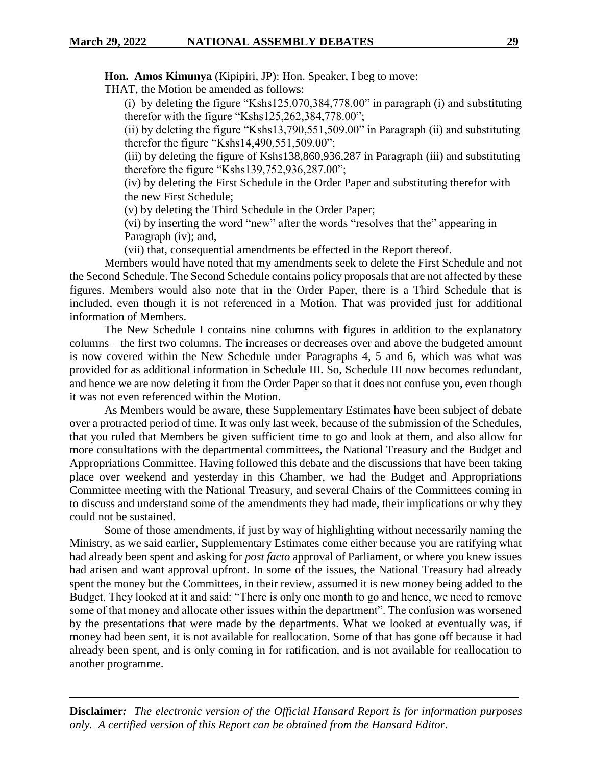**Hon. Amos Kimunya** (Kipipiri, JP): Hon. Speaker, I beg to move:

THAT, the Motion be amended as follows:

(i) by deleting the figure "Kshs125,070,384,778.00" in paragraph (i) and substituting therefor with the figure "Kshs125,262,384,778.00";

(ii) by deleting the figure "Kshs13,790,551,509.00" in Paragraph (ii) and substituting therefor the figure "Kshs14,490,551,509.00";

(iii) by deleting the figure of Kshs138,860,936,287 in Paragraph (iii) and substituting therefore the figure "Kshs139,752,936,287.00";

(iv) by deleting the First Schedule in the Order Paper and substituting therefor with the new First Schedule;

(v) by deleting the Third Schedule in the Order Paper;

(vi) by inserting the word "new" after the words "resolves that the" appearing in Paragraph (iv); and,

(vii) that, consequential amendments be effected in the Report thereof.

Members would have noted that my amendments seek to delete the First Schedule and not the Second Schedule. The Second Schedule contains policy proposals that are not affected by these figures. Members would also note that in the Order Paper, there is a Third Schedule that is included, even though it is not referenced in a Motion. That was provided just for additional information of Members.

The New Schedule I contains nine columns with figures in addition to the explanatory columns – the first two columns. The increases or decreases over and above the budgeted amount is now covered within the New Schedule under Paragraphs 4, 5 and 6, which was what was provided for as additional information in Schedule III. So, Schedule III now becomes redundant, and hence we are now deleting it from the Order Paper so that it does not confuse you, even though it was not even referenced within the Motion.

As Members would be aware, these Supplementary Estimates have been subject of debate over a protracted period of time. It was only last week, because of the submission of the Schedules, that you ruled that Members be given sufficient time to go and look at them, and also allow for more consultations with the departmental committees, the National Treasury and the Budget and Appropriations Committee. Having followed this debate and the discussions that have been taking place over weekend and yesterday in this Chamber, we had the Budget and Appropriations Committee meeting with the National Treasury, and several Chairs of the Committees coming in to discuss and understand some of the amendments they had made, their implications or why they could not be sustained.

Some of those amendments, if just by way of highlighting without necessarily naming the Ministry, as we said earlier, Supplementary Estimates come either because you are ratifying what had already been spent and asking for *post facto* approval of Parliament, or where you knew issues had arisen and want approval upfront. In some of the issues, the National Treasury had already spent the money but the Committees, in their review, assumed it is new money being added to the Budget. They looked at it and said: "There is only one month to go and hence, we need to remove some of that money and allocate other issues within the department". The confusion was worsened by the presentations that were made by the departments. What we looked at eventually was, if money had been sent, it is not available for reallocation. Some of that has gone off because it had already been spent, and is only coming in for ratification, and is not available for reallocation to another programme.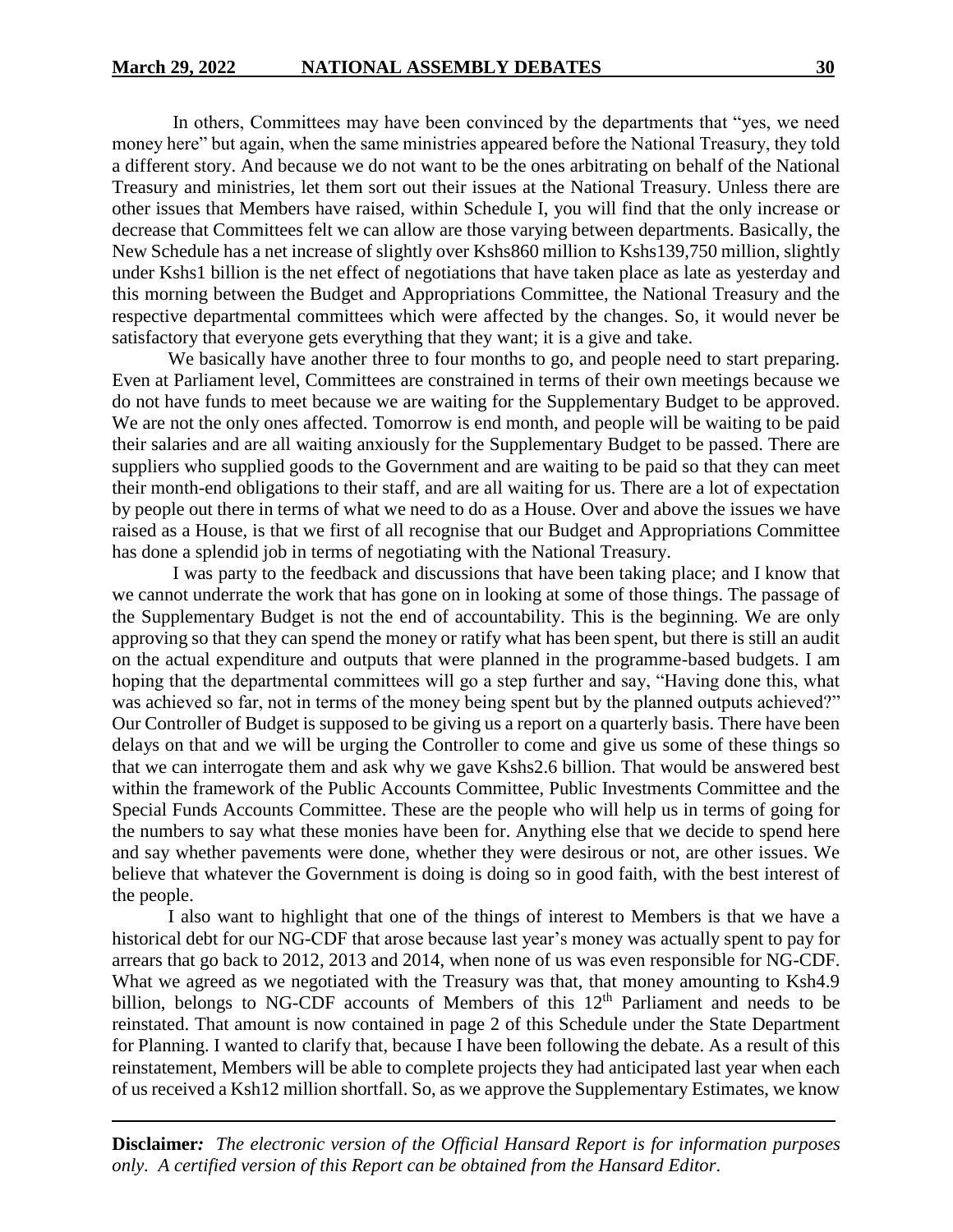In others, Committees may have been convinced by the departments that "yes, we need money here" but again, when the same ministries appeared before the National Treasury, they told a different story. And because we do not want to be the ones arbitrating on behalf of the National Treasury and ministries, let them sort out their issues at the National Treasury. Unless there are other issues that Members have raised, within Schedule I, you will find that the only increase or decrease that Committees felt we can allow are those varying between departments. Basically, the New Schedule has a net increase of slightly over Kshs860 million to Kshs139,750 million, slightly under Kshs1 billion is the net effect of negotiations that have taken place as late as yesterday and this morning between the Budget and Appropriations Committee, the National Treasury and the respective departmental committees which were affected by the changes. So, it would never be satisfactory that everyone gets everything that they want; it is a give and take.

We basically have another three to four months to go, and people need to start preparing. Even at Parliament level, Committees are constrained in terms of their own meetings because we do not have funds to meet because we are waiting for the Supplementary Budget to be approved. We are not the only ones affected. Tomorrow is end month, and people will be waiting to be paid their salaries and are all waiting anxiously for the Supplementary Budget to be passed. There are suppliers who supplied goods to the Government and are waiting to be paid so that they can meet their month-end obligations to their staff, and are all waiting for us. There are a lot of expectation by people out there in terms of what we need to do as a House. Over and above the issues we have raised as a House, is that we first of all recognise that our Budget and Appropriations Committee has done a splendid job in terms of negotiating with the National Treasury.

I was party to the feedback and discussions that have been taking place; and I know that we cannot underrate the work that has gone on in looking at some of those things. The passage of the Supplementary Budget is not the end of accountability. This is the beginning. We are only approving so that they can spend the money or ratify what has been spent, but there is still an audit on the actual expenditure and outputs that were planned in the programme-based budgets. I am hoping that the departmental committees will go a step further and say, "Having done this, what was achieved so far, not in terms of the money being spent but by the planned outputs achieved?" Our Controller of Budget is supposed to be giving us a report on a quarterly basis. There have been delays on that and we will be urging the Controller to come and give us some of these things so that we can interrogate them and ask why we gave Kshs2.6 billion. That would be answered best within the framework of the Public Accounts Committee, Public Investments Committee and the Special Funds Accounts Committee. These are the people who will help us in terms of going for the numbers to say what these monies have been for. Anything else that we decide to spend here and say whether pavements were done, whether they were desirous or not, are other issues. We believe that whatever the Government is doing is doing so in good faith, with the best interest of the people.

I also want to highlight that one of the things of interest to Members is that we have a historical debt for our NG-CDF that arose because last year's money was actually spent to pay for arrears that go back to 2012, 2013 and 2014, when none of us was even responsible for NG-CDF. What we agreed as we negotiated with the Treasury was that, that money amounting to Ksh4.9 billion, belongs to NG-CDF accounts of Members of this 12th Parliament and needs to be reinstated. That amount is now contained in page 2 of this Schedule under the State Department for Planning. I wanted to clarify that, because I have been following the debate. As a result of this reinstatement, Members will be able to complete projects they had anticipated last year when each of us received a Ksh12 million shortfall. So, as we approve the Supplementary Estimates, we know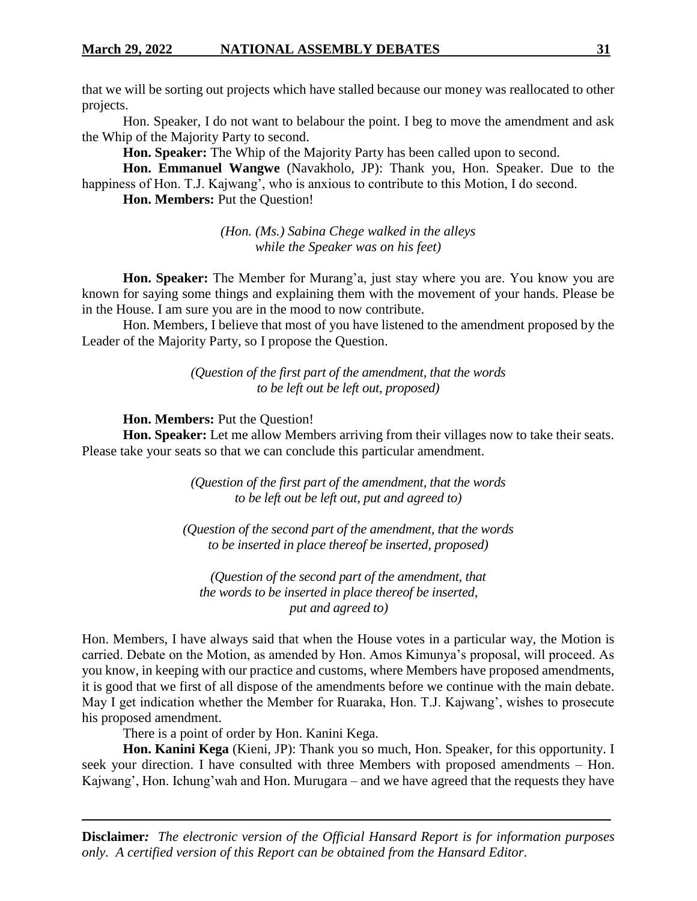that we will be sorting out projects which have stalled because our money was reallocated to other projects.

Hon. Speaker, I do not want to belabour the point. I beg to move the amendment and ask the Whip of the Majority Party to second.

**Hon. Speaker:** The Whip of the Majority Party has been called upon to second.

**Hon. Emmanuel Wangwe** (Navakholo, JP): Thank you, Hon. Speaker. Due to the happiness of Hon. T.J. Kajwang', who is anxious to contribute to this Motion, I do second.

**Hon. Members:** Put the Question!

*(Hon. (Ms.) Sabina Chege walked in the alleys while the Speaker was on his feet)*

**Hon. Speaker:** The Member for Murang'a, just stay where you are. You know you are known for saying some things and explaining them with the movement of your hands. Please be in the House. I am sure you are in the mood to now contribute.

Hon. Members, I believe that most of you have listened to the amendment proposed by the Leader of the Majority Party, so I propose the Question.

*(Question of the first part of the amendment, that the words to be left out be left out, proposed)*

**Hon. Members:** Put the Question!

**Hon. Speaker:** Let me allow Members arriving from their villages now to take their seats. Please take your seats so that we can conclude this particular amendment.

*(Question of the first part of the amendment, that the words to be left out be left out, put and agreed to)*

*(Question of the second part of the amendment, that the words to be inserted in place thereof be inserted, proposed)*

*(Question of the second part of the amendment, that the words to be inserted in place thereof be inserted, put and agreed to)*

Hon. Members, I have always said that when the House votes in a particular way, the Motion is carried. Debate on the Motion, as amended by Hon. Amos Kimunya's proposal, will proceed. As you know, in keeping with our practice and customs, where Members have proposed amendments, it is good that we first of all dispose of the amendments before we continue with the main debate. May I get indication whether the Member for Ruaraka, Hon. T.J. Kajwang', wishes to prosecute his proposed amendment.

There is a point of order by Hon. Kanini Kega.

**Hon. Kanini Kega** (Kieni, JP): Thank you so much, Hon. Speaker, for this opportunity. I seek your direction. I have consulted with three Members with proposed amendments – Hon. Kajwang', Hon. Ichung'wah and Hon. Murugara – and we have agreed that the requests they have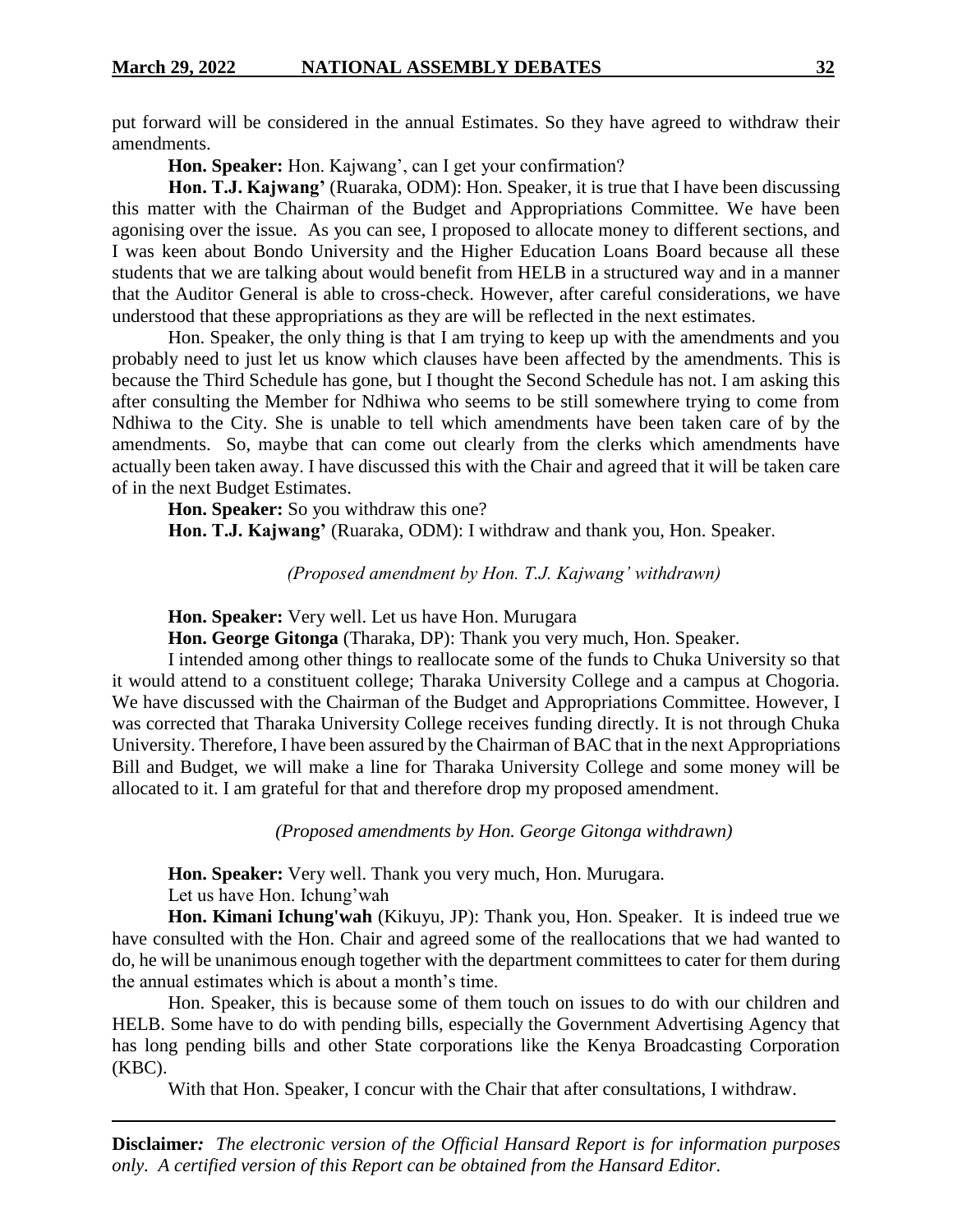put forward will be considered in the annual Estimates. So they have agreed to withdraw their amendments.

**Hon. Speaker:** Hon. Kajwang', can I get your confirmation?

**Hon. T.J. Kajwang'** (Ruaraka, ODM): Hon. Speaker, it is true that I have been discussing this matter with the Chairman of the Budget and Appropriations Committee. We have been agonising over the issue. As you can see, I proposed to allocate money to different sections, and I was keen about Bondo University and the Higher Education Loans Board because all these students that we are talking about would benefit from HELB in a structured way and in a manner that the Auditor General is able to cross-check. However, after careful considerations, we have understood that these appropriations as they are will be reflected in the next estimates.

Hon. Speaker, the only thing is that I am trying to keep up with the amendments and you probably need to just let us know which clauses have been affected by the amendments. This is because the Third Schedule has gone, but I thought the Second Schedule has not. I am asking this after consulting the Member for Ndhiwa who seems to be still somewhere trying to come from Ndhiwa to the City. She is unable to tell which amendments have been taken care of by the amendments. So, maybe that can come out clearly from the clerks which amendments have actually been taken away. I have discussed this with the Chair and agreed that it will be taken care of in the next Budget Estimates.

**Hon. Speaker:** So you withdraw this one?

**Hon. T.J. Kajwang'** (Ruaraka, ODM): I withdraw and thank you, Hon. Speaker.

*(Proposed amendment by Hon. T.J. Kajwang' withdrawn)*

**Hon. Speaker:** Very well. Let us have Hon. Murugara

**Hon. George Gitonga** (Tharaka, DP): Thank you very much, Hon. Speaker.

I intended among other things to reallocate some of the funds to Chuka University so that it would attend to a constituent college; Tharaka University College and a campus at Chogoria. We have discussed with the Chairman of the Budget and Appropriations Committee. However, I was corrected that Tharaka University College receives funding directly. It is not through Chuka University. Therefore, I have been assured by the Chairman of BAC that in the next Appropriations Bill and Budget, we will make a line for Tharaka University College and some money will be allocated to it. I am grateful for that and therefore drop my proposed amendment.

*(Proposed amendments by Hon. George Gitonga withdrawn)*

**Hon. Speaker:** Very well. Thank you very much, Hon. Murugara.

Let us have Hon. Ichung'wah

**Hon. Kimani Ichung'wah** (Kikuyu, JP): Thank you, Hon. Speaker. It is indeed true we have consulted with the Hon. Chair and agreed some of the reallocations that we had wanted to do, he will be unanimous enough together with the department committees to cater for them during the annual estimates which is about a month's time.

Hon. Speaker, this is because some of them touch on issues to do with our children and HELB. Some have to do with pending bills, especially the Government Advertising Agency that has long pending bills and other State corporations like the Kenya Broadcasting Corporation (KBC).

With that Hon. Speaker, I concur with the Chair that after consultations, I withdraw.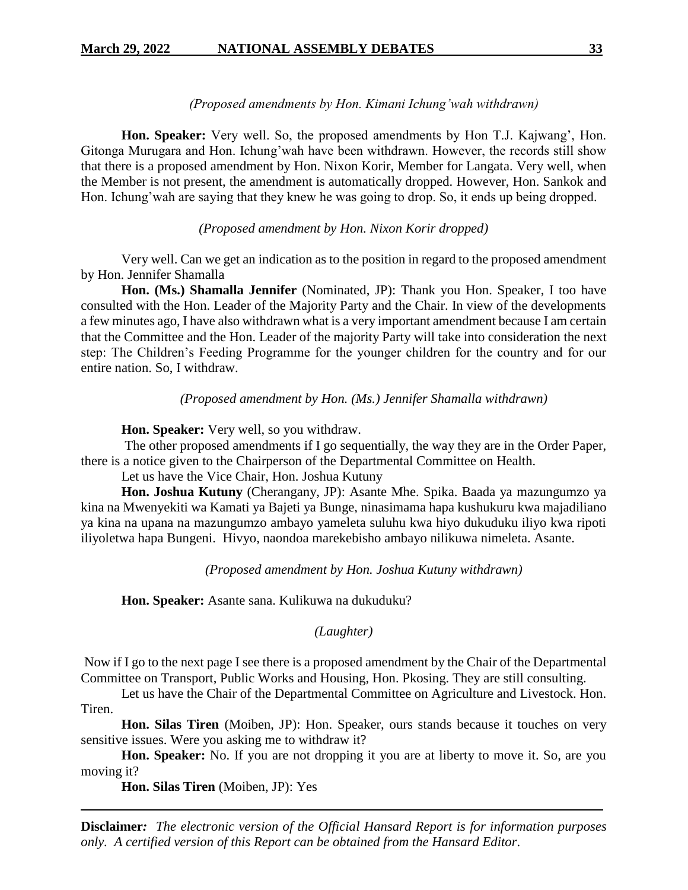*(Proposed amendments by Hon. Kimani Ichung'wah withdrawn)*

**Hon. Speaker:** Very well. So, the proposed amendments by Hon T.J. Kajwang', Hon. Gitonga Murugara and Hon. Ichung'wah have been withdrawn. However, the records still show that there is a proposed amendment by Hon. Nixon Korir, Member for Langata. Very well, when the Member is not present, the amendment is automatically dropped. However, Hon. Sankok and Hon. Ichung'wah are saying that they knew he was going to drop. So, it ends up being dropped.

*(Proposed amendment by Hon. Nixon Korir dropped)*

Very well. Can we get an indication as to the position in regard to the proposed amendment by Hon. Jennifer Shamalla

**Hon. (Ms.) Shamalla Jennifer** (Nominated, JP): Thank you Hon. Speaker, I too have consulted with the Hon. Leader of the Majority Party and the Chair. In view of the developments a few minutes ago, I have also withdrawn what is a very important amendment because I am certain that the Committee and the Hon. Leader of the majority Party will take into consideration the next step: The Children's Feeding Programme for the younger children for the country and for our entire nation. So, I withdraw.

*(Proposed amendment by Hon. (Ms.) Jennifer Shamalla withdrawn)*

**Hon. Speaker:** Very well, so you withdraw.

The other proposed amendments if I go sequentially, the way they are in the Order Paper, there is a notice given to the Chairperson of the Departmental Committee on Health.

Let us have the Vice Chair, Hon. Joshua Kutuny

**Hon. Joshua Kutuny** (Cherangany, JP): Asante Mhe. Spika. Baada ya mazungumzo ya kina na Mwenyekiti wa Kamati ya Bajeti ya Bunge, ninasimama hapa kushukuru kwa majadiliano ya kina na upana na mazungumzo ambayo yameleta suluhu kwa hiyo dukuduku iliyo kwa ripoti iliyoletwa hapa Bungeni. Hivyo, naondoa marekebisho ambayo nilikuwa nimeleta. Asante.

*(Proposed amendment by Hon. Joshua Kutuny withdrawn)*

**Hon. Speaker:** Asante sana. Kulikuwa na dukuduku?

*(Laughter)*

Now if I go to the next page I see there is a proposed amendment by the Chair of the Departmental Committee on Transport, Public Works and Housing, Hon. Pkosing. They are still consulting.

Let us have the Chair of the Departmental Committee on Agriculture and Livestock. Hon. Tiren.

**Hon. Silas Tiren** (Moiben, JP): Hon. Speaker, ours stands because it touches on very sensitive issues. Were you asking me to withdraw it?

**Hon. Speaker:** No. If you are not dropping it you are at liberty to move it. So, are you moving it?

**Hon. Silas Tiren** (Moiben, JP): Yes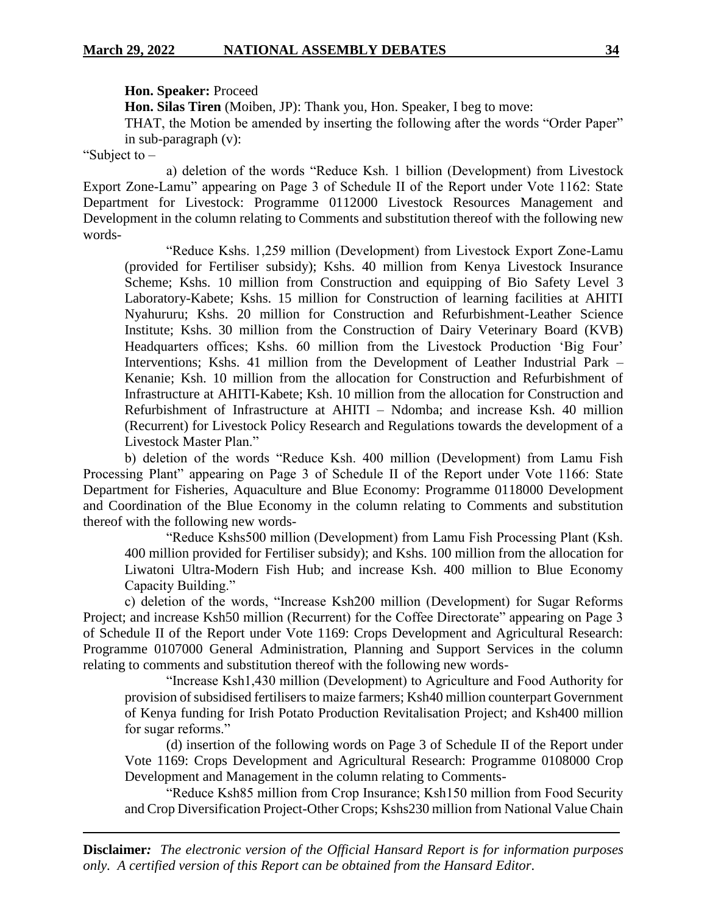**Hon. Speaker:** Proceed

**Hon. Silas Tiren** (Moiben, JP): Thank you, Hon. Speaker, I beg to move:

THAT, the Motion be amended by inserting the following after the words "Order Paper" in sub-paragraph (v):

"Subject to –

a) deletion of the words "Reduce Ksh. 1 billion (Development) from Livestock Export Zone-Lamu" appearing on Page 3 of Schedule II of the Report under Vote 1162: State Department for Livestock: Programme 0112000 Livestock Resources Management and Development in the column relating to Comments and substitution thereof with the following new words-

"Reduce Kshs. 1,259 million (Development) from Livestock Export Zone-Lamu (provided for Fertiliser subsidy); Kshs. 40 million from Kenya Livestock Insurance Scheme; Kshs. 10 million from Construction and equipping of Bio Safety Level 3 Laboratory-Kabete; Kshs. 15 million for Construction of learning facilities at AHITI Nyahururu; Kshs. 20 million for Construction and Refurbishment-Leather Science Institute; Kshs. 30 million from the Construction of Dairy Veterinary Board (KVB) Headquarters offices; Kshs. 60 million from the Livestock Production 'Big Four' Interventions; Kshs. 41 million from the Development of Leather Industrial Park – Kenanie; Ksh. 10 million from the allocation for Construction and Refurbishment of Infrastructure at AHITI-Kabete; Ksh. 10 million from the allocation for Construction and Refurbishment of Infrastructure at AHITI – Ndomba; and increase Ksh. 40 million (Recurrent) for Livestock Policy Research and Regulations towards the development of a Livestock Master Plan."

b) deletion of the words "Reduce Ksh. 400 million (Development) from Lamu Fish Processing Plant" appearing on Page 3 of Schedule II of the Report under Vote 1166: State Department for Fisheries, Aquaculture and Blue Economy: Programme 0118000 Development and Coordination of the Blue Economy in the column relating to Comments and substitution thereof with the following new words-

"Reduce Kshs500 million (Development) from Lamu Fish Processing Plant (Ksh. 400 million provided for Fertiliser subsidy); and Kshs. 100 million from the allocation for Liwatoni Ultra-Modern Fish Hub; and increase Ksh. 400 million to Blue Economy Capacity Building."

c) deletion of the words, "Increase Ksh200 million (Development) for Sugar Reforms Project; and increase Ksh50 million (Recurrent) for the Coffee Directorate" appearing on Page 3 of Schedule II of the Report under Vote 1169: Crops Development and Agricultural Research: Programme 0107000 General Administration, Planning and Support Services in the column relating to comments and substitution thereof with the following new words-

"Increase Ksh1,430 million (Development) to Agriculture and Food Authority for provision of subsidised fertilisers to maize farmers; Ksh40 million counterpart Government of Kenya funding for Irish Potato Production Revitalisation Project; and Ksh400 million for sugar reforms."

(d) insertion of the following words on Page 3 of Schedule II of the Report under Vote 1169: Crops Development and Agricultural Research: Programme 0108000 Crop Development and Management in the column relating to Comments-

"Reduce Ksh85 million from Crop Insurance; Ksh150 million from Food Security and Crop Diversification Project-Other Crops; Kshs230 million from National Value Chain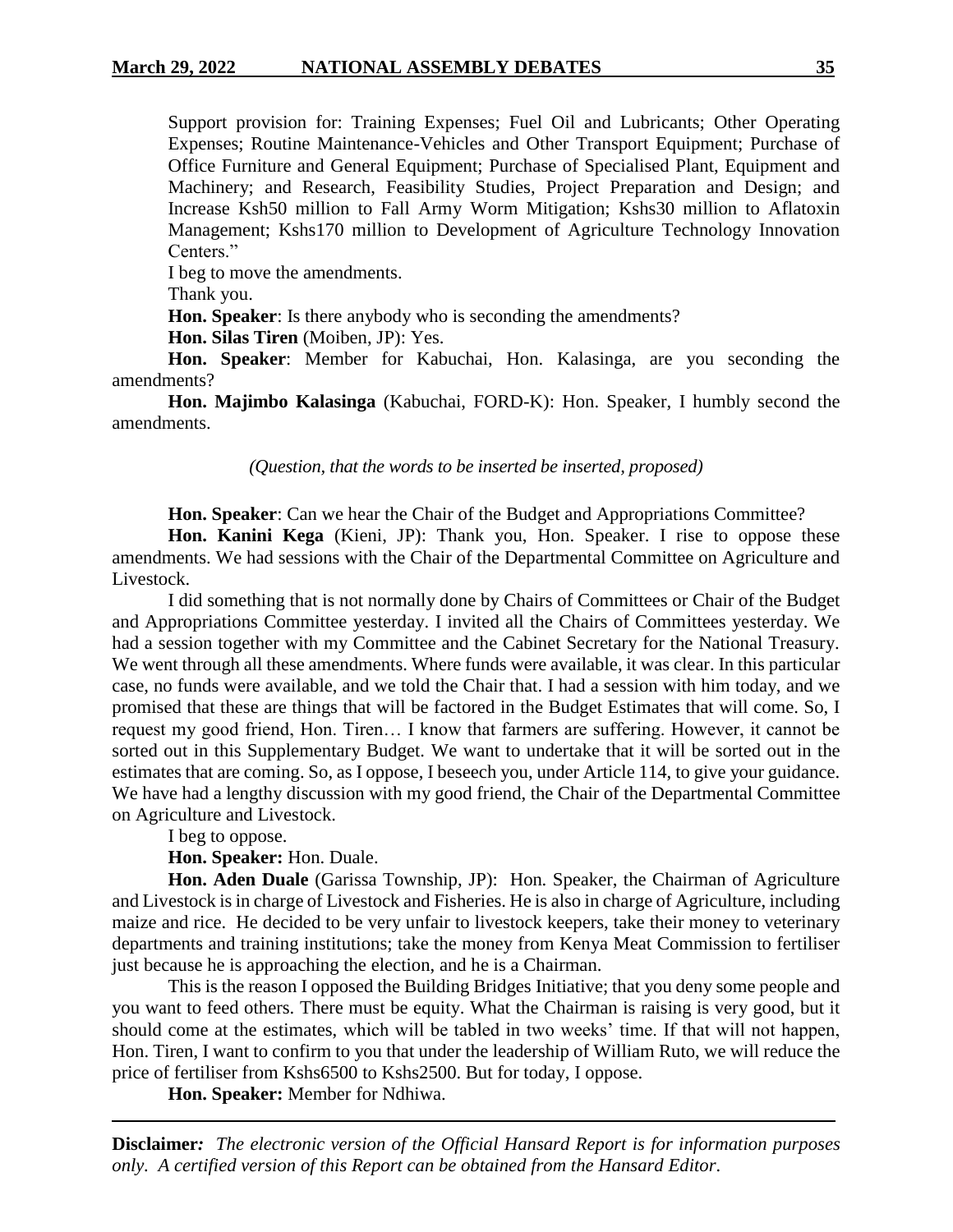Support provision for: Training Expenses; Fuel Oil and Lubricants; Other Operating Expenses; Routine Maintenance-Vehicles and Other Transport Equipment; Purchase of Office Furniture and General Equipment; Purchase of Specialised Plant, Equipment and Machinery; and Research, Feasibility Studies, Project Preparation and Design; and Increase Ksh50 million to Fall Army Worm Mitigation; Kshs30 million to Aflatoxin Management; Kshs170 million to Development of Agriculture Technology Innovation Centers."

I beg to move the amendments.

Thank you.

**Hon. Speaker**: Is there anybody who is seconding the amendments?

**Hon. Silas Tiren** (Moiben, JP): Yes.

**Hon. Speaker**: Member for Kabuchai, Hon. Kalasinga, are you seconding the amendments?

**Hon. Majimbo Kalasinga** (Kabuchai, FORD-K): Hon. Speaker, I humbly second the amendments.

*(Question, that the words to be inserted be inserted, proposed)*

**Hon. Speaker**: Can we hear the Chair of the Budget and Appropriations Committee?

**Hon. Kanini Kega** (Kieni, JP): Thank you, Hon. Speaker. I rise to oppose these amendments. We had sessions with the Chair of the Departmental Committee on Agriculture and Livestock.

I did something that is not normally done by Chairs of Committees or Chair of the Budget and Appropriations Committee yesterday. I invited all the Chairs of Committees yesterday. We had a session together with my Committee and the Cabinet Secretary for the National Treasury. We went through all these amendments. Where funds were available, it was clear. In this particular case, no funds were available, and we told the Chair that. I had a session with him today, and we promised that these are things that will be factored in the Budget Estimates that will come. So, I request my good friend, Hon. Tiren… I know that farmers are suffering. However, it cannot be sorted out in this Supplementary Budget. We want to undertake that it will be sorted out in the estimates that are coming. So, as I oppose, I beseech you, under Article 114, to give your guidance. We have had a lengthy discussion with my good friend, the Chair of the Departmental Committee on Agriculture and Livestock.

I beg to oppose.

**Hon. Speaker:** Hon. Duale.

**Hon. Aden Duale** (Garissa Township, JP): Hon. Speaker, the Chairman of Agriculture and Livestock is in charge of Livestock and Fisheries. He is also in charge of Agriculture, including maize and rice. He decided to be very unfair to livestock keepers, take their money to veterinary departments and training institutions; take the money from Kenya Meat Commission to fertiliser just because he is approaching the election, and he is a Chairman.

This is the reason I opposed the Building Bridges Initiative; that you deny some people and you want to feed others. There must be equity. What the Chairman is raising is very good, but it should come at the estimates, which will be tabled in two weeks' time. If that will not happen, Hon. Tiren, I want to confirm to you that under the leadership of William Ruto, we will reduce the price of fertiliser from Kshs6500 to Kshs2500. But for today, I oppose.

**Hon. Speaker:** Member for Ndhiwa.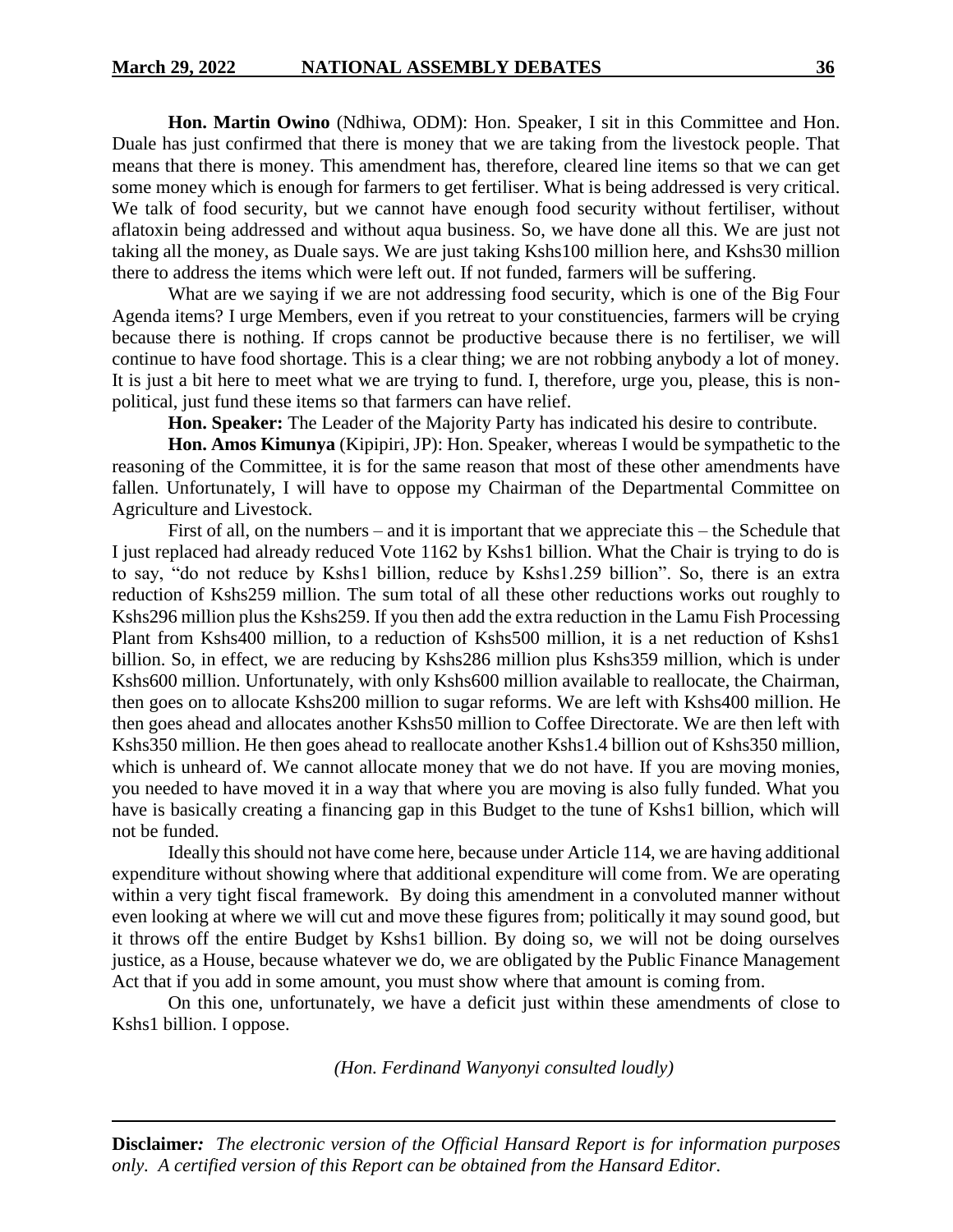**Hon. Martin Owino** (Ndhiwa, ODM): Hon. Speaker, I sit in this Committee and Hon. Duale has just confirmed that there is money that we are taking from the livestock people. That means that there is money. This amendment has, therefore, cleared line items so that we can get some money which is enough for farmers to get fertiliser. What is being addressed is very critical. We talk of food security, but we cannot have enough food security without fertiliser, without aflatoxin being addressed and without aqua business. So, we have done all this. We are just not taking all the money, as Duale says. We are just taking Kshs100 million here, and Kshs30 million there to address the items which were left out. If not funded, farmers will be suffering.

What are we saying if we are not addressing food security, which is one of the Big Four Agenda items? I urge Members, even if you retreat to your constituencies, farmers will be crying because there is nothing. If crops cannot be productive because there is no fertiliser, we will continue to have food shortage. This is a clear thing; we are not robbing anybody a lot of money. It is just a bit here to meet what we are trying to fund. I, therefore, urge you, please, this is non-political, just fund these items so that farmers can have relief.

**Hon. Speaker:** The Leader of the Majority Party has indicated his desire to contribute.

**Hon. Amos Kimunya** (Kipipiri, JP): Hon. Speaker, whereas I would be sympathetic to the reasoning of the Committee, it is for the same reason that most of these other amendments have fallen. Unfortunately, I will have to oppose my Chairman of the Departmental Committee on Agriculture and Livestock.

First of all, on the numbers – and it is important that we appreciate this – the Schedule that I just replaced had already reduced Vote 1162 by Kshs1 billion. What the Chair is trying to do is to say, "do not reduce by Kshs1 billion, reduce by Kshs1.259 billion". So, there is an extra reduction of Kshs259 million. The sum total of all these other reductions works out roughly to Kshs296 million plus the Kshs259. If you then add the extra reduction in the Lamu Fish Processing Plant from Kshs400 million, to a reduction of Kshs500 million, it is a net reduction of Kshs1 billion. So, in effect, we are reducing by Kshs286 million plus Kshs359 million, which is under Kshs600 million. Unfortunately, with only Kshs600 million available to reallocate, the Chairman, then goes on to allocate Kshs200 million to sugar reforms. We are left with Kshs400 million. He then goes ahead and allocates another Kshs50 million to Coffee Directorate. We are then left with Kshs350 million. He then goes ahead to reallocate another Kshs1.4 billion out of Kshs350 million, which is unheard of. We cannot allocate money that we do not have. If you are moving monies, you needed to have moved it in a way that where you are moving is also fully funded. What you have is basically creating a financing gap in this Budget to the tune of Kshs1 billion, which will not be funded.

Ideally this should not have come here, because under Article 114, we are having additional expenditure without showing where that additional expenditure will come from. We are operating within a very tight fiscal framework. By doing this amendment in a convoluted manner without even looking at where we will cut and move these figures from; politically it may sound good, but it throws off the entire Budget by Kshs1 billion. By doing so, we will not be doing ourselves justice, as a House, because whatever we do, we are obligated by the Public Finance Management Act that if you add in some amount, you must show where that amount is coming from.

On this one, unfortunately, we have a deficit just within these amendments of close to Kshs1 billion. I oppose.

*(Hon. Ferdinand Wanyonyi consulted loudly)*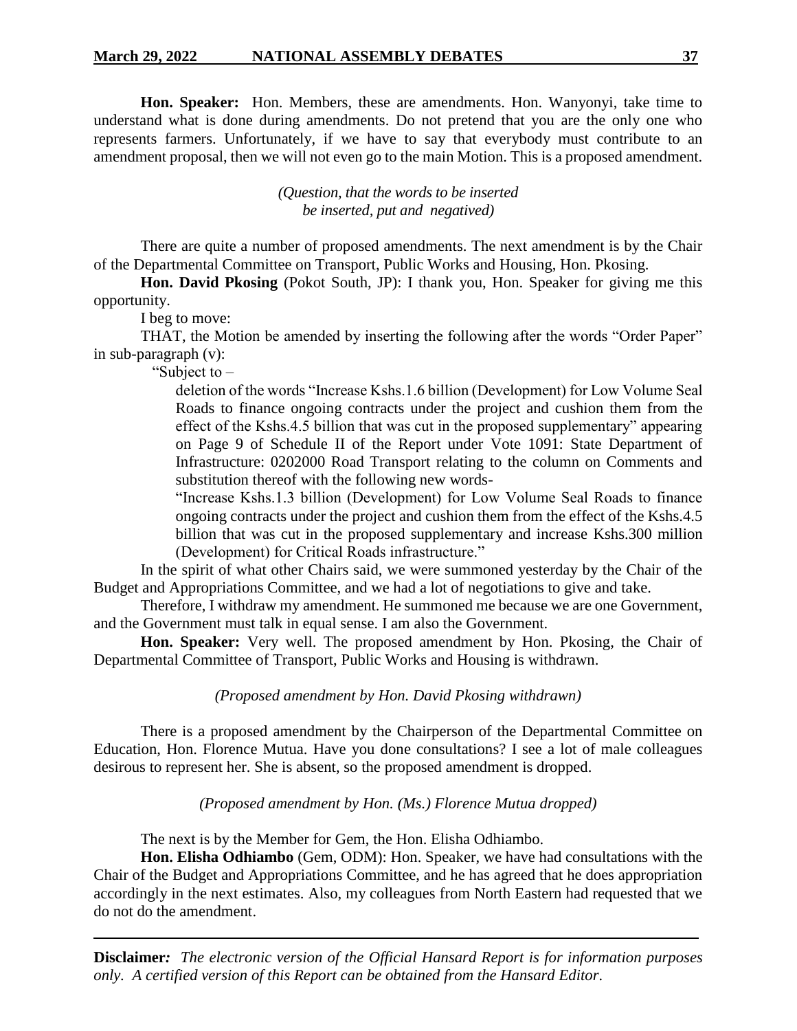**Hon. Speaker:** Hon. Members, these are amendments. Hon. Wanyonyi, take time to understand what is done during amendments. Do not pretend that you are the only one who represents farmers. Unfortunately, if we have to say that everybody must contribute to an amendment proposal, then we will not even go to the main Motion. This is a proposed amendment.

*(Question, that the words to be inserted be inserted, put and negatived)*

There are quite a number of proposed amendments. The next amendment is by the Chair of the Departmental Committee on Transport, Public Works and Housing, Hon. Pkosing.

**Hon. David Pkosing** (Pokot South, JP): I thank you, Hon. Speaker for giving me this opportunity.

I beg to move:

THAT, the Motion be amended by inserting the following after the words "Order Paper" in sub-paragraph (v):

"Subject to –

deletion of the words "Increase Kshs.1.6 billion (Development) for Low Volume Seal Roads to finance ongoing contracts under the project and cushion them from the effect of the Kshs.4.5 billion that was cut in the proposed supplementary" appearing on Page 9 of Schedule II of the Report under Vote 1091: State Department of Infrastructure: 0202000 Road Transport relating to the column on Comments and substitution thereof with the following new words-

"Increase Kshs.1.3 billion (Development) for Low Volume Seal Roads to finance ongoing contracts under the project and cushion them from the effect of the Kshs.4.5 billion that was cut in the proposed supplementary and increase Kshs.300 million (Development) for Critical Roads infrastructure."

In the spirit of what other Chairs said, we were summoned yesterday by the Chair of the Budget and Appropriations Committee, and we had a lot of negotiations to give and take.

Therefore, I withdraw my amendment. He summoned me because we are one Government, and the Government must talk in equal sense. I am also the Government.

**Hon. Speaker:** Very well. The proposed amendment by Hon. Pkosing, the Chair of Departmental Committee of Transport, Public Works and Housing is withdrawn.

*(Proposed amendment by Hon. David Pkosing withdrawn)*

There is a proposed amendment by the Chairperson of the Departmental Committee on Education, Hon. Florence Mutua. Have you done consultations? I see a lot of male colleagues desirous to represent her. She is absent, so the proposed amendment is dropped.

*(Proposed amendment by Hon. (Ms.) Florence Mutua dropped)*

The next is by the Member for Gem, the Hon. Elisha Odhiambo.

**Hon. Elisha Odhiambo** (Gem, ODM): Hon. Speaker, we have had consultations with the Chair of the Budget and Appropriations Committee, and he has agreed that he does appropriation accordingly in the next estimates. Also, my colleagues from North Eastern had requested that we do not do the amendment.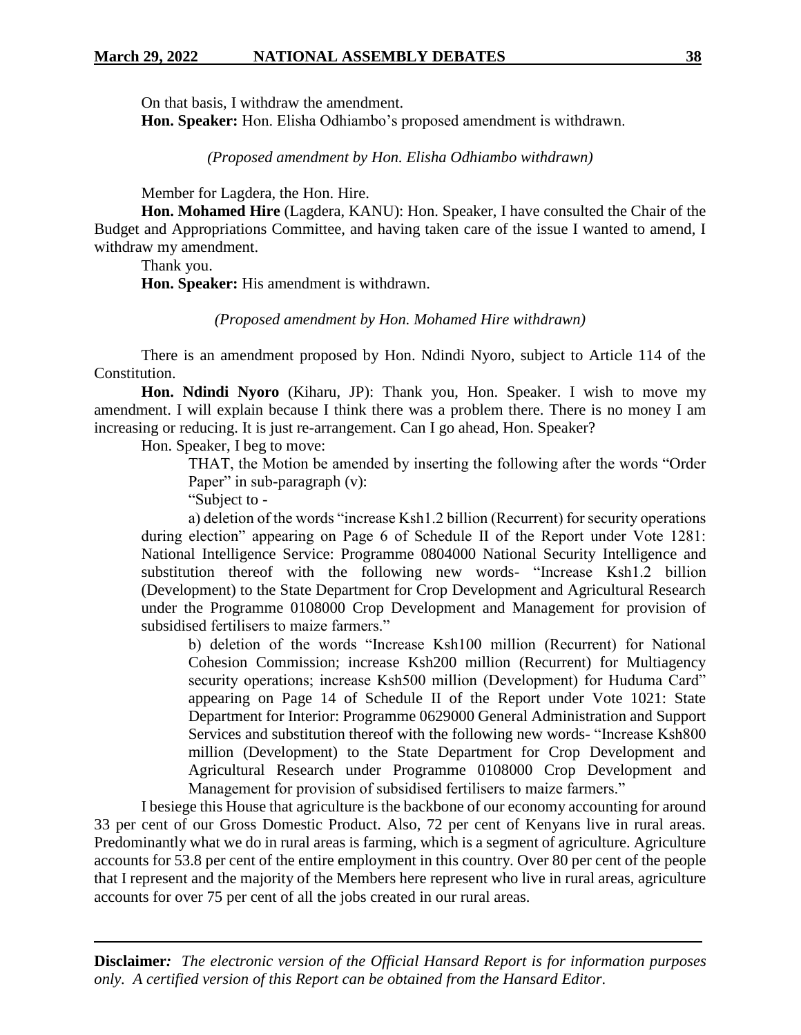On that basis, I withdraw the amendment.

**Hon. Speaker:** Hon. Elisha Odhiambo's proposed amendment is withdrawn.

*(Proposed amendment by Hon. Elisha Odhiambo withdrawn)*

Member for Lagdera, the Hon. Hire.

**Hon. Mohamed Hire** (Lagdera, KANU): Hon. Speaker, I have consulted the Chair of the Budget and Appropriations Committee, and having taken care of the issue I wanted to amend, I withdraw my amendment.

Thank you.

**Hon. Speaker:** His amendment is withdrawn.

*(Proposed amendment by Hon. Mohamed Hire withdrawn)*

There is an amendment proposed by Hon. Ndindi Nyoro, subject to Article 114 of the Constitution.

**Hon. Ndindi Nyoro** (Kiharu, JP): Thank you, Hon. Speaker. I wish to move my amendment. I will explain because I think there was a problem there. There is no money I am increasing or reducing. It is just re-arrangement. Can I go ahead, Hon. Speaker?

Hon. Speaker, I beg to move:

> THAT, the Motion be amended by inserting the following after the words "Order Paper" in sub-paragraph (v):
>
> "Subject to -
>
> a) deletion of the words "increase Ksh1.2 billion (Recurrent) for security operations during election" appearing on Page 6 of Schedule II of the Report under Vote 1281: National Intelligence Service: Programme 0804000 National Security Intelligence and substitution thereof with the following new words- "Increase Ksh1.2 billion (Development) to the State Department for Crop Development and Agricultural Research under the Programme 0108000 Crop Development and Management for provision of subsidised fertilisers to maize farmers."
>
> b) deletion of the words "Increase Ksh100 million (Recurrent) for National Cohesion Commission; increase Ksh200 million (Recurrent) for Multiagency security operations; increase Ksh500 million (Development) for Huduma Card" appearing on Page 14 of Schedule II of the Report under Vote 1021: State Department for Interior: Programme 0629000 General Administration and Support Services and substitution thereof with the following new words- "Increase Ksh800 million (Development) to the State Department for Crop Development and Agricultural Research under Programme 0108000 Crop Development and Management for provision of subsidised fertilisers to maize farmers."

I besiege this House that agriculture is the backbone of our economy accounting for around 33 per cent of our Gross Domestic Product. Also, 72 per cent of Kenyans live in rural areas. Predominantly what we do in rural areas is farming, which is a segment of agriculture. Agriculture accounts for 53.8 per cent of the entire employment in this country. Over 80 per cent of the people that I represent and the majority of the Members here represent who live in rural areas, agriculture accounts for over 75 per cent of all the jobs created in our rural areas.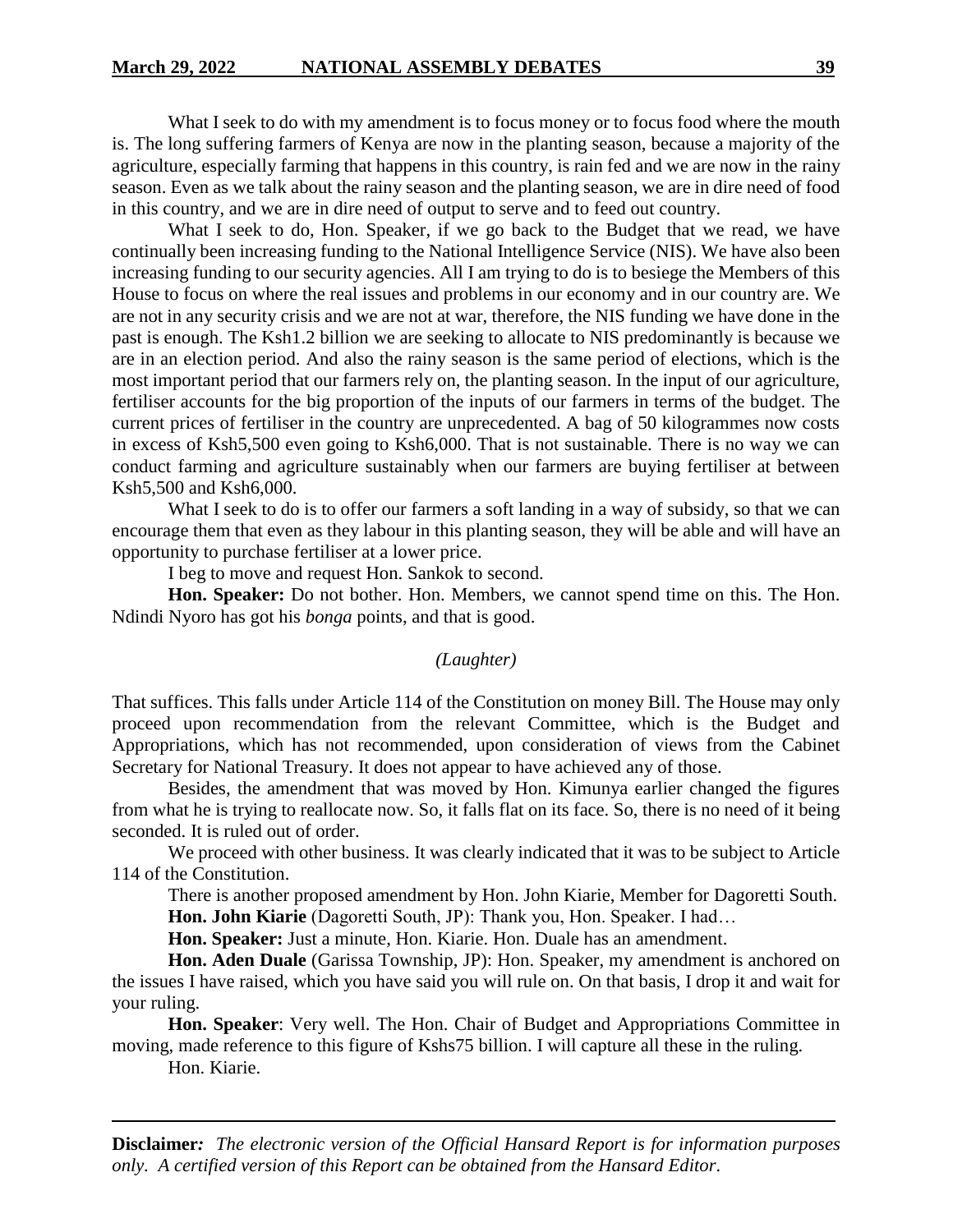What I seek to do with my amendment is to focus money or to focus food where the mouth is. The long suffering farmers of Kenya are now in the planting season, because a majority of the agriculture, especially farming that happens in this country, is rain fed and we are now in the rainy season. Even as we talk about the rainy season and the planting season, we are in dire need of food in this country, and we are in dire need of output to serve and to feed out country.

What I seek to do, Hon. Speaker, if we go back to the Budget that we read, we have continually been increasing funding to the National Intelligence Service (NIS). We have also been increasing funding to our security agencies. All I am trying to do is to besiege the Members of this House to focus on where the real issues and problems in our economy and in our country are. We are not in any security crisis and we are not at war, therefore, the NIS funding we have done in the past is enough. The Ksh1.2 billion we are seeking to allocate to NIS predominantly is because we are in an election period. And also the rainy season is the same period of elections, which is the most important period that our farmers rely on, the planting season. In the input of our agriculture, fertiliser accounts for the big proportion of the inputs of our farmers in terms of the budget. The current prices of fertiliser in the country are unprecedented. A bag of 50 kilogrammes now costs in excess of Ksh5,500 even going to Ksh6,000. That is not sustainable. There is no way we can conduct farming and agriculture sustainably when our farmers are buying fertiliser at between Ksh5,500 and Ksh6,000.

What I seek to do is to offer our farmers a soft landing in a way of subsidy, so that we can encourage them that even as they labour in this planting season, they will be able and will have an opportunity to purchase fertiliser at a lower price.

I beg to move and request Hon. Sankok to second.

**Hon. Speaker:** Do not bother. Hon. Members, we cannot spend time on this. The Hon. Ndindi Nyoro has got his *bonga* points, and that is good.

*(Laughter)*

That suffices. This falls under Article 114 of the Constitution on money Bill. The House may only proceed upon recommendation from the relevant Committee, which is the Budget and Appropriations, which has not recommended, upon consideration of views from the Cabinet Secretary for National Treasury. It does not appear to have achieved any of those.

Besides, the amendment that was moved by Hon. Kimunya earlier changed the figures from what he is trying to reallocate now. So, it falls flat on its face. So, there is no need of it being seconded. It is ruled out of order.

We proceed with other business. It was clearly indicated that it was to be subject to Article 114 of the Constitution.

There is another proposed amendment by Hon. John Kiarie, Member for Dagoretti South.

**Hon. John Kiarie** (Dagoretti South, JP): Thank you, Hon. Speaker. I had…

**Hon. Speaker:** Just a minute, Hon. Kiarie. Hon. Duale has an amendment.

**Hon. Aden Duale** (Garissa Township, JP): Hon. Speaker, my amendment is anchored on the issues I have raised, which you have said you will rule on. On that basis, I drop it and wait for your ruling.

**Hon. Speaker**: Very well. The Hon. Chair of Budget and Appropriations Committee in moving, made reference to this figure of Kshs75 billion. I will capture all these in the ruling.

Hon. Kiarie.

**Disclaimer***: The electronic version of the Official Hansard Report is for information purposes only. A certified version of this Report can be obtained from the Hansard Editor.*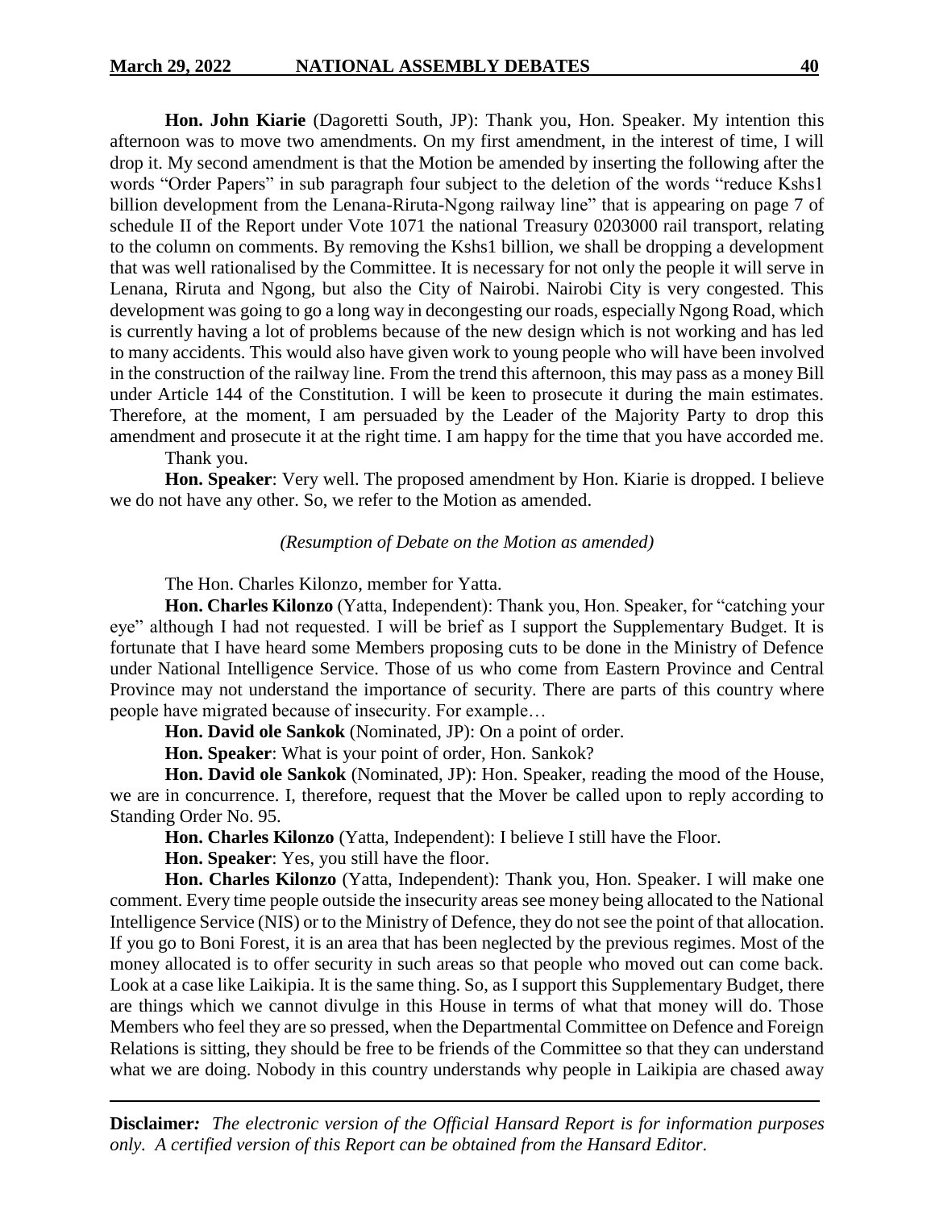**Hon. John Kiarie** (Dagoretti South, JP): Thank you, Hon. Speaker. My intention this afternoon was to move two amendments. On my first amendment, in the interest of time, I will drop it. My second amendment is that the Motion be amended by inserting the following after the words "Order Papers" in sub paragraph four subject to the deletion of the words "reduce Kshs1 billion development from the Lenana-Riruta-Ngong railway line" that is appearing on page 7 of schedule II of the Report under Vote 1071 the national Treasury 0203000 rail transport, relating to the column on comments. By removing the Kshs1 billion, we shall be dropping a development that was well rationalised by the Committee. It is necessary for not only the people it will serve in Lenana, Riruta and Ngong, but also the City of Nairobi. Nairobi City is very congested. This development was going to go a long way in decongesting our roads, especially Ngong Road, which is currently having a lot of problems because of the new design which is not working and has led to many accidents. This would also have given work to young people who will have been involved in the construction of the railway line. From the trend this afternoon, this may pass as a money Bill under Article 144 of the Constitution. I will be keen to prosecute it during the main estimates. Therefore, at the moment, I am persuaded by the Leader of the Majority Party to drop this amendment and prosecute it at the right time. I am happy for the time that you have accorded me.

Thank you.

**Hon. Speaker**: Very well. The proposed amendment by Hon. Kiarie is dropped. I believe we do not have any other. So, we refer to the Motion as amended.

*(Resumption of Debate on the Motion as amended)*

The Hon. Charles Kilonzo, member for Yatta.

**Hon. Charles Kilonzo** (Yatta, Independent): Thank you, Hon. Speaker, for "catching your eye" although I had not requested. I will be brief as I support the Supplementary Budget. It is fortunate that I have heard some Members proposing cuts to be done in the Ministry of Defence under National Intelligence Service. Those of us who come from Eastern Province and Central Province may not understand the importance of security. There are parts of this country where people have migrated because of insecurity. For example…

**Hon. David ole Sankok** (Nominated, JP): On a point of order.

**Hon. Speaker**: What is your point of order, Hon. Sankok?

**Hon. David ole Sankok** (Nominated, JP): Hon. Speaker, reading the mood of the House, we are in concurrence. I, therefore, request that the Mover be called upon to reply according to Standing Order No. 95.

**Hon. Charles Kilonzo** (Yatta, Independent): I believe I still have the Floor.

**Hon. Speaker**: Yes, you still have the floor.

**Hon. Charles Kilonzo** (Yatta, Independent): Thank you, Hon. Speaker. I will make one comment. Every time people outside the insecurity areas see money being allocated to the National Intelligence Service (NIS) or to the Ministry of Defence, they do not see the point of that allocation. If you go to Boni Forest, it is an area that has been neglected by the previous regimes. Most of the money allocated is to offer security in such areas so that people who moved out can come back. Look at a case like Laikipia. It is the same thing. So, as I support this Supplementary Budget, there are things which we cannot divulge in this House in terms of what that money will do. Those Members who feel they are so pressed, when the Departmental Committee on Defence and Foreign Relations is sitting, they should be free to be friends of the Committee so that they can understand what we are doing. Nobody in this country understands why people in Laikipia are chased away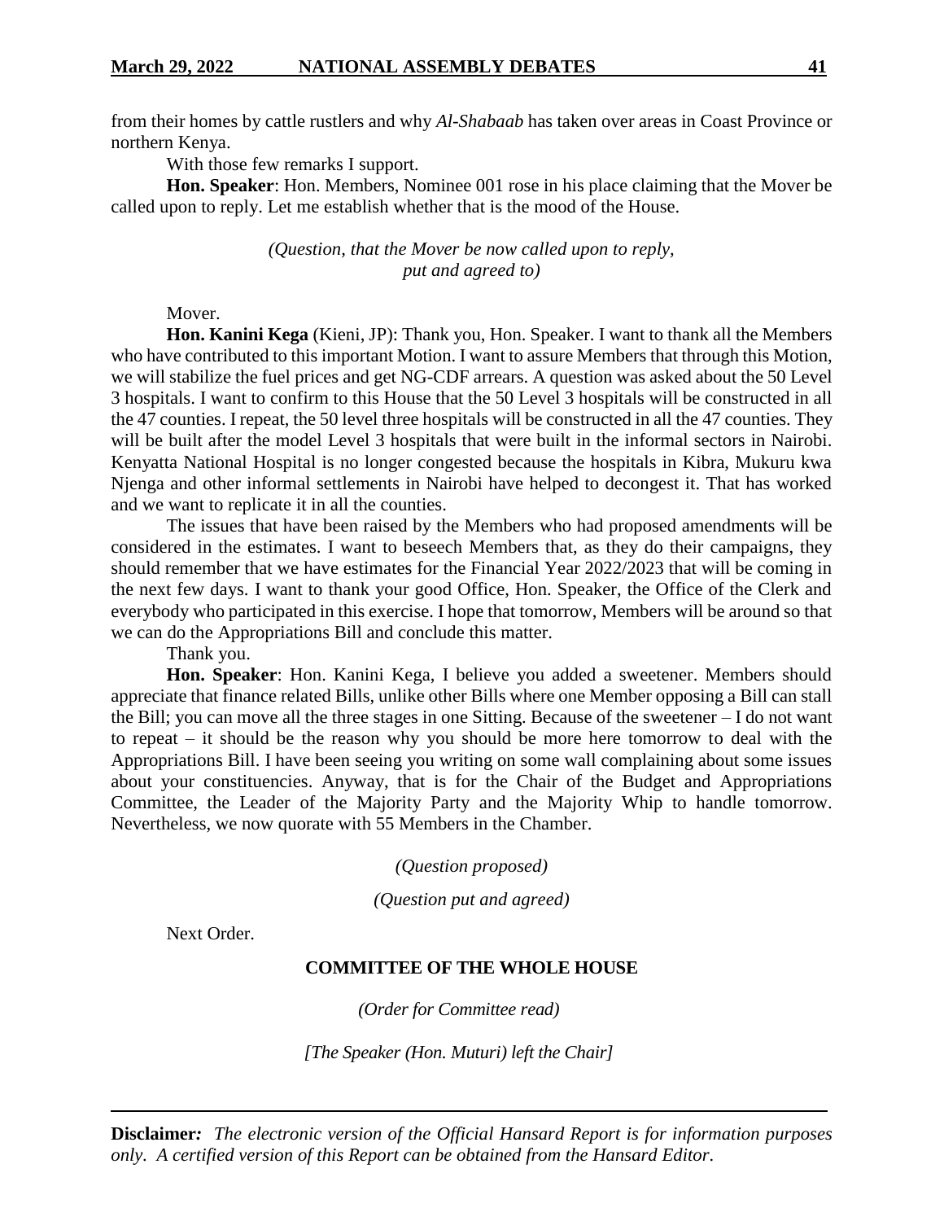from their homes by cattle rustlers and why *Al-Shabaab* has taken over areas in Coast Province or northern Kenya.

With those few remarks I support.

**Hon. Speaker**: Hon. Members, Nominee 001 rose in his place claiming that the Mover be called upon to reply. Let me establish whether that is the mood of the House.

*(Question, that the Mover be now called upon to reply, put and agreed to)*

Mover.

**Hon. Kanini Kega** (Kieni, JP): Thank you, Hon. Speaker. I want to thank all the Members who have contributed to this important Motion. I want to assure Members that through this Motion, we will stabilize the fuel prices and get NG-CDF arrears. A question was asked about the 50 Level 3 hospitals. I want to confirm to this House that the 50 Level 3 hospitals will be constructed in all the 47 counties. I repeat, the 50 level three hospitals will be constructed in all the 47 counties. They will be built after the model Level 3 hospitals that were built in the informal sectors in Nairobi. Kenyatta National Hospital is no longer congested because the hospitals in Kibra, Mukuru kwa Njenga and other informal settlements in Nairobi have helped to decongest it. That has worked and we want to replicate it in all the counties.

The issues that have been raised by the Members who had proposed amendments will be considered in the estimates. I want to beseech Members that, as they do their campaigns, they should remember that we have estimates for the Financial Year 2022/2023 that will be coming in the next few days. I want to thank your good Office, Hon. Speaker, the Office of the Clerk and everybody who participated in this exercise. I hope that tomorrow, Members will be around so that we can do the Appropriations Bill and conclude this matter.

Thank you.

**Hon. Speaker**: Hon. Kanini Kega, I believe you added a sweetener. Members should appreciate that finance related Bills, unlike other Bills where one Member opposing a Bill can stall the Bill; you can move all the three stages in one Sitting. Because of the sweetener – I do not want to repeat – it should be the reason why you should be more here tomorrow to deal with the Appropriations Bill. I have been seeing you writing on some wall complaining about some issues about your constituencies. Anyway, that is for the Chair of the Budget and Appropriations Committee, the Leader of the Majority Party and the Majority Whip to handle tomorrow. Nevertheless, we now quorate with 55 Members in the Chamber.

*(Question proposed)*

*(Question put and agreed)*

Next Order.

## COMMITTEE OF THE WHOLE HOUSE

*(Order for Committee read)*

*[The Speaker (Hon. Muturi) left the Chair]*

**Disclaimer***:* *The electronic version of the Official Hansard Report is for information purposes only. A certified version of this Report can be obtained from the Hansard Editor.*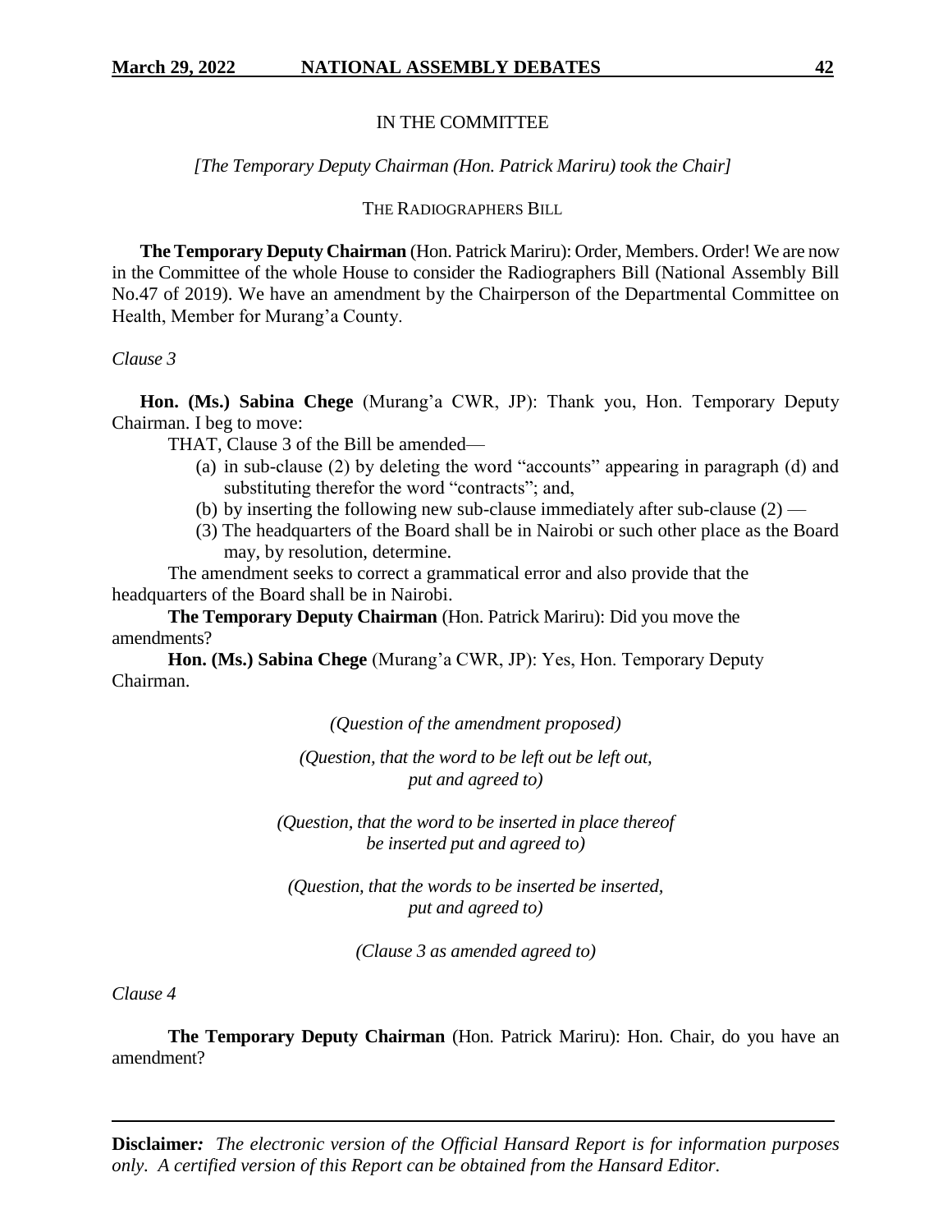IN THE COMMITTEE

*[The Temporary Deputy Chairman (Hon. Patrick Mariru) took the Chair]*

THE RADIOGRAPHERS BILL

**The Temporary Deputy Chairman** (Hon. Patrick Mariru): Order, Members. Order! We are now in the Committee of the whole House to consider the Radiographers Bill (National Assembly Bill No.47 of 2019). We have an amendment by the Chairperson of the Departmental Committee on Health, Member for Murang'a County.

*Clause 3*

**Hon. (Ms.) Sabina Chege** (Murang'a CWR, JP): Thank you, Hon. Temporary Deputy Chairman. I beg to move:

THAT, Clause 3 of the Bill be amended—

(a) in sub-clause (2) by deleting the word "accounts" appearing in paragraph (d) and substituting therefor the word "contracts"; and,

(b) by inserting the following new sub-clause immediately after sub-clause (2) —

(3) The headquarters of the Board shall be in Nairobi or such other place as the Board may, by resolution, determine.

The amendment seeks to correct a grammatical error and also provide that the headquarters of the Board shall be in Nairobi.

**The Temporary Deputy Chairman** (Hon. Patrick Mariru): Did you move the amendments?

**Hon. (Ms.) Sabina Chege** (Murang'a CWR, JP): Yes, Hon. Temporary Deputy Chairman.

*(Question of the amendment proposed)*

*(Question, that the word to be left out be left out, put and agreed to)*

*(Question, that the word to be inserted in place thereof be inserted put and agreed to)*

*(Question, that the words to be inserted be inserted, put and agreed to)*

*(Clause 3 as amended agreed to)*

*Clause 4*

**The Temporary Deputy Chairman** (Hon. Patrick Mariru): Hon. Chair, do you have an amendment?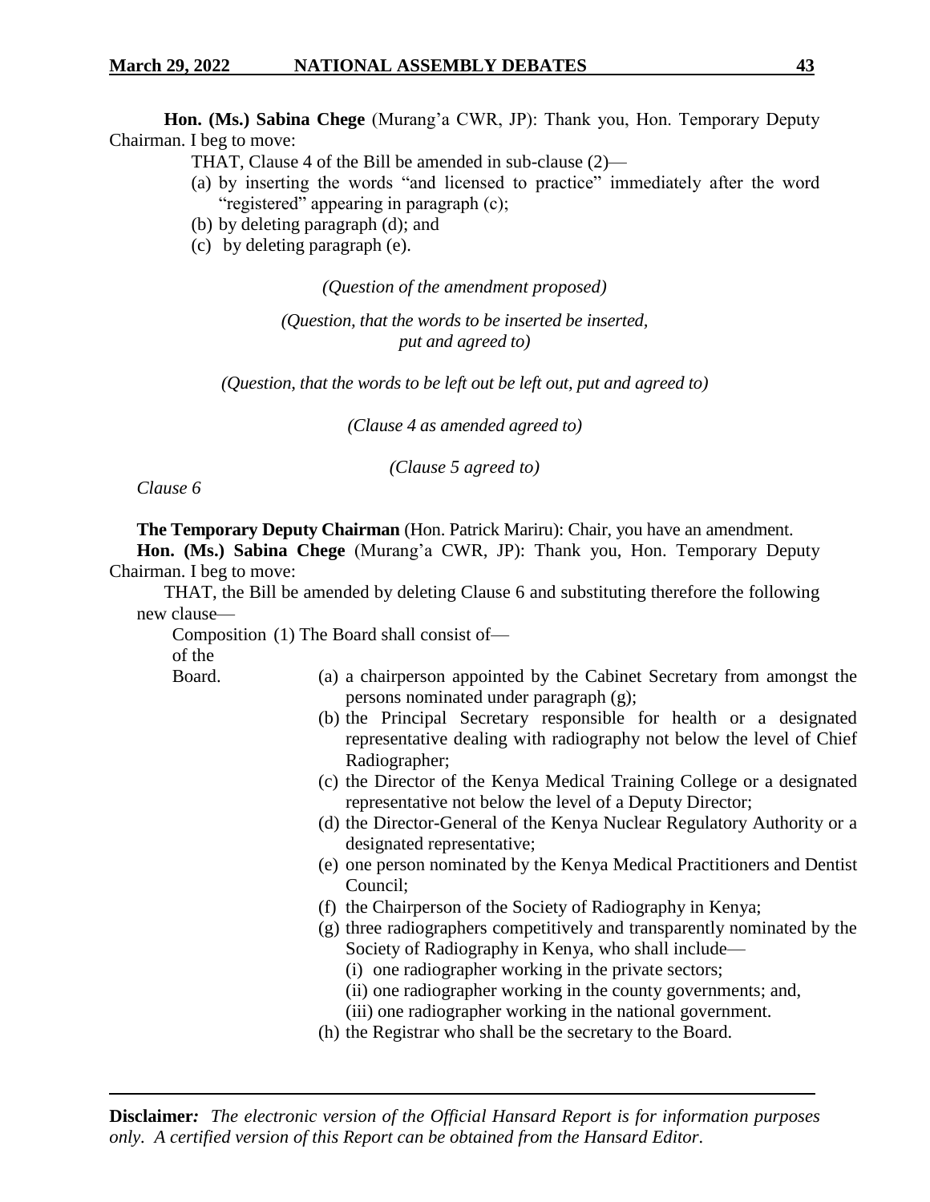**Hon. (Ms.) Sabina Chege** (Murang'a CWR, JP): Thank you, Hon. Temporary Deputy Chairman. I beg to move:

THAT, Clause 4 of the Bill be amended in sub-clause (2)—

(a) by inserting the words "and licensed to practice" immediately after the word "registered" appearing in paragraph (c);

(b) by deleting paragraph (d); and

(c) by deleting paragraph (e).

*(Question of the amendment proposed)*

*(Question, that the words to be inserted be inserted, put and agreed to)*

*(Question, that the words to be left out be left out, put and agreed to)*

*(Clause 4 as amended agreed to)*

*(Clause 5 agreed to)*

*Clause 6*

**The Temporary Deputy Chairman** (Hon. Patrick Mariru): Chair, you have an amendment.

**Hon. (Ms.) Sabina Chege** (Murang'a CWR, JP): Thank you, Hon. Temporary Deputy Chairman. I beg to move:

THAT, the Bill be amended by deleting Clause 6 and substituting therefore the following new clause—

Composition of the Board. (1) The Board shall consist of—

(a) a chairperson appointed by the Cabinet Secretary from amongst the persons nominated under paragraph (g);

(b) the Principal Secretary responsible for health or a designated representative dealing with radiography not below the level of Chief Radiographer;

(c) the Director of the Kenya Medical Training College or a designated representative not below the level of a Deputy Director;

(d) the Director-General of the Kenya Nuclear Regulatory Authority or a designated representative;

(e) one person nominated by the Kenya Medical Practitioners and Dentist Council;

(f) the Chairperson of the Society of Radiography in Kenya;

(g) three radiographers competitively and transparently nominated by the Society of Radiography in Kenya, who shall include—

(i) one radiographer working in the private sectors;

(ii) one radiographer working in the county governments; and,

(iii) one radiographer working in the national government.

(h) the Registrar who shall be the secretary to the Board.

**Disclaimer***:* *The electronic version of the Official Hansard Report is for information purposes only. A certified version of this Report can be obtained from the Hansard Editor.*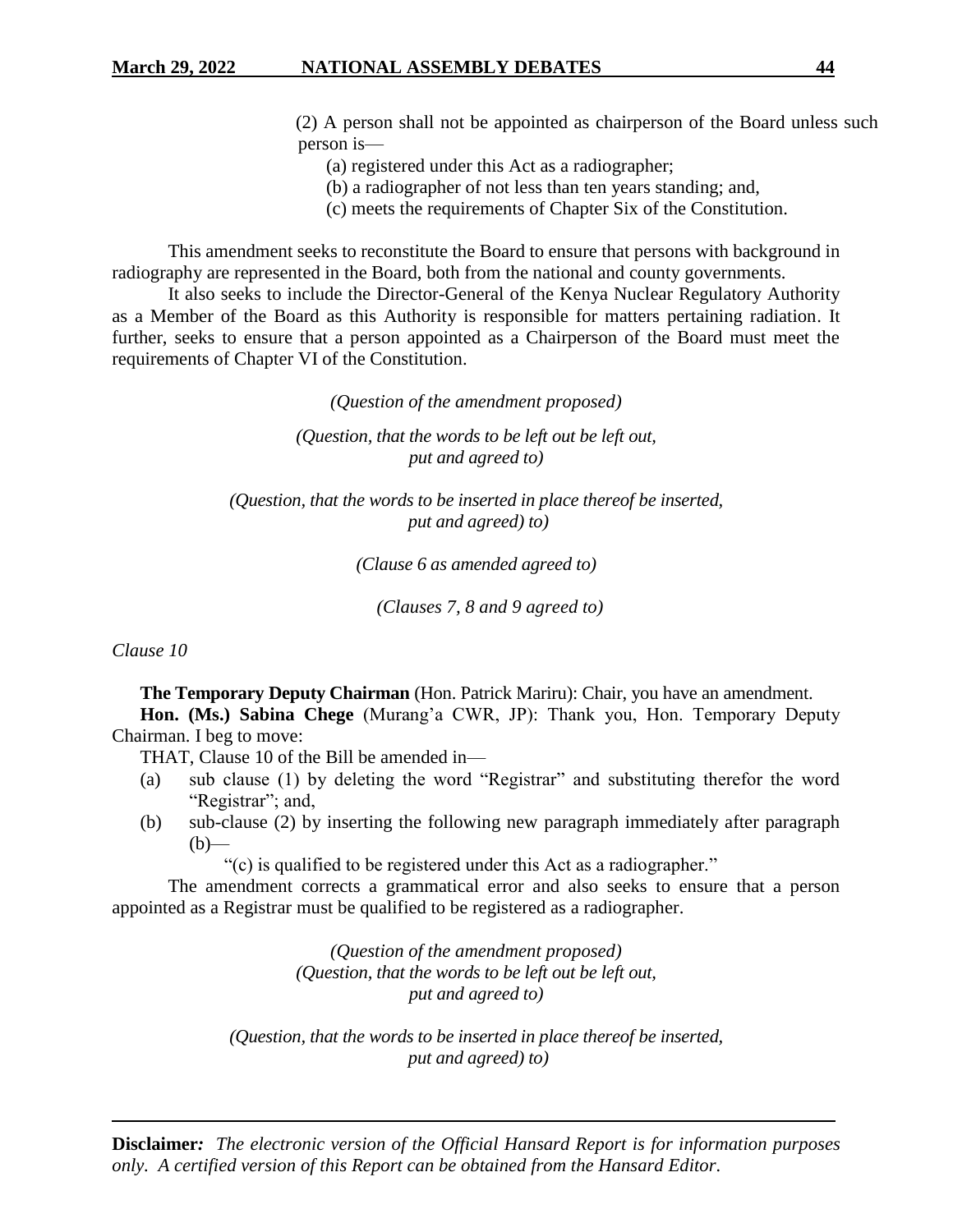(2) A person shall not be appointed as chairperson of the Board unless such person is—

(a) registered under this Act as a radiographer;

(b) a radiographer of not less than ten years standing; and,

(c) meets the requirements of Chapter Six of the Constitution.

This amendment seeks to reconstitute the Board to ensure that persons with background in radiography are represented in the Board, both from the national and county governments.

It also seeks to include the Director-General of the Kenya Nuclear Regulatory Authority as a Member of the Board as this Authority is responsible for matters pertaining radiation. It further, seeks to ensure that a person appointed as a Chairperson of the Board must meet the requirements of Chapter VI of the Constitution.

*(Question of the amendment proposed)*

*(Question, that the words to be left out be left out, put and agreed to)*

*(Question, that the words to be inserted in place thereof be inserted, put and agreed) to)*

*(Clause 6 as amended agreed to)*

*(Clauses 7, 8 and 9 agreed to)*

*Clause 10*

**The Temporary Deputy Chairman** (Hon. Patrick Mariru): Chair, you have an amendment.

**Hon. (Ms.) Sabina Chege** (Murang'a CWR, JP): Thank you, Hon. Temporary Deputy Chairman. I beg to move:

THAT, Clause 10 of the Bill be amended in—

(a) sub clause (1) by deleting the word "Registrar" and substituting therefor the word "Registrar"; and,

(b) sub-clause (2) by inserting the following new paragraph immediately after paragraph (b)—

"(c) is qualified to be registered under this Act as a radiographer."

The amendment corrects a grammatical error and also seeks to ensure that a person appointed as a Registrar must be qualified to be registered as a radiographer.

*(Question of the amendment proposed)*

*(Question, that the words to be left out be left out, put and agreed to)*

*(Question, that the words to be inserted in place thereof be inserted, put and agreed) to)*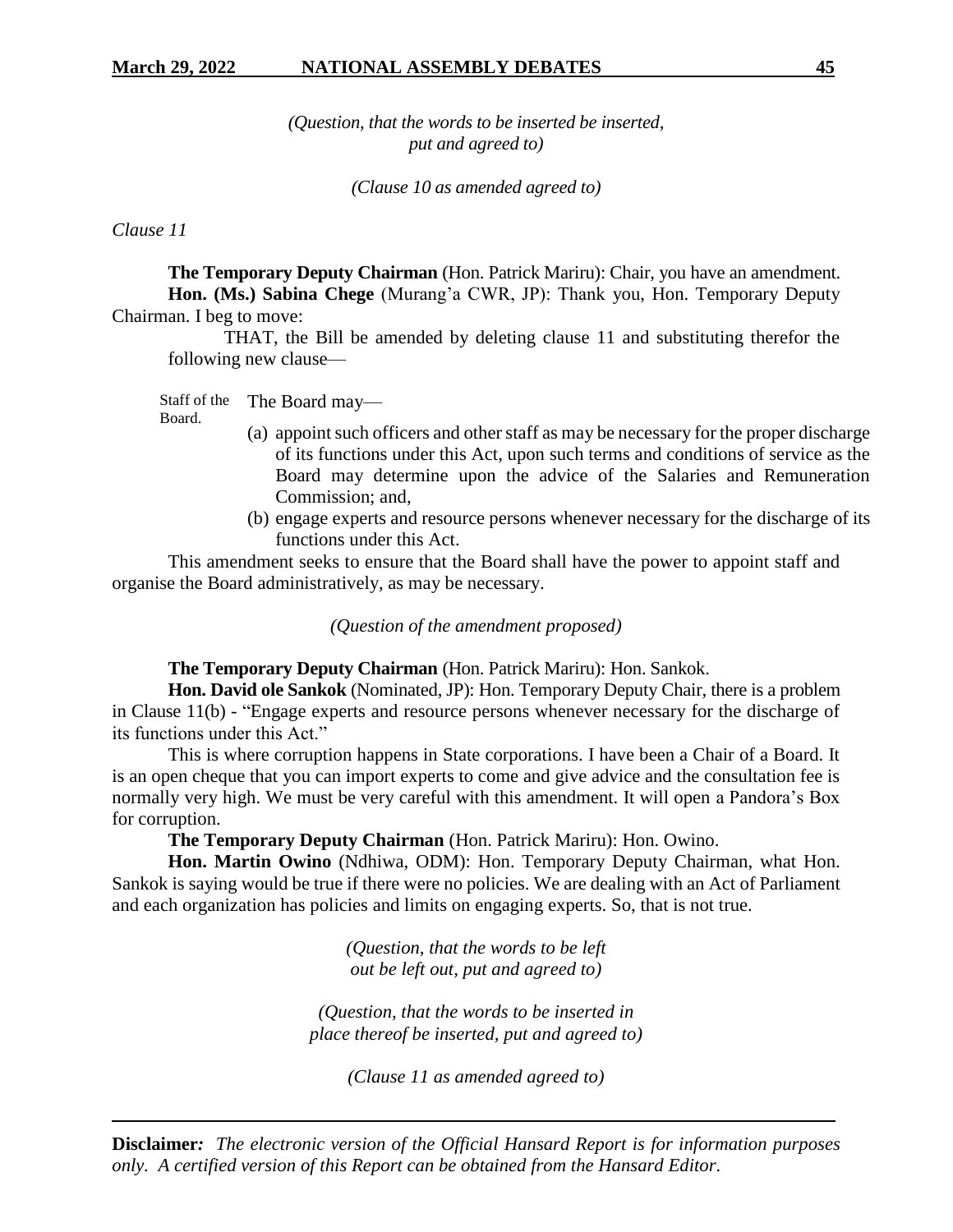*(Question, that the words to be inserted be inserted, put and agreed to)*

*(Clause 10 as amended agreed to)*

*Clause 11*

**The Temporary Deputy Chairman** (Hon. Patrick Mariru): Chair, you have an amendment.

**Hon. (Ms.) Sabina Chege** (Murang'a CWR, JP): Thank you, Hon. Temporary Deputy Chairman. I beg to move:

> THAT, the Bill be amended by deleting clause 11 and substituting therefor the following new clause—
>
> Staff of the Board. The Board may—
>
> (a) appoint such officers and other staff as may be necessary for the proper discharge of its functions under this Act, upon such terms and conditions of service as the Board may determine upon the advice of the Salaries and Remuneration Commission; and,
>
> (b) engage experts and resource persons whenever necessary for the discharge of its functions under this Act.

This amendment seeks to ensure that the Board shall have the power to appoint staff and organise the Board administratively, as may be necessary.

*(Question of the amendment proposed)*

**The Temporary Deputy Chairman** (Hon. Patrick Mariru): Hon. Sankok.

**Hon. David ole Sankok** (Nominated, JP): Hon. Temporary Deputy Chair, there is a problem in Clause 11(b) - "Engage experts and resource persons whenever necessary for the discharge of its functions under this Act."

This is where corruption happens in State corporations. I have been a Chair of a Board. It is an open cheque that you can import experts to come and give advice and the consultation fee is normally very high. We must be very careful with this amendment. It will open a Pandora's Box for corruption.

**The Temporary Deputy Chairman** (Hon. Patrick Mariru): Hon. Owino.

**Hon. Martin Owino** (Ndhiwa, ODM): Hon. Temporary Deputy Chairman, what Hon. Sankok is saying would be true if there were no policies. We are dealing with an Act of Parliament and each organization has policies and limits on engaging experts. So, that is not true.

*(Question, that the words to be left out be left out, put and agreed to)*

*(Question, that the words to be inserted in place thereof be inserted, put and agreed to)*

*(Clause 11 as amended agreed to)*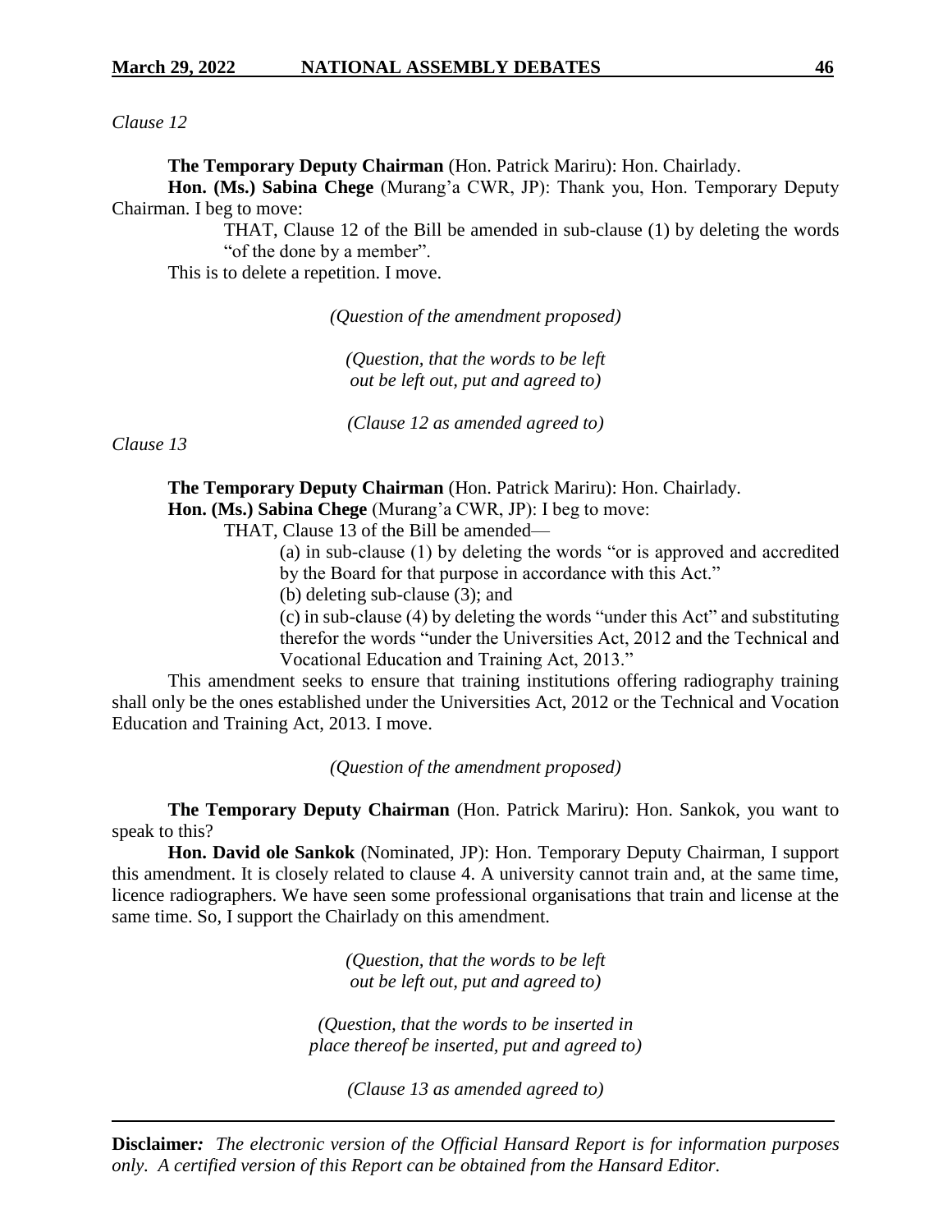*Clause 12*

**The Temporary Deputy Chairman** (Hon. Patrick Mariru): Hon. Chairlady.

**Hon. (Ms.) Sabina Chege** (Murang'a CWR, JP): Thank you, Hon. Temporary Deputy Chairman. I beg to move:

> THAT, Clause 12 of the Bill be amended in sub-clause (1) by deleting the words "of the done by a member".

This is to delete a repetition. I move.

*(Question of the amendment proposed)*

*(Question, that the words to be left out be left out, put and agreed to)*

*(Clause 12 as amended agreed to)*

*Clause 13*

**The Temporary Deputy Chairman** (Hon. Patrick Mariru): Hon. Chairlady.

**Hon. (Ms.) Sabina Chege** (Murang'a CWR, JP): I beg to move:

> THAT, Clause 13 of the Bill be amended—
>
> (a) in sub-clause (1) by deleting the words "or is approved and accredited by the Board for that purpose in accordance with this Act."
>
> (b) deleting sub-clause (3); and
>
> (c) in sub-clause (4) by deleting the words "under this Act" and substituting therefor the words "under the Universities Act, 2012 and the Technical and Vocational Education and Training Act, 2013."

This amendment seeks to ensure that training institutions offering radiography training shall only be the ones established under the Universities Act, 2012 or the Technical and Vocation Education and Training Act, 2013. I move.

*(Question of the amendment proposed)*

**The Temporary Deputy Chairman** (Hon. Patrick Mariru): Hon. Sankok, you want to speak to this?

**Hon. David ole Sankok** (Nominated, JP): Hon. Temporary Deputy Chairman, I support this amendment. It is closely related to clause 4. A university cannot train and, at the same time, licence radiographers. We have seen some professional organisations that train and license at the same time. So, I support the Chairlady on this amendment.

*(Question, that the words to be left out be left out, put and agreed to)*

*(Question, that the words to be inserted in place thereof be inserted, put and agreed to)*

*(Clause 13 as amended agreed to)*

**Disclaimer***:* *The electronic version of the Official Hansard Report is for information purposes only. A certified version of this Report can be obtained from the Hansard Editor.*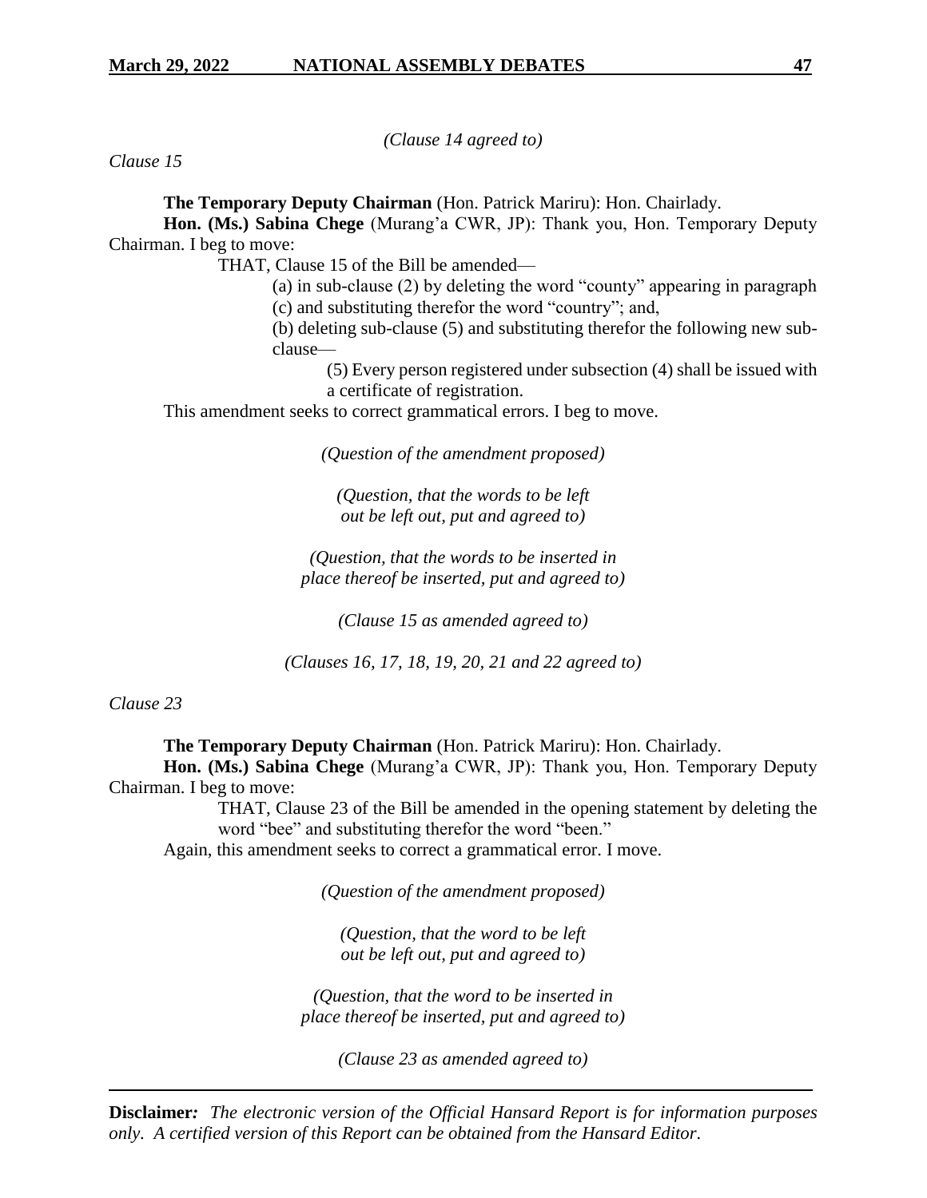*(Clause 14 agreed to)*

*Clause 15*

**The Temporary Deputy Chairman** (Hon. Patrick Mariru): Hon. Chairlady.

**Hon. (Ms.) Sabina Chege** (Murang'a CWR, JP): Thank you, Hon. Temporary Deputy Chairman. I beg to move:

THAT, Clause 15 of the Bill be amended—

(a) in sub-clause (2) by deleting the word "county" appearing in paragraph (c) and substituting therefor the word "country"; and,

(b) deleting sub-clause (5) and substituting therefor the following new sub-clause—

(5) Every person registered under subsection (4) shall be issued with a certificate of registration.

This amendment seeks to correct grammatical errors. I beg to move.

*(Question of the amendment proposed)*

*(Question, that the words to be left out be left out, put and agreed to)*

*(Question, that the words to be inserted in place thereof be inserted, put and agreed to)*

*(Clause 15 as amended agreed to)*

*(Clauses 16, 17, 18, 19, 20, 21 and 22 agreed to)*

*Clause 23*

**The Temporary Deputy Chairman** (Hon. Patrick Mariru): Hon. Chairlady.

**Hon. (Ms.) Sabina Chege** (Murang'a CWR, JP): Thank you, Hon. Temporary Deputy Chairman. I beg to move:

THAT, Clause 23 of the Bill be amended in the opening statement by deleting the word "bee" and substituting therefor the word "been."

Again, this amendment seeks to correct a grammatical error. I move.

*(Question of the amendment proposed)*

*(Question, that the word to be left out be left out, put and agreed to)*

*(Question, that the word to be inserted in place thereof be inserted, put and agreed to)*

*(Clause 23 as amended agreed to)*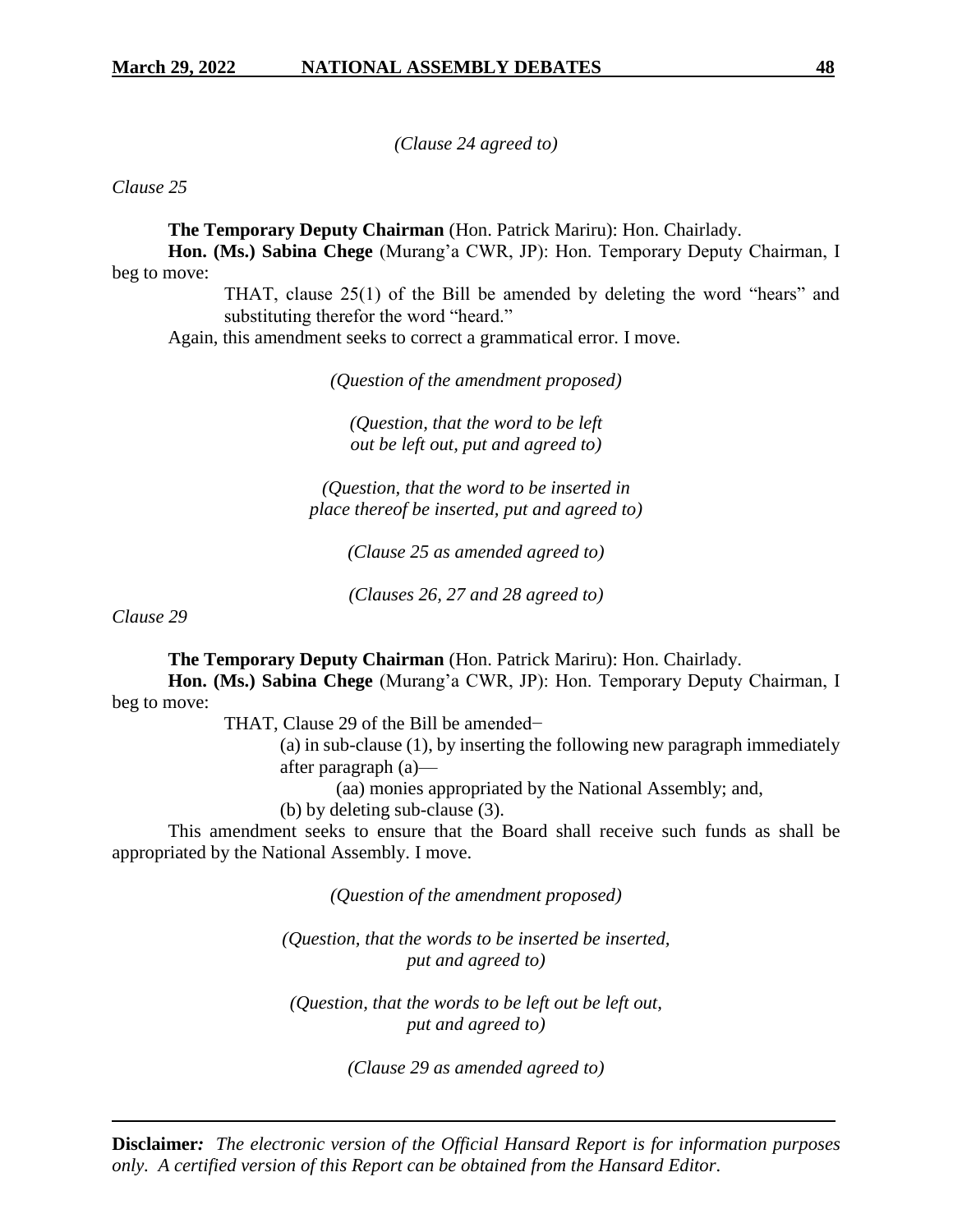*(Clause 24 agreed to)*

*Clause 25*

**The Temporary Deputy Chairman** (Hon. Patrick Mariru): Hon. Chairlady.

**Hon. (Ms.) Sabina Chege** (Murang'a CWR, JP): Hon. Temporary Deputy Chairman, I beg to move:

> THAT, clause 25(1) of the Bill be amended by deleting the word "hears" and substituting therefor the word "heard."

Again, this amendment seeks to correct a grammatical error. I move.

*(Question of the amendment proposed)*

*(Question, that the word to be left out be left out, put and agreed to)*

*(Question, that the word to be inserted in place thereof be inserted, put and agreed to)*

*(Clause 25 as amended agreed to)*

*(Clauses 26, 27 and 28 agreed to)*

*Clause 29*

**The Temporary Deputy Chairman** (Hon. Patrick Mariru): Hon. Chairlady.

**Hon. (Ms.) Sabina Chege** (Murang'a CWR, JP): Hon. Temporary Deputy Chairman, I beg to move:

> THAT, Clause 29 of the Bill be amended−
>
> (a) in sub-clause (1), by inserting the following new paragraph immediately after paragraph (a)—
>
> (aa) monies appropriated by the National Assembly; and,
>
> (b) by deleting sub-clause (3).

This amendment seeks to ensure that the Board shall receive such funds as shall be appropriated by the National Assembly. I move.

*(Question of the amendment proposed)*

*(Question, that the words to be inserted be inserted, put and agreed to)*

*(Question, that the words to be left out be left out, put and agreed to)*

*(Clause 29 as amended agreed to)*

**Disclaimer***:* *The electronic version of the Official Hansard Report is for information purposes only. A certified version of this Report can be obtained from the Hansard Editor.*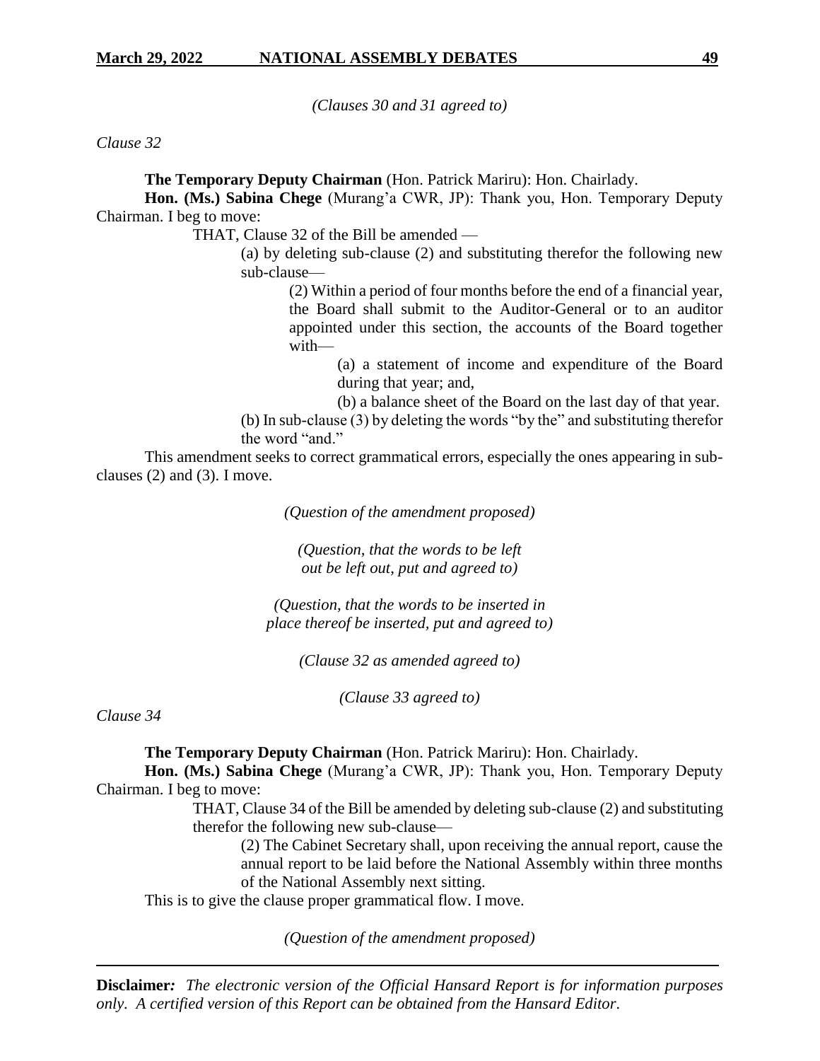*(Clauses 30 and 31 agreed to)*

*Clause 32*

**The Temporary Deputy Chairman** (Hon. Patrick Mariru): Hon. Chairlady.

**Hon. (Ms.) Sabina Chege** (Murang'a CWR, JP): Thank you, Hon. Temporary Deputy Chairman. I beg to move:

> THAT, Clause 32 of the Bill be amended —
>
> > (a) by deleting sub-clause (2) and substituting therefor the following new sub-clause—
> >
> > > (2) Within a period of four months before the end of a financial year, the Board shall submit to the Auditor-General or to an auditor appointed under this section, the accounts of the Board together with—
> > >
> > > > (a) a statement of income and expenditure of the Board during that year; and,
> > > >
> > > > (b) a balance sheet of the Board on the last day of that year.
> >
> > (b) In sub-clause (3) by deleting the words "by the" and substituting therefor the word "and."

This amendment seeks to correct grammatical errors, especially the ones appearing in sub-clauses (2) and (3). I move.

*(Question of the amendment proposed)*

*(Question, that the words to be left out be left out, put and agreed to)*

*(Question, that the words to be inserted in place thereof be inserted, put and agreed to)*

*(Clause 32 as amended agreed to)*

*(Clause 33 agreed to)*

*Clause 34*

**The Temporary Deputy Chairman** (Hon. Patrick Mariru): Hon. Chairlady.

**Hon. (Ms.) Sabina Chege** (Murang'a CWR, JP): Thank you, Hon. Temporary Deputy Chairman. I beg to move:

> THAT, Clause 34 of the Bill be amended by deleting sub-clause (2) and substituting therefor the following new sub-clause—
>
> > (2) The Cabinet Secretary shall, upon receiving the annual report, cause the annual report to be laid before the National Assembly within three months of the National Assembly next sitting.

This is to give the clause proper grammatical flow. I move.

*(Question of the amendment proposed)*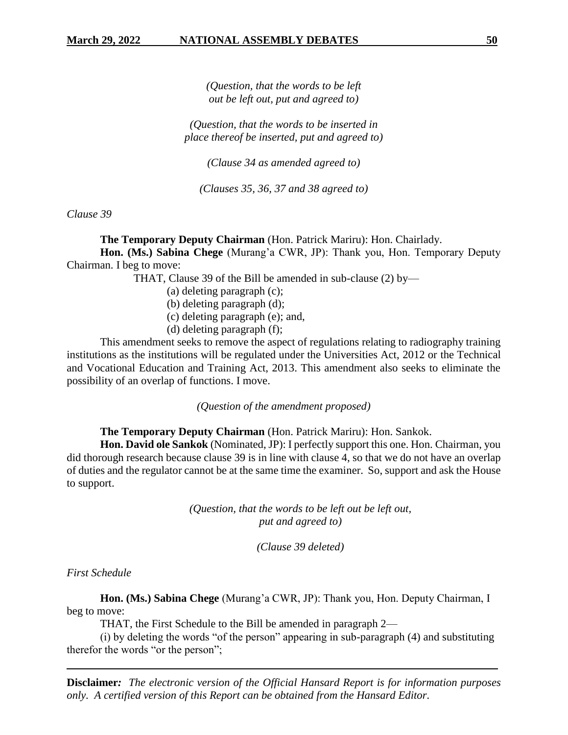*(Question, that the words to be left out be left out, put and agreed to)*

*(Question, that the words to be inserted in place thereof be inserted, put and agreed to)*

*(Clause 34 as amended agreed to)*

*(Clauses 35, 36, 37 and 38 agreed to)*

*Clause 39*

**The Temporary Deputy Chairman** (Hon. Patrick Mariru): Hon. Chairlady.

**Hon. (Ms.) Sabina Chege** (Murang'a CWR, JP): Thank you, Hon. Temporary Deputy Chairman. I beg to move:

THAT, Clause 39 of the Bill be amended in sub-clause (2) by—

(a) deleting paragraph (c);
(b) deleting paragraph (d);
(c) deleting paragraph (e); and,
(d) deleting paragraph (f);

This amendment seeks to remove the aspect of regulations relating to radiography training institutions as the institutions will be regulated under the Universities Act, 2012 or the Technical and Vocational Education and Training Act, 2013. This amendment also seeks to eliminate the possibility of an overlap of functions. I move.

*(Question of the amendment proposed)*

**The Temporary Deputy Chairman** (Hon. Patrick Mariru): Hon. Sankok.

**Hon. David ole Sankok** (Nominated, JP): I perfectly support this one. Hon. Chairman, you did thorough research because clause 39 is in line with clause 4, so that we do not have an overlap of duties and the regulator cannot be at the same time the examiner. So, support and ask the House to support.

*(Question, that the words to be left out be left out, put and agreed to)*

*(Clause 39 deleted)*

*First Schedule*

**Hon. (Ms.) Sabina Chege** (Murang'a CWR, JP): Thank you, Hon. Deputy Chairman, I beg to move:

THAT, the First Schedule to the Bill be amended in paragraph 2—

(i) by deleting the words "of the person" appearing in sub-paragraph (4) and substituting therefor the words "or the person";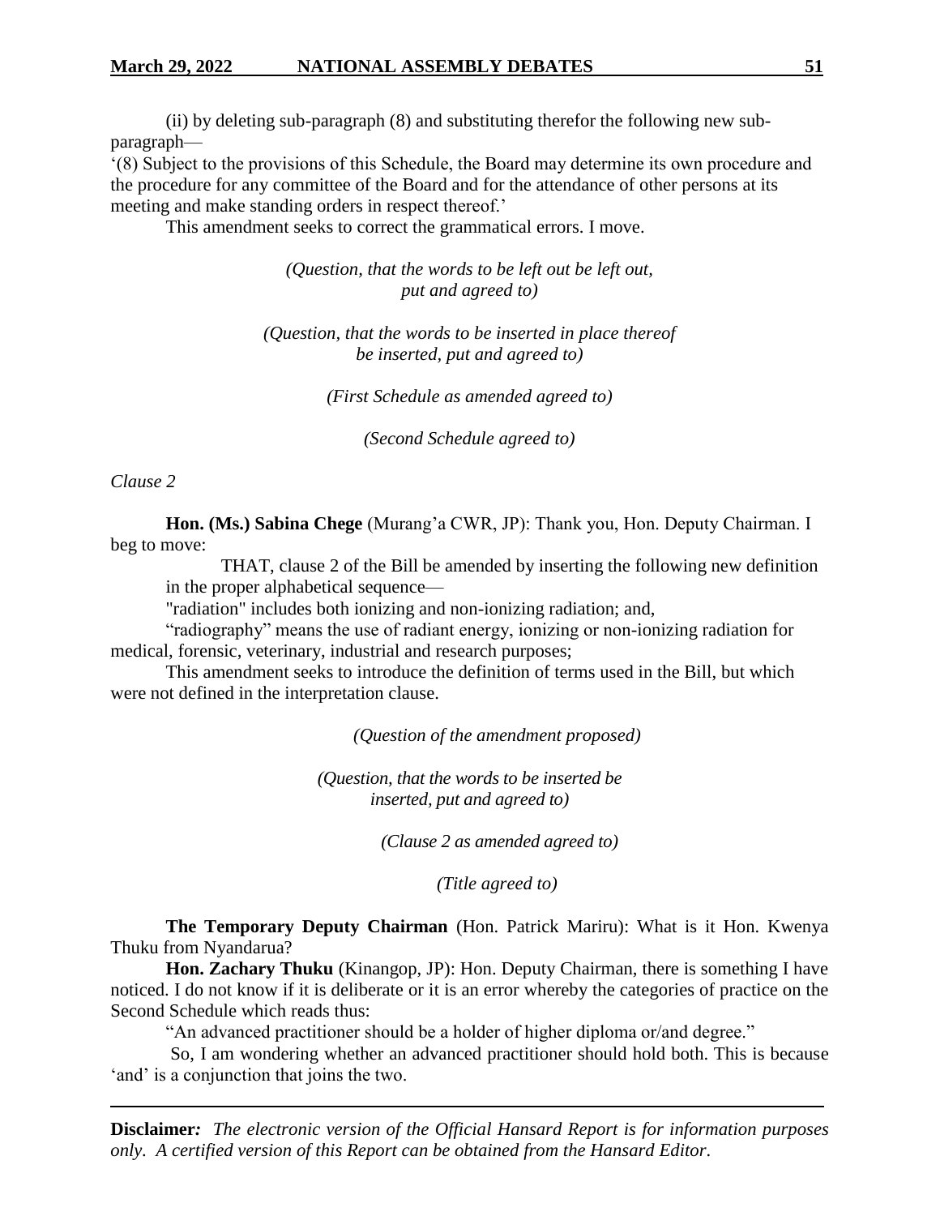(ii) by deleting sub-paragraph (8) and substituting therefor the following new sub-paragraph—

'(8) Subject to the provisions of this Schedule, the Board may determine its own procedure and the procedure for any committee of the Board and for the attendance of other persons at its meeting and make standing orders in respect thereof.'

This amendment seeks to correct the grammatical errors. I move.

*(Question, that the words to be left out be left out, put and agreed to)*

*(Question, that the words to be inserted in place thereof be inserted, put and agreed to)*

*(First Schedule as amended agreed to)*

*(Second Schedule agreed to)*

*Clause 2*

**Hon. (Ms.) Sabina Chege** (Murang'a CWR, JP): Thank you, Hon. Deputy Chairman. I beg to move:

THAT, clause 2 of the Bill be amended by inserting the following new definition in the proper alphabetical sequence—

"radiation" includes both ionizing and non-ionizing radiation; and,

"radiography" means the use of radiant energy, ionizing or non-ionizing radiation for medical, forensic, veterinary, industrial and research purposes;

This amendment seeks to introduce the definition of terms used in the Bill, but which were not defined in the interpretation clause.

*(Question of the amendment proposed)*

*(Question, that the words to be inserted be inserted, put and agreed to)*

*(Clause 2 as amended agreed to)*

*(Title agreed to)*

**The Temporary Deputy Chairman** (Hon. Patrick Mariru): What is it Hon. Kwenya Thuku from Nyandarua?

**Hon. Zachary Thuku** (Kinangop, JP): Hon. Deputy Chairman, there is something I have noticed. I do not know if it is deliberate or it is an error whereby the categories of practice on the Second Schedule which reads thus:

"An advanced practitioner should be a holder of higher diploma or/and degree."

So, I am wondering whether an advanced practitioner should hold both. This is because 'and' is a conjunction that joins the two.

**Disclaimer***:* *The electronic version of the Official Hansard Report is for information purposes only. A certified version of this Report can be obtained from the Hansard Editor.*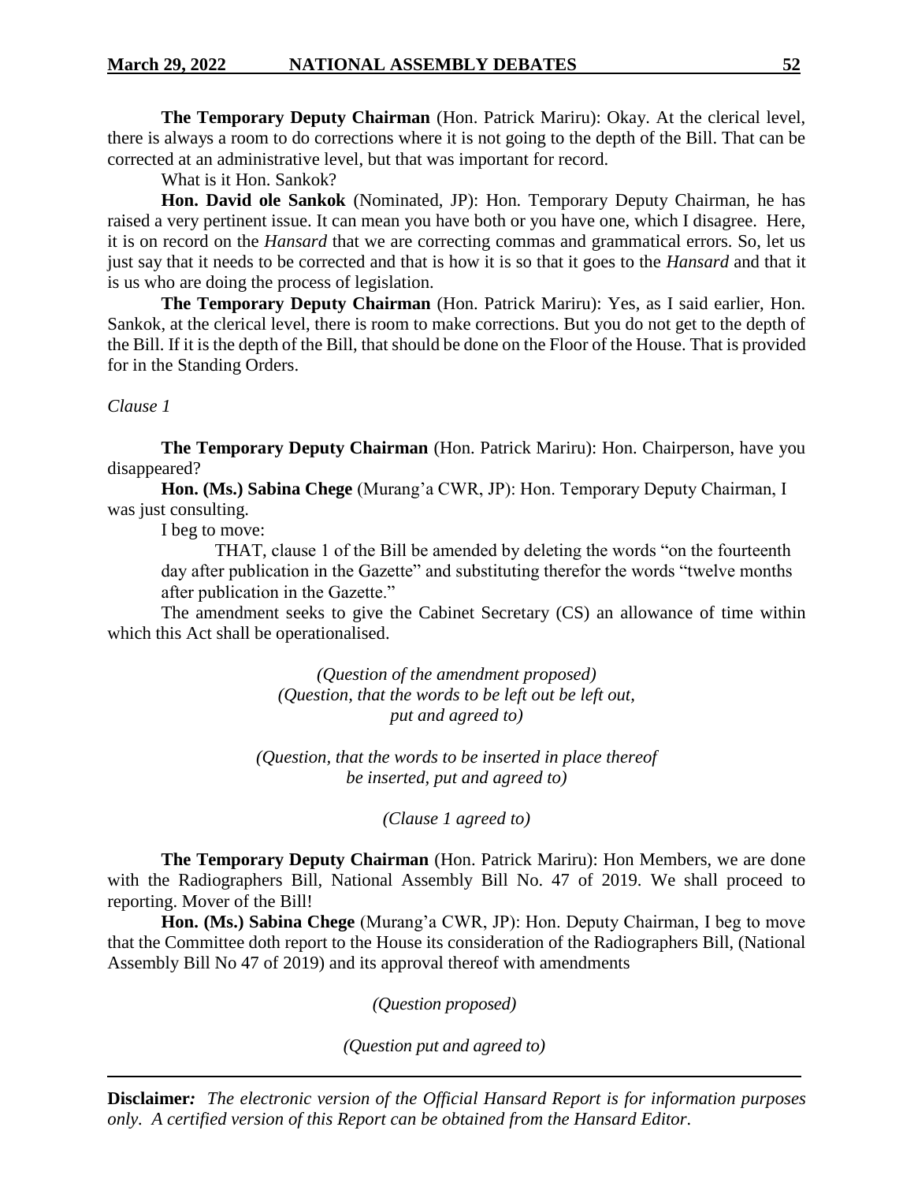**The Temporary Deputy Chairman** (Hon. Patrick Mariru): Okay. At the clerical level, there is always a room to do corrections where it is not going to the depth of the Bill. That can be corrected at an administrative level, but that was important for record.

What is it Hon. Sankok?

**Hon. David ole Sankok** (Nominated, JP): Hon. Temporary Deputy Chairman, he has raised a very pertinent issue. It can mean you have both or you have one, which I disagree. Here, it is on record on the *Hansard* that we are correcting commas and grammatical errors. So, let us just say that it needs to be corrected and that is how it is so that it goes to the *Hansard* and that it is us who are doing the process of legislation.

**The Temporary Deputy Chairman** (Hon. Patrick Mariru): Yes, as I said earlier, Hon. Sankok, at the clerical level, there is room to make corrections. But you do not get to the depth of the Bill. If it is the depth of the Bill, that should be done on the Floor of the House. That is provided for in the Standing Orders.

*Clause 1*

**The Temporary Deputy Chairman** (Hon. Patrick Mariru): Hon. Chairperson, have you disappeared?

**Hon. (Ms.) Sabina Chege** (Murang'a CWR, JP): Hon. Temporary Deputy Chairman, I was just consulting.

I beg to move:

> THAT, clause 1 of the Bill be amended by deleting the words "on the fourteenth day after publication in the Gazette" and substituting therefor the words "twelve months after publication in the Gazette."

The amendment seeks to give the Cabinet Secretary (CS) an allowance of time within which this Act shall be operationalised.

*(Question of the amendment proposed)*
*(Question, that the words to be left out be left out, put and agreed to)*

*(Question, that the words to be inserted in place thereof be inserted, put and agreed to)*

*(Clause 1 agreed to)*

**The Temporary Deputy Chairman** (Hon. Patrick Mariru): Hon Members, we are done with the Radiographers Bill, National Assembly Bill No. 47 of 2019. We shall proceed to reporting. Mover of the Bill!

**Hon. (Ms.) Sabina Chege** (Murang'a CWR, JP): Hon. Deputy Chairman, I beg to move that the Committee doth report to the House its consideration of the Radiographers Bill, (National Assembly Bill No 47 of 2019) and its approval thereof with amendments

*(Question proposed)*

*(Question put and agreed to)*

**Disclaimer***:* *The electronic version of the Official Hansard Report is for information purposes only. A certified version of this Report can be obtained from the Hansard Editor.*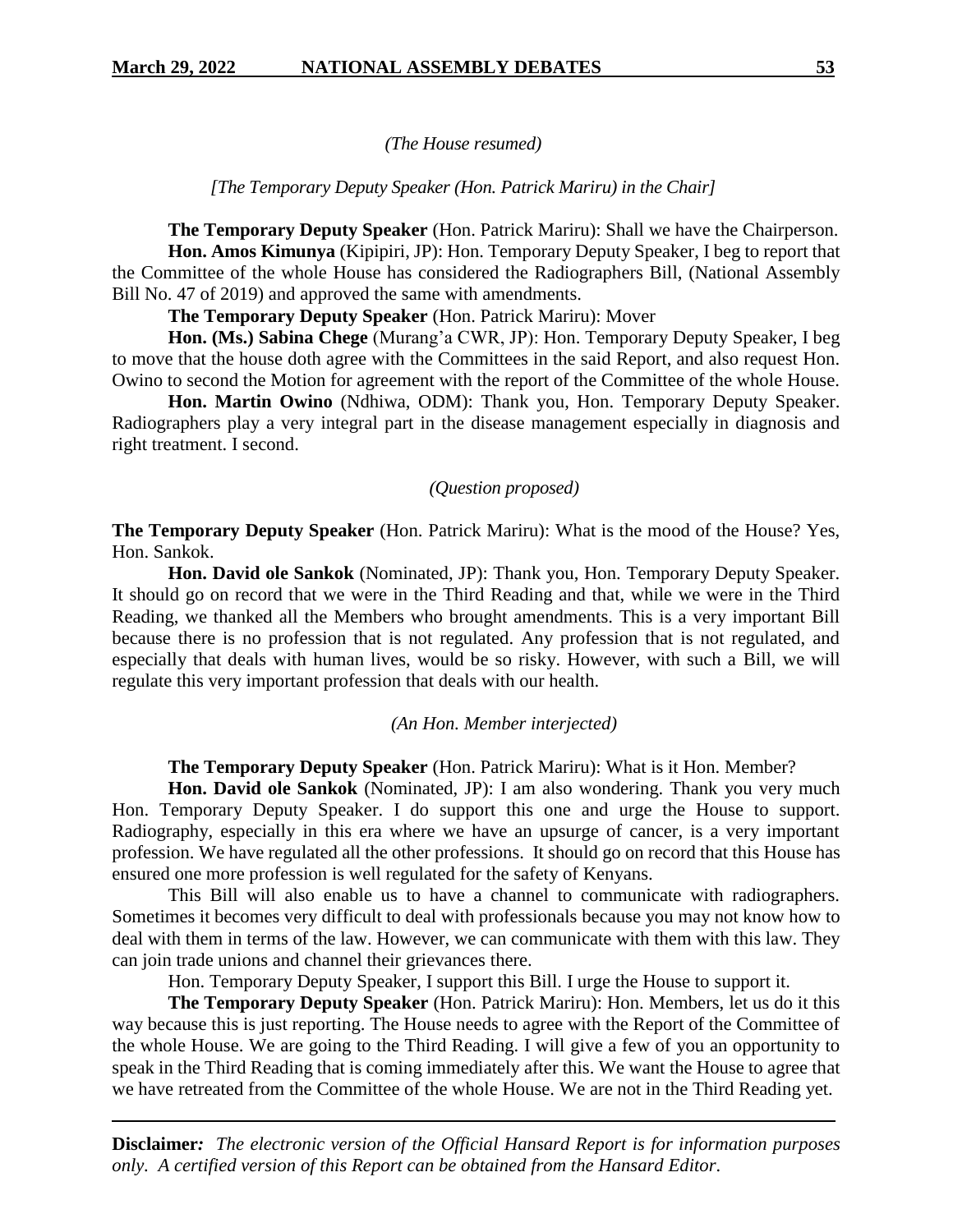*(The House resumed)*

*[The Temporary Deputy Speaker (Hon. Patrick Mariru) in the Chair]*

**The Temporary Deputy Speaker** (Hon. Patrick Mariru): Shall we have the Chairperson.

**Hon. Amos Kimunya** (Kipipiri, JP): Hon. Temporary Deputy Speaker, I beg to report that the Committee of the whole House has considered the Radiographers Bill, (National Assembly Bill No. 47 of 2019) and approved the same with amendments.

**The Temporary Deputy Speaker** (Hon. Patrick Mariru): Mover

**Hon. (Ms.) Sabina Chege** (Murang'a CWR, JP): Hon. Temporary Deputy Speaker, I beg to move that the house doth agree with the Committees in the said Report, and also request Hon. Owino to second the Motion for agreement with the report of the Committee of the whole House.

**Hon. Martin Owino** (Ndhiwa, ODM): Thank you, Hon. Temporary Deputy Speaker. Radiographers play a very integral part in the disease management especially in diagnosis and right treatment. I second.

*(Question proposed)*

**The Temporary Deputy Speaker** (Hon. Patrick Mariru): What is the mood of the House? Yes, Hon. Sankok.

**Hon. David ole Sankok** (Nominated, JP): Thank you, Hon. Temporary Deputy Speaker. It should go on record that we were in the Third Reading and that, while we were in the Third Reading, we thanked all the Members who brought amendments. This is a very important Bill because there is no profession that is not regulated. Any profession that is not regulated, and especially that deals with human lives, would be so risky. However, with such a Bill, we will regulate this very important profession that deals with our health.

*(An Hon. Member interjected)*

**The Temporary Deputy Speaker** (Hon. Patrick Mariru): What is it Hon. Member?

**Hon. David ole Sankok** (Nominated, JP): I am also wondering. Thank you very much Hon. Temporary Deputy Speaker. I do support this one and urge the House to support. Radiography, especially in this era where we have an upsurge of cancer, is a very important profession. We have regulated all the other professions. It should go on record that this House has ensured one more profession is well regulated for the safety of Kenyans.

This Bill will also enable us to have a channel to communicate with radiographers. Sometimes it becomes very difficult to deal with professionals because you may not know how to deal with them in terms of the law. However, we can communicate with them with this law. They can join trade unions and channel their grievances there.

Hon. Temporary Deputy Speaker, I support this Bill. I urge the House to support it.

**The Temporary Deputy Speaker** (Hon. Patrick Mariru): Hon. Members, let us do it this way because this is just reporting. The House needs to agree with the Report of the Committee of the whole House. We are going to the Third Reading. I will give a few of you an opportunity to speak in the Third Reading that is coming immediately after this. We want the House to agree that we have retreated from the Committee of the whole House. We are not in the Third Reading yet.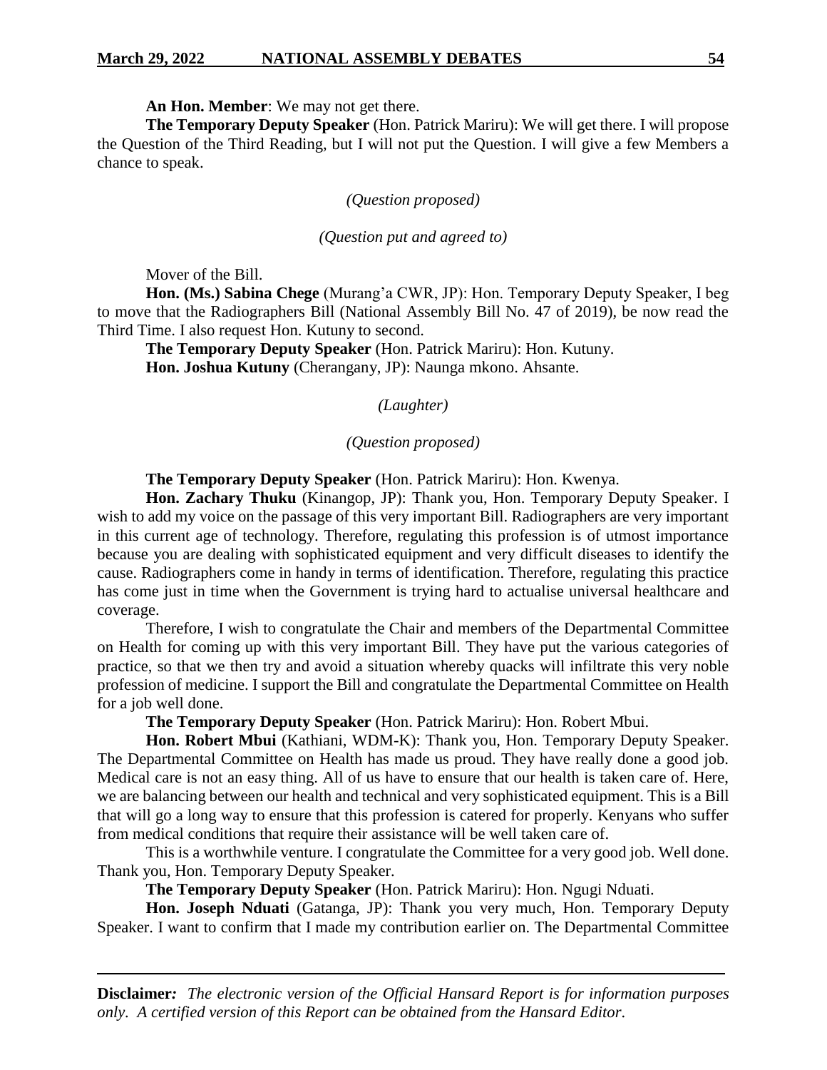**An Hon. Member**: We may not get there.

**The Temporary Deputy Speaker** (Hon. Patrick Mariru): We will get there. I will propose the Question of the Third Reading, but I will not put the Question. I will give a few Members a chance to speak.

*(Question proposed)*

*(Question put and agreed to)*

Mover of the Bill.

**Hon. (Ms.) Sabina Chege** (Murang'a CWR, JP): Hon. Temporary Deputy Speaker, I beg to move that the Radiographers Bill (National Assembly Bill No. 47 of 2019), be now read the Third Time. I also request Hon. Kutuny to second.

**The Temporary Deputy Speaker** (Hon. Patrick Mariru): Hon. Kutuny.

**Hon. Joshua Kutuny** (Cherangany, JP): Naunga mkono. Ahsante.

*(Laughter)*

*(Question proposed)*

**The Temporary Deputy Speaker** (Hon. Patrick Mariru): Hon. Kwenya.

**Hon. Zachary Thuku** (Kinangop, JP): Thank you, Hon. Temporary Deputy Speaker. I wish to add my voice on the passage of this very important Bill. Radiographers are very important in this current age of technology. Therefore, regulating this profession is of utmost importance because you are dealing with sophisticated equipment and very difficult diseases to identify the cause. Radiographers come in handy in terms of identification. Therefore, regulating this practice has come just in time when the Government is trying hard to actualise universal healthcare and coverage.

Therefore, I wish to congratulate the Chair and members of the Departmental Committee on Health for coming up with this very important Bill. They have put the various categories of practice, so that we then try and avoid a situation whereby quacks will infiltrate this very noble profession of medicine. I support the Bill and congratulate the Departmental Committee on Health for a job well done.

**The Temporary Deputy Speaker** (Hon. Patrick Mariru): Hon. Robert Mbui.

**Hon. Robert Mbui** (Kathiani, WDM-K): Thank you, Hon. Temporary Deputy Speaker. The Departmental Committee on Health has made us proud. They have really done a good job. Medical care is not an easy thing. All of us have to ensure that our health is taken care of. Here, we are balancing between our health and technical and very sophisticated equipment. This is a Bill that will go a long way to ensure that this profession is catered for properly. Kenyans who suffer from medical conditions that require their assistance will be well taken care of.

This is a worthwhile venture. I congratulate the Committee for a very good job. Well done. Thank you, Hon. Temporary Deputy Speaker.

**The Temporary Deputy Speaker** (Hon. Patrick Mariru): Hon. Ngugi Nduati.

**Hon. Joseph Nduati** (Gatanga, JP): Thank you very much, Hon. Temporary Deputy Speaker. I want to confirm that I made my contribution earlier on. The Departmental Committee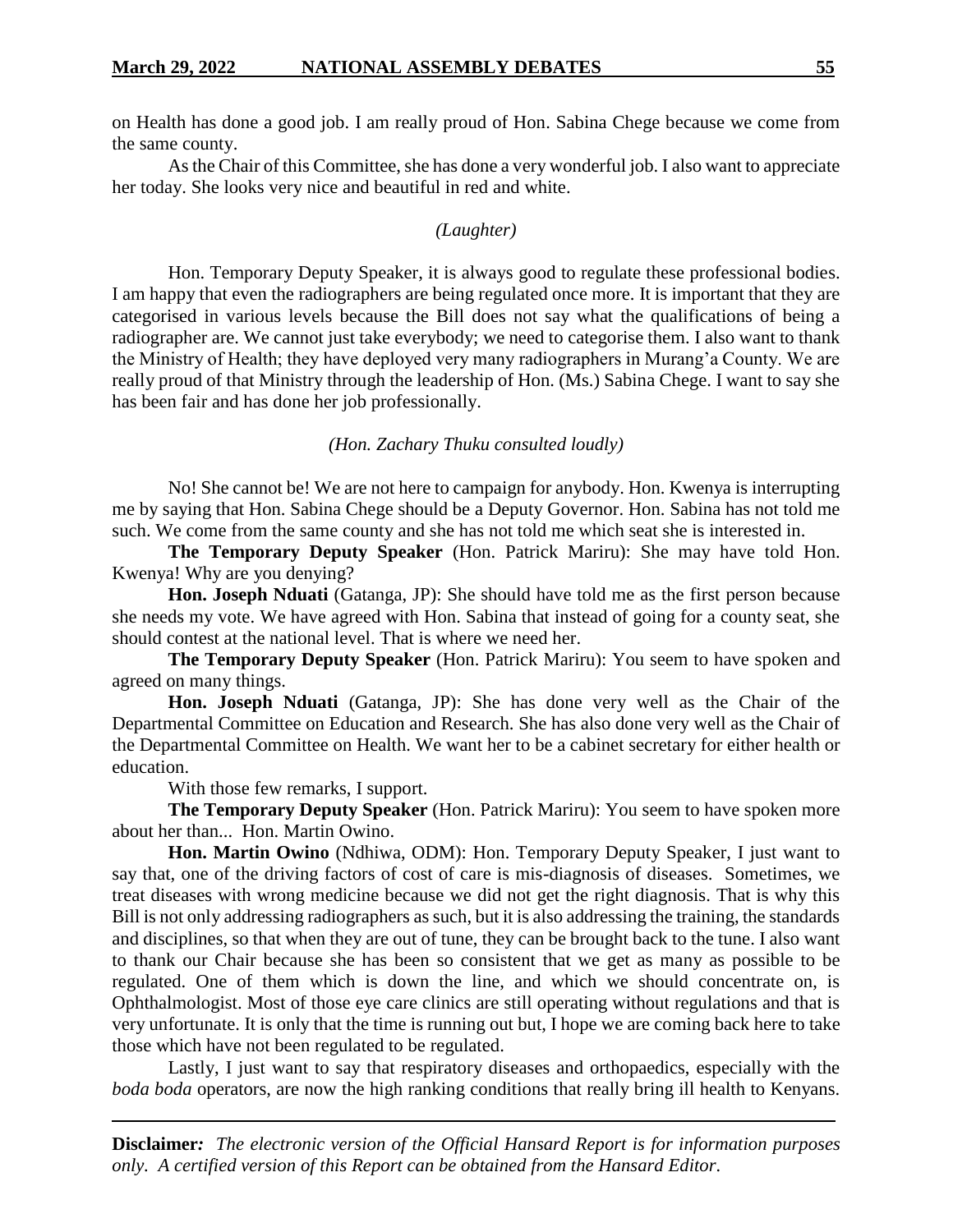on Health has done a good job. I am really proud of Hon. Sabina Chege because we come from the same county.

As the Chair of this Committee, she has done a very wonderful job. I also want to appreciate her today. She looks very nice and beautiful in red and white.

*(Laughter)*

Hon. Temporary Deputy Speaker, it is always good to regulate these professional bodies. I am happy that even the radiographers are being regulated once more. It is important that they are categorised in various levels because the Bill does not say what the qualifications of being a radiographer are. We cannot just take everybody; we need to categorise them. I also want to thank the Ministry of Health; they have deployed very many radiographers in Murang'a County. We are really proud of that Ministry through the leadership of Hon. (Ms.) Sabina Chege. I want to say she has been fair and has done her job professionally.

*(Hon. Zachary Thuku consulted loudly)*

No! She cannot be! We are not here to campaign for anybody. Hon. Kwenya is interrupting me by saying that Hon. Sabina Chege should be a Deputy Governor. Hon. Sabina has not told me such. We come from the same county and she has not told me which seat she is interested in.

**The Temporary Deputy Speaker** (Hon. Patrick Mariru): She may have told Hon. Kwenya! Why are you denying?

**Hon. Joseph Nduati** (Gatanga, JP): She should have told me as the first person because she needs my vote. We have agreed with Hon. Sabina that instead of going for a county seat, she should contest at the national level. That is where we need her.

**The Temporary Deputy Speaker** (Hon. Patrick Mariru): You seem to have spoken and agreed on many things.

**Hon. Joseph Nduati** (Gatanga, JP): She has done very well as the Chair of the Departmental Committee on Education and Research. She has also done very well as the Chair of the Departmental Committee on Health. We want her to be a cabinet secretary for either health or education.

With those few remarks, I support.

**The Temporary Deputy Speaker** (Hon. Patrick Mariru): You seem to have spoken more about her than... Hon. Martin Owino.

**Hon. Martin Owino** (Ndhiwa, ODM): Hon. Temporary Deputy Speaker, I just want to say that, one of the driving factors of cost of care is mis-diagnosis of diseases. Sometimes, we treat diseases with wrong medicine because we did not get the right diagnosis. That is why this Bill is not only addressing radiographers as such, but it is also addressing the training, the standards and disciplines, so that when they are out of tune, they can be brought back to the tune. I also want to thank our Chair because she has been so consistent that we get as many as possible to be regulated. One of them which is down the line, and which we should concentrate on, is Ophthalmologist. Most of those eye care clinics are still operating without regulations and that is very unfortunate. It is only that the time is running out but, I hope we are coming back here to take those which have not been regulated to be regulated.

Lastly, I just want to say that respiratory diseases and orthopaedics, especially with the *boda boda* operators, are now the high ranking conditions that really bring ill health to Kenyans.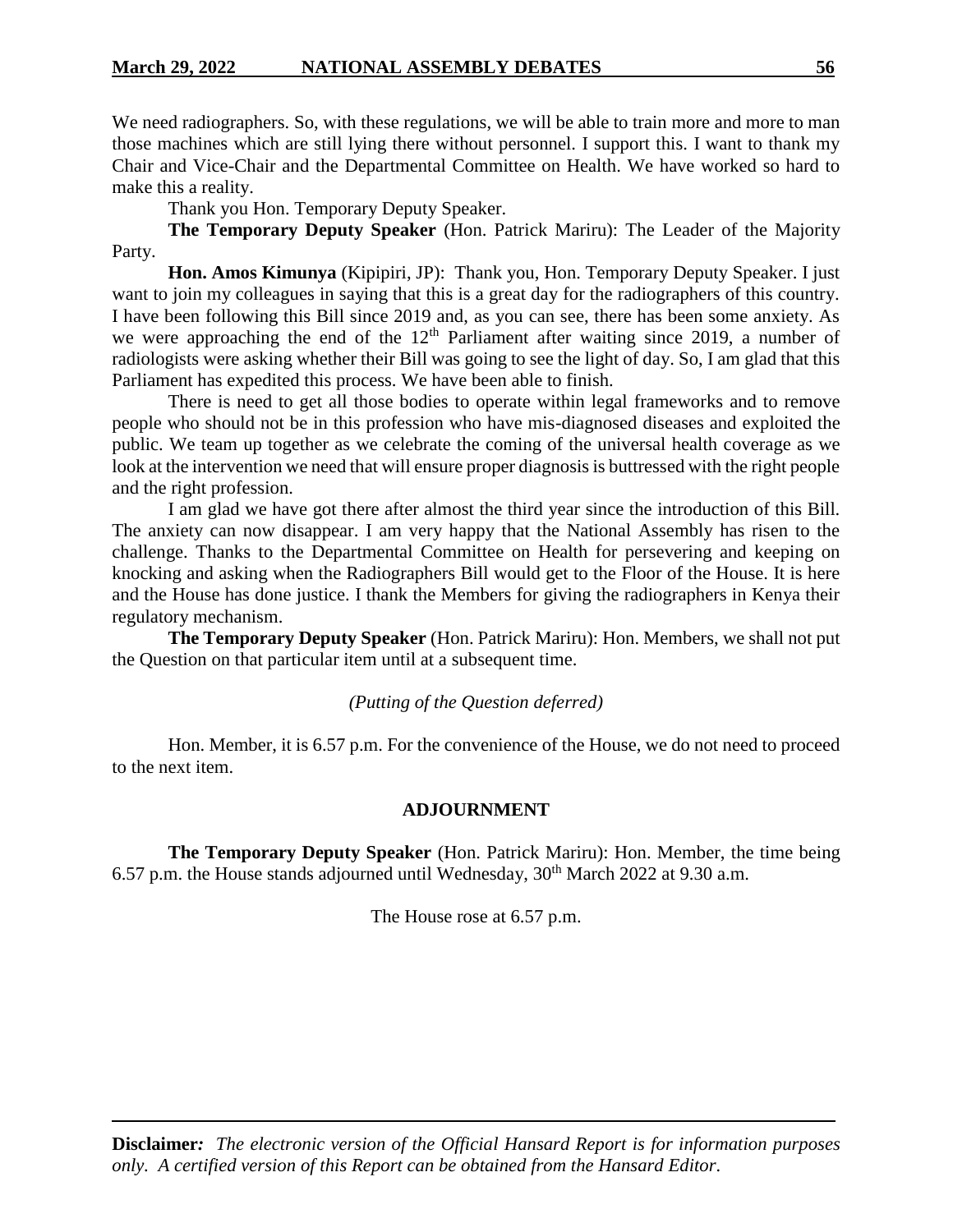We need radiographers. So, with these regulations, we will be able to train more and more to man those machines which are still lying there without personnel. I support this. I want to thank my Chair and Vice-Chair and the Departmental Committee on Health. We have worked so hard to make this a reality.

Thank you Hon. Temporary Deputy Speaker.

**The Temporary Deputy Speaker** (Hon. Patrick Mariru): The Leader of the Majority Party.

**Hon. Amos Kimunya** (Kipipiri, JP): Thank you, Hon. Temporary Deputy Speaker. I just want to join my colleagues in saying that this is a great day for the radiographers of this country. I have been following this Bill since 2019 and, as you can see, there has been some anxiety. As we were approaching the end of the 12th Parliament after waiting since 2019, a number of radiologists were asking whether their Bill was going to see the light of day. So, I am glad that this Parliament has expedited this process. We have been able to finish.

There is need to get all those bodies to operate within legal frameworks and to remove people who should not be in this profession who have mis-diagnosed diseases and exploited the public. We team up together as we celebrate the coming of the universal health coverage as we look at the intervention we need that will ensure proper diagnosis is buttressed with the right people and the right profession.

I am glad we have got there after almost the third year since the introduction of this Bill. The anxiety can now disappear. I am very happy that the National Assembly has risen to the challenge. Thanks to the Departmental Committee on Health for persevering and keeping on knocking and asking when the Radiographers Bill would get to the Floor of the House. It is here and the House has done justice. I thank the Members for giving the radiographers in Kenya their regulatory mechanism.

**The Temporary Deputy Speaker** (Hon. Patrick Mariru): Hon. Members, we shall not put the Question on that particular item until at a subsequent time.

*(Putting of the Question deferred)*

Hon. Member, it is 6.57 p.m. For the convenience of the House, we do not need to proceed to the next item.

## ADJOURNMENT

**The Temporary Deputy Speaker** (Hon. Patrick Mariru): Hon. Member, the time being 6.57 p.m. the House stands adjourned until Wednesday, 30th March 2022 at 9.30 a.m.

The House rose at 6.57 p.m.

**Disclaimer:** *The electronic version of the Official Hansard Report is for information purposes only. A certified version of this Report can be obtained from the Hansard Editor.*